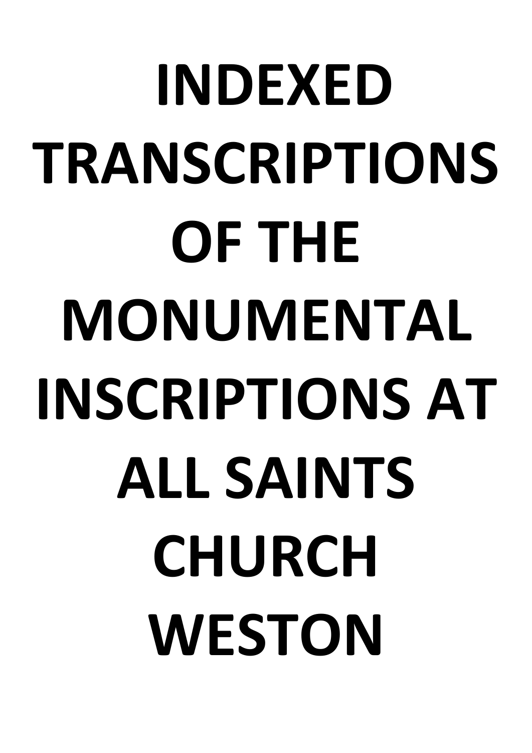# INDEXED TRANSCRIPTIONS OF THE MONUMENTAL INSCRIPTIONS AT ALL SAINTS CHURCH WESTON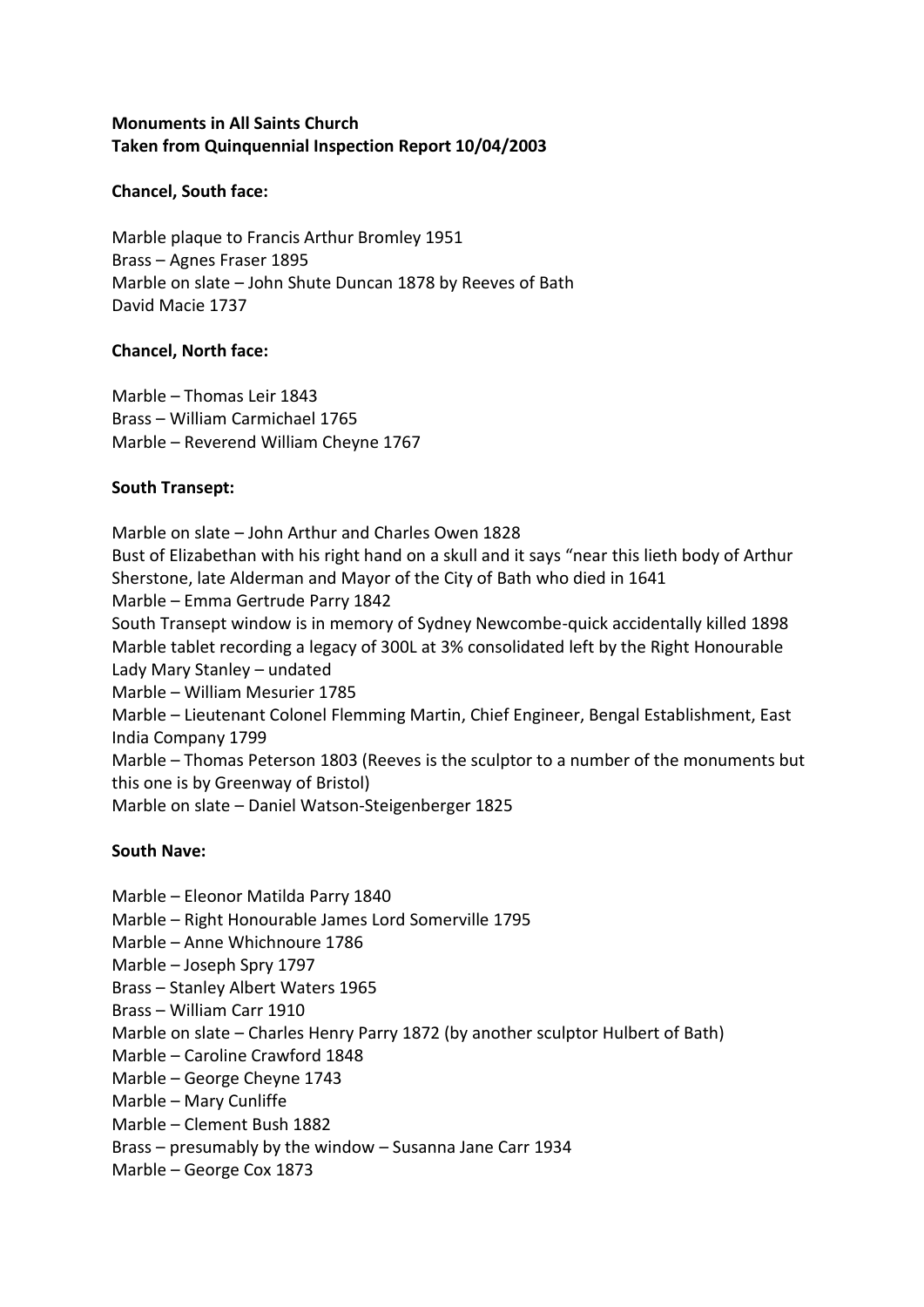**Monuments in All Saints Church**
**Taken from Quinquennial Inspection Report 10/04/2003**

**Chancel, South face:**

Marble plaque to Francis Arthur Bromley 1951
Brass – Agnes Fraser 1895
Marble on slate – John Shute Duncan 1878 by Reeves of Bath
David Macie 1737

**Chancel, North face:**

Marble – Thomas Leir 1843
Brass – William Carmichael 1765
Marble – Reverend William Cheyne 1767

**South Transept:**

Marble on slate – John Arthur and Charles Owen 1828
Bust of Elizabethan with his right hand on a skull and it says "near this lieth body of Arthur Sherstone, late Alderman and Mayor of the City of Bath who died in 1641
Marble – Emma Gertrude Parry 1842
South Transept window is in memory of Sydney Newcombe-quick accidentally killed 1898
Marble tablet recording a legacy of 300L at 3% consolidated left by the Right Honourable Lady Mary Stanley – undated
Marble – William Mesurier 1785
Marble – Lieutenant Colonel Flemming Martin, Chief Engineer, Bengal Establishment, East India Company 1799
Marble – Thomas Peterson 1803 (Reeves is the sculptor to a number of the monuments but this one is by Greenway of Bristol)
Marble on slate – Daniel Watson-Steigenberger 1825

**South Nave:**

Marble – Eleonor Matilda Parry 1840
Marble – Right Honourable James Lord Somerville 1795
Marble – Anne Whichnoure 1786
Marble – Joseph Spry 1797
Brass – Stanley Albert Waters 1965
Brass – William Carr 1910
Marble on slate – Charles Henry Parry 1872 (by another sculptor Hulbert of Bath)
Marble – Caroline Crawford 1848
Marble – George Cheyne 1743
Marble – Mary Cunliffe
Marble – Clement Bush 1882
Brass – presumably by the window – Susanna Jane Carr 1934
Marble – George Cox 1873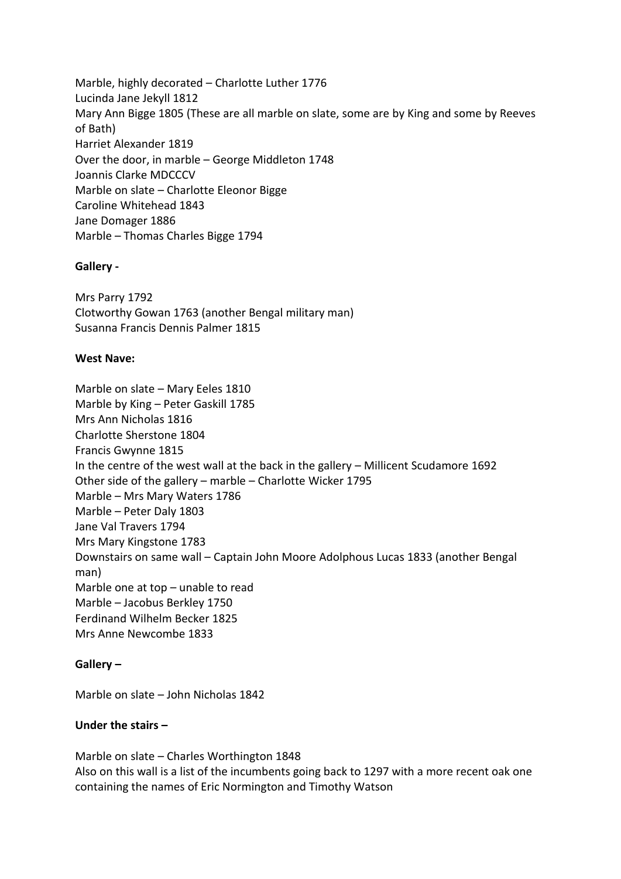Marble, highly decorated – Charlotte Luther 1776
Lucinda Jane Jekyll 1812
Mary Ann Bigge 1805 (These are all marble on slate, some are by King and some by Reeves of Bath)
Harriet Alexander 1819
Over the door, in marble – George Middleton 1748
Joannis Clarke MDCCCV
Marble on slate – Charlotte Eleonor Bigge
Caroline Whitehead 1843
Jane Domager 1886
Marble – Thomas Charles Bigge 1794

**Gallery -**

Mrs Parry 1792
Clotworthy Gowan 1763 (another Bengal military man)
Susanna Francis Dennis Palmer 1815

**West Nave:**

Marble on slate – Mary Eeles 1810
Marble by King – Peter Gaskill 1785
Mrs Ann Nicholas 1816
Charlotte Sherstone 1804
Francis Gwynne 1815
In the centre of the west wall at the back in the gallery – Millicent Scudamore 1692
Other side of the gallery – marble – Charlotte Wicker 1795
Marble – Mrs Mary Waters 1786
Marble – Peter Daly 1803
Jane Val Travers 1794
Mrs Mary Kingstone 1783
Downstairs on same wall – Captain John Moore Adolphous Lucas 1833 (another Bengal man)
Marble one at top – unable to read
Marble – Jacobus Berkley 1750
Ferdinand Wilhelm Becker 1825
Mrs Anne Newcombe 1833

**Gallery –**

Marble on slate – John Nicholas 1842

**Under the stairs –**

Marble on slate – Charles Worthington 1848
Also on this wall is a list of the incumbents going back to 1297 with a more recent oak one containing the names of Eric Normington and Timothy Watson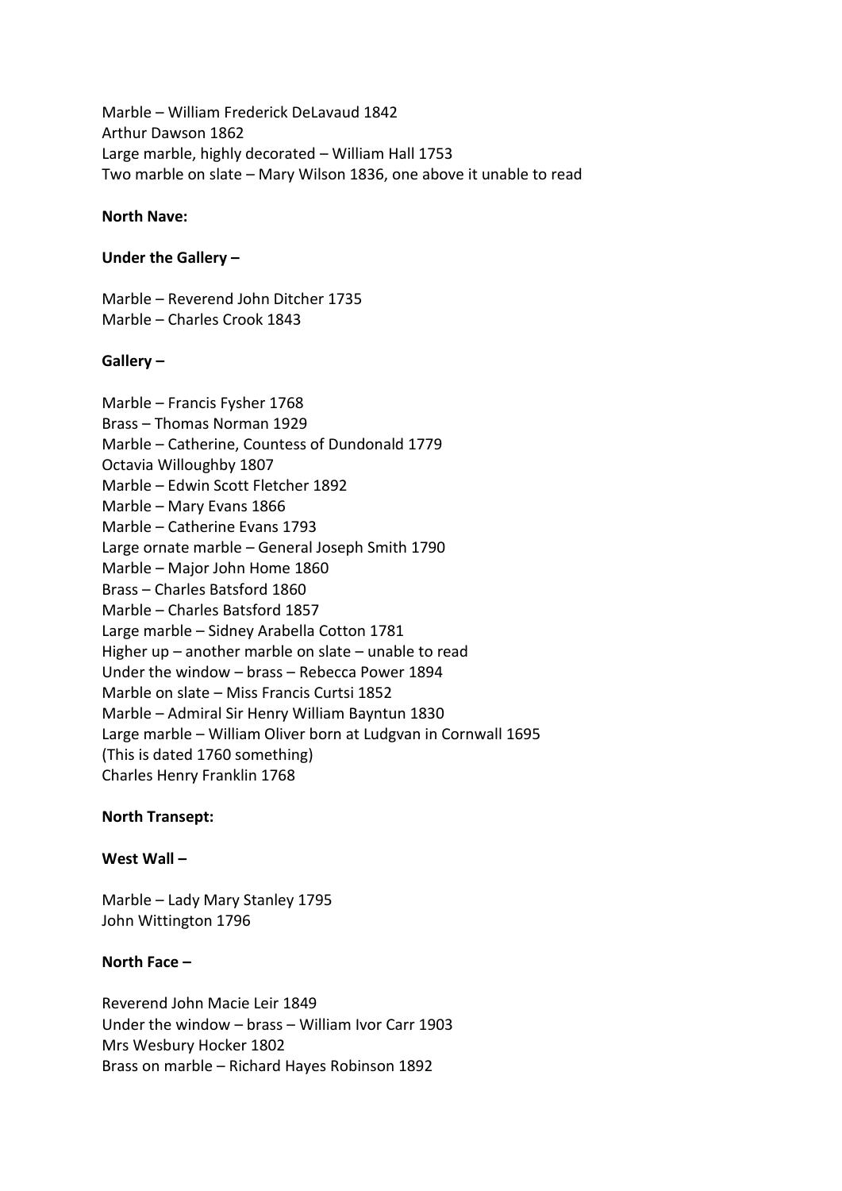Marble – William Frederick DeLavaud 1842
Arthur Dawson 1862
Large marble, highly decorated – William Hall 1753
Two marble on slate – Mary Wilson 1836, one above it unable to read

**North Nave:**

**Under the Gallery –**

Marble – Reverend John Ditcher 1735
Marble – Charles Crook 1843

**Gallery –**

Marble – Francis Fysher 1768
Brass – Thomas Norman 1929
Marble – Catherine, Countess of Dundonald 1779
Octavia Willoughby 1807
Marble – Edwin Scott Fletcher 1892
Marble – Mary Evans 1866
Marble – Catherine Evans 1793
Large ornate marble – General Joseph Smith 1790
Marble – Major John Home 1860
Brass – Charles Batsford 1860
Marble – Charles Batsford 1857
Large marble – Sidney Arabella Cotton 1781
Higher up – another marble on slate – unable to read
Under the window – brass – Rebecca Power 1894
Marble on slate – Miss Francis Curtsi 1852
Marble – Admiral Sir Henry William Bayntun 1830
Large marble – William Oliver born at Ludgvan in Cornwall 1695
(This is dated 1760 something)
Charles Henry Franklin 1768

**North Transept:**

**West Wall –**

Marble – Lady Mary Stanley 1795
John Wittington 1796

**North Face –**

Reverend John Macie Leir 1849
Under the window – brass – William Ivor Carr 1903
Mrs Wesbury Hocker 1802
Brass on marble – Richard Hayes Robinson 1892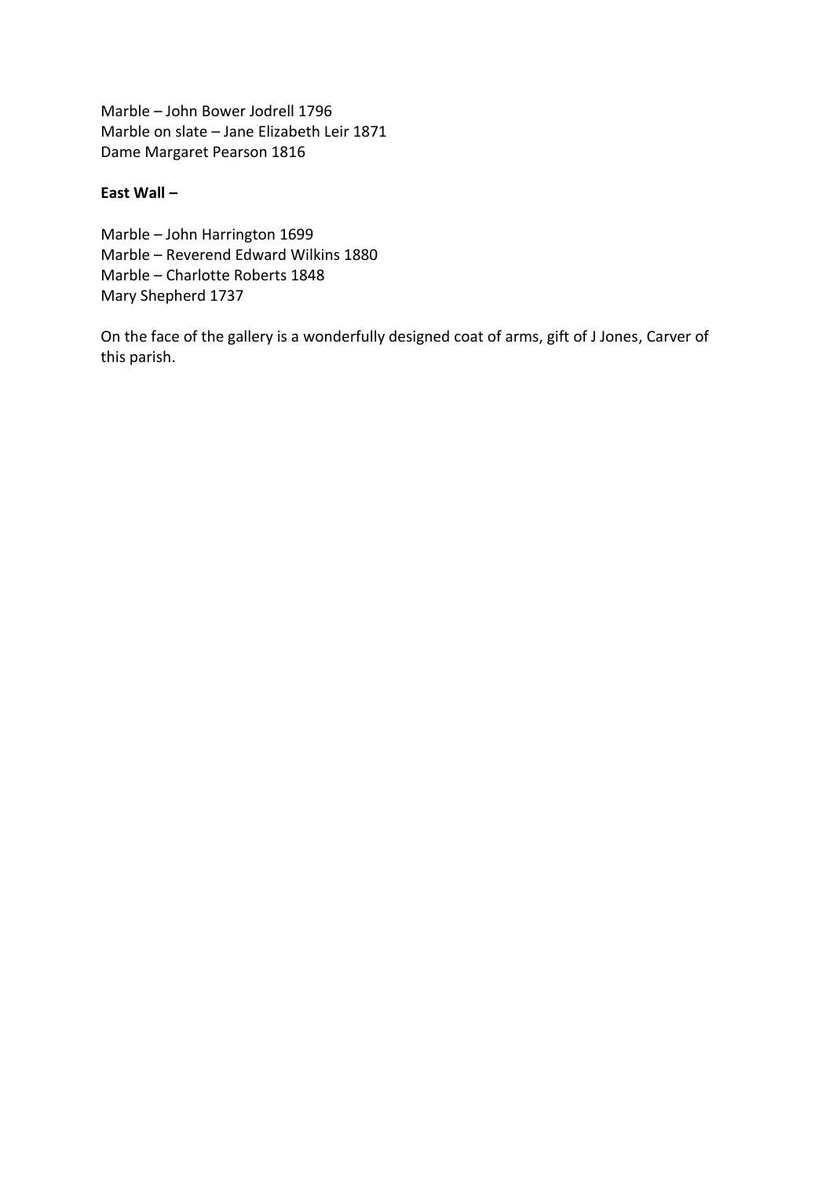Marble – John Bower Jodrell 1796
Marble on slate – Jane Elizabeth Leir 1871
Dame Margaret Pearson 1816

**East Wall –**

Marble – John Harrington 1699
Marble – Reverend Edward Wilkins 1880
Marble – Charlotte Roberts 1848
Mary Shepherd 1737

On the face of the gallery is a wonderfully designed coat of arms, gift of J Jones, Carver of this parish.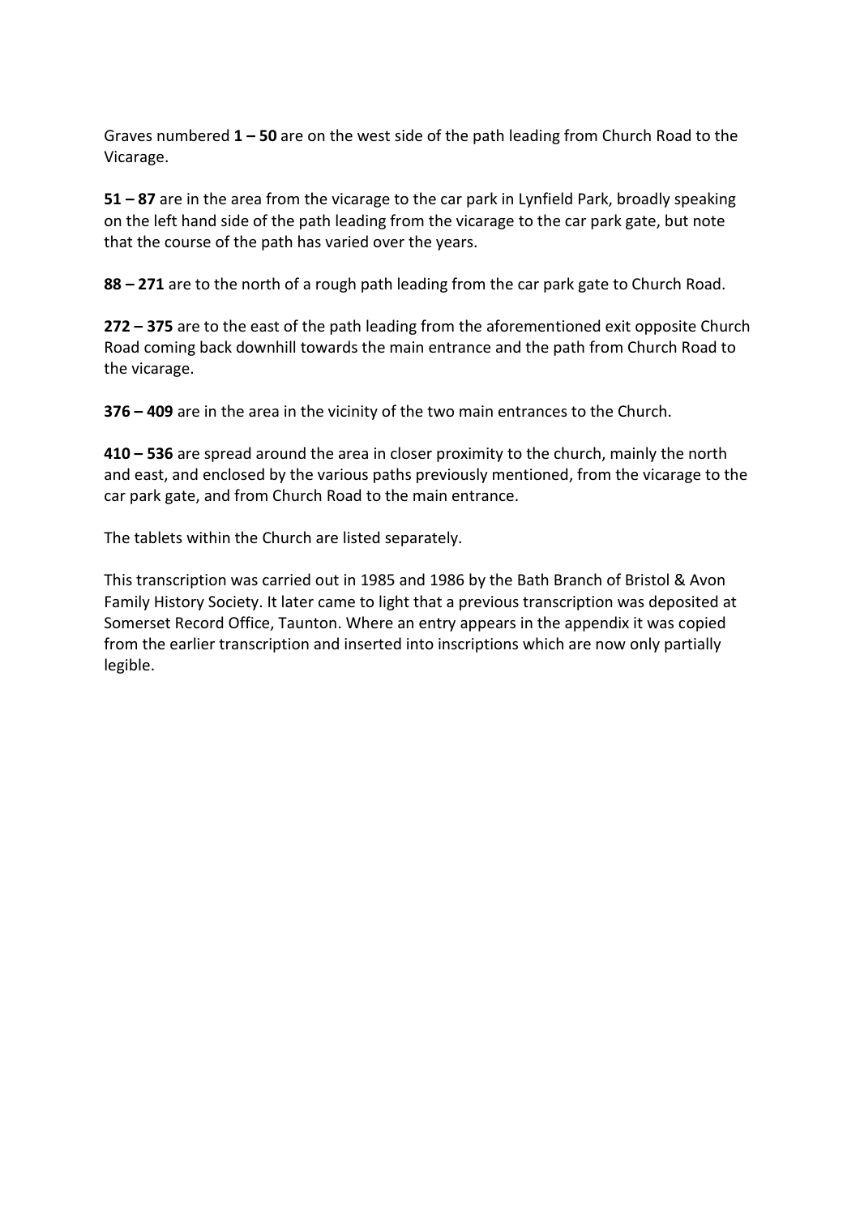Graves numbered **1 – 50** are on the west side of the path leading from Church Road to the Vicarage.

**51 – 87** are in the area from the vicarage to the car park in Lynfield Park, broadly speaking on the left hand side of the path leading from the vicarage to the car park gate, but note that the course of the path has varied over the years.

**88 – 271** are to the north of a rough path leading from the car park gate to Church Road.

**272 – 375** are to the east of the path leading from the aforementioned exit opposite Church Road coming back downhill towards the main entrance and the path from Church Road to the vicarage.

**376 – 409** are in the area in the vicinity of the two main entrances to the Church.

**410 – 536** are spread around the area in closer proximity to the church, mainly the north and east, and enclosed by the various paths previously mentioned, from the vicarage to the car park gate, and from Church Road to the main entrance.

The tablets within the Church are listed separately.

This transcription was carried out in 1985 and 1986 by the Bath Branch of Bristol & Avon Family History Society. It later came to light that a previous transcription was deposited at Somerset Record Office, Taunton. Where an entry appears in the appendix it was copied from the earlier transcription and inserted into inscriptions which are now only partially legible.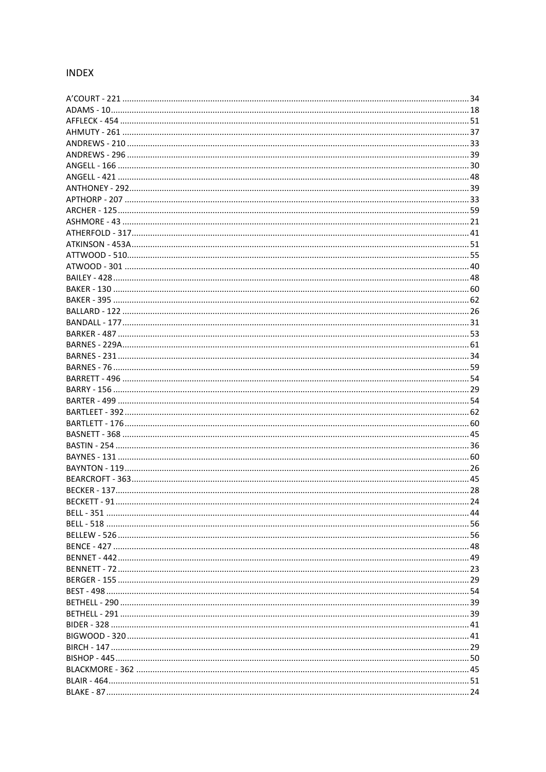## INDEX

A'COURT - 221 .......... 34
ADAMS - 10 .......... 18
AFFLECK - 454 .......... 51
AHMUTY - 261 .......... 37
ANDREWS - 210 .......... 33
ANDREWS - 296 .......... 39
ANGELL - 166 .......... 30
ANGELL - 421 .......... 48
ANTHONEY - 292 .......... 39
APTHORP - 207 .......... 33
ARCHER - 125 .......... 59
ASHMORE - 43 .......... 21
ATHERFOLD - 317 .......... 41
ATKINSON - 453A .......... 51
ATTWOOD - 510 .......... 55
ATWOOD - 301 .......... 40
BAILEY - 428 .......... 48
BAKER - 130 .......... 60
BAKER - 395 .......... 62
BALLARD - 122 .......... 26
BANDALL - 177 .......... 31
BARKER - 487 .......... 53
BARNES - 229A .......... 61
BARNES - 231 .......... 34
BARNES - 76 .......... 59
BARRETT - 496 .......... 54
BARRY - 156 .......... 29
BARTER - 499 .......... 54
BARTLEET - 392 .......... 62
BARTLETT - 176 .......... 60
BASNETT - 368 .......... 45
BASTIN - 254 .......... 36
BAYNES - 131 .......... 60
BAYNTON - 119 .......... 26
BEARCROFT - 363 .......... 45
BECKER - 137 .......... 28
BECKETT - 91 .......... 24
BELL - 351 .......... 44
BELL - 518 .......... 56
BELLEW - 526 .......... 56
BENCE - 427 .......... 48
BENNET - 442 .......... 49
BENNETT - 72 .......... 23
BERGER - 155 .......... 29
BEST - 498 .......... 54
BETHELL - 290 .......... 39
BETHELL - 291 .......... 39
BIDER - 328 .......... 41
BIGWOOD - 320 .......... 41
BIRCH - 147 .......... 29
BISHOP - 445 .......... 50
BLACKMORE - 362 .......... 45
BLAIR - 464 .......... 51
BLAKE - 87 .......... 24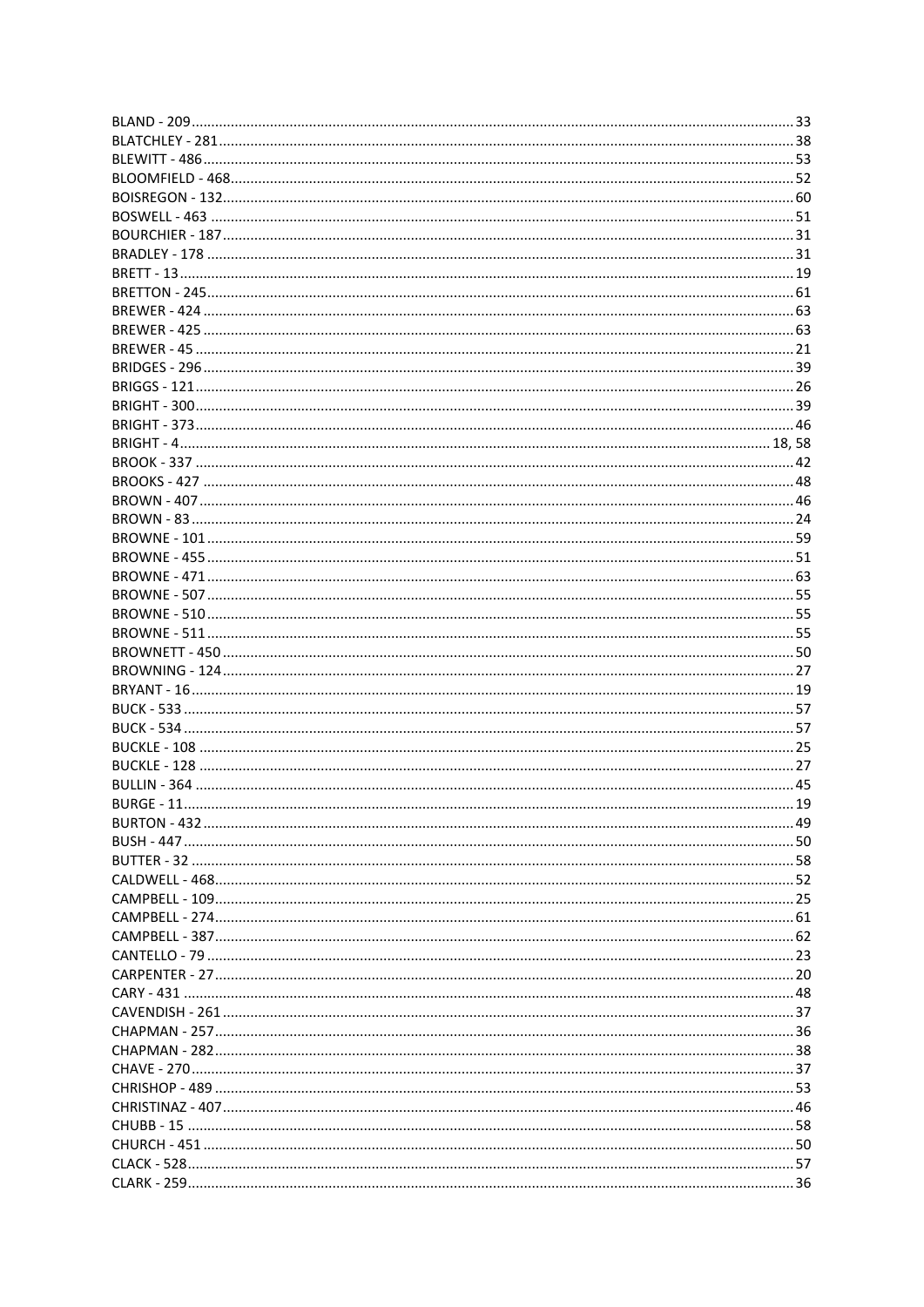BLAND - 209 .......... 33
BLATCHLEY - 281 .......... 38
BLEWITT - 486 .......... 53
BLOOMFIELD - 468 .......... 52
BOISREGON - 132 .......... 60
BOSWELL - 463 .......... 51
BOURCHIER - 187 .......... 31
BRADLEY - 178 .......... 31
BRETT - 13 .......... 19
BRETTON - 245 .......... 61
BREWER - 424 .......... 63
BREWER - 425 .......... 63
BREWER - 45 .......... 21
BRIDGES - 296 .......... 39
BRIGGS - 121 .......... 26
BRIGHT - 300 .......... 39
BRIGHT - 373 .......... 46
BRIGHT - 4 .......... 18, 58
BROOK - 337 .......... 42
BROOKS - 427 .......... 48
BROWN - 407 .......... 46
BROWN - 83 .......... 24
BROWNE - 101 .......... 59
BROWNE - 455 .......... 51
BROWNE - 471 .......... 63
BROWNE - 507 .......... 55
BROWNE - 510 .......... 55
BROWNE - 511 .......... 55
BROWNETT - 450 .......... 50
BROWNING - 124 .......... 27
BRYANT - 16 .......... 19
BUCK - 533 .......... 57
BUCK - 534 .......... 57
BUCKLE - 108 .......... 25
BUCKLE - 128 .......... 27
BULLIN - 364 .......... 45
BURGE - 11 .......... 19
BURTON - 432 .......... 49
BUSH - 447 .......... 50
BUTTER - 32 .......... 58
CALDWELL - 468 .......... 52
CAMPBELL - 109 .......... 25
CAMPBELL - 274 .......... 61
CAMPBELL - 387 .......... 62
CANTELLO - 79 .......... 23
CARPENTER - 27 .......... 20
CARY - 431 .......... 48
CAVENDISH - 261 .......... 37
CHAPMAN - 257 .......... 36
CHAPMAN - 282 .......... 38
CHAVE - 270 .......... 37
CHRISHOP - 489 .......... 53
CHRISTINAZ - 407 .......... 46
CHUBB - 15 .......... 58
CHURCH - 451 .......... 50
CLACK - 528 .......... 57
CLARK - 259 .......... 36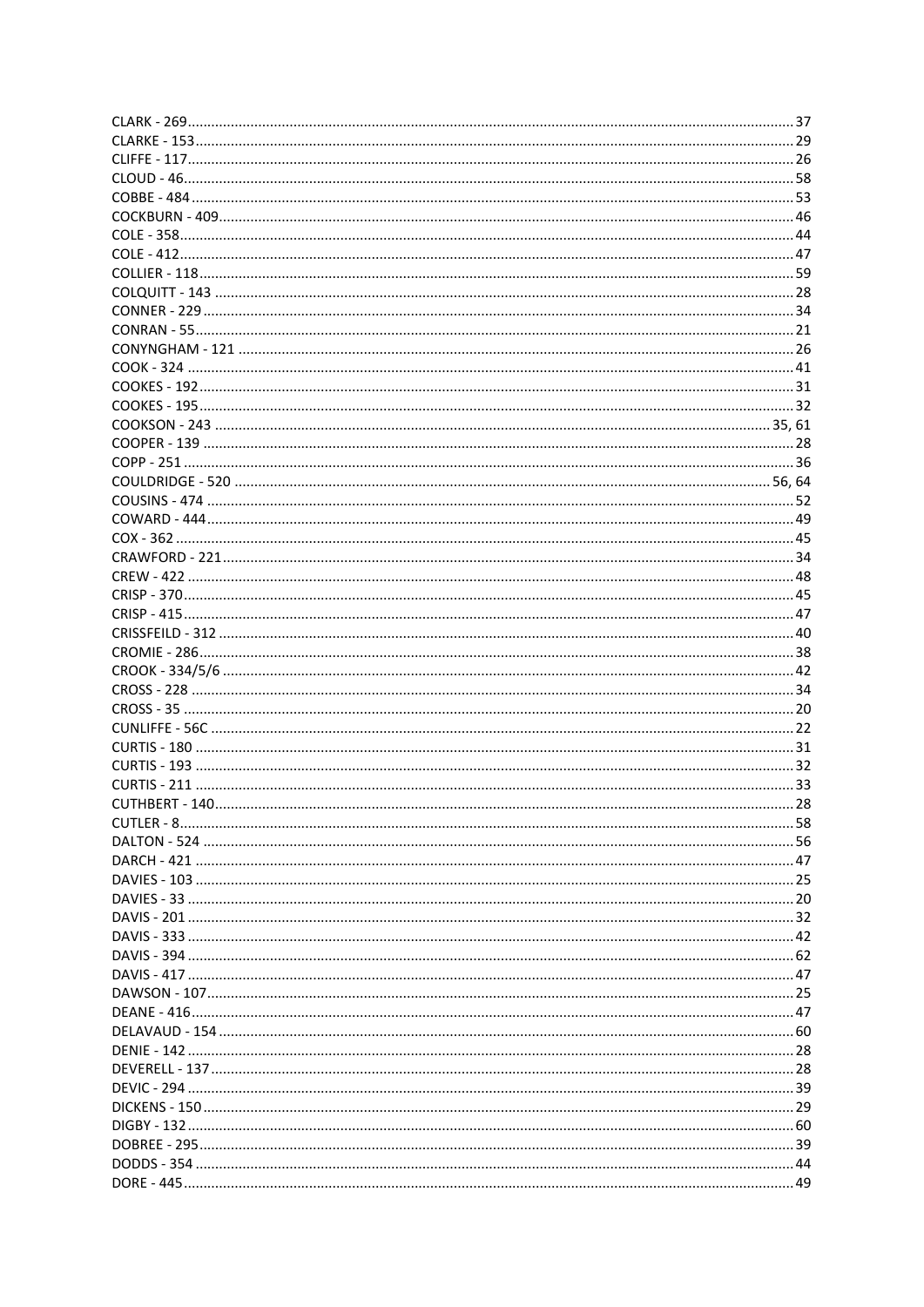CLARK - 269 ........................................................................................................ 37
CLARKE - 153 ...................................................................................................... 29
CLIFFE - 117 ........................................................................................................ 26
CLOUD - 46 .......................................................................................................... 58
COBBE - 484 ........................................................................................................ 53
COCKBURN - 409 ................................................................................................. 46
COLE - 358 ........................................................................................................... 44
COLE - 412 ........................................................................................................... 47
COLLIER - 118 ...................................................................................................... 59
COLQUITT - 143 ................................................................................................... 28
CONNER - 229 ...................................................................................................... 34
CONRAN - 55 ........................................................................................................ 21
CONYNGHAM - 121 .............................................................................................. 26
COOK - 324 .......................................................................................................... 41
COOKES - 192 ...................................................................................................... 31
COOKES - 195 ...................................................................................................... 32
COOKSON - 243 ............................................................................................ 35, 61
COOPER - 139 ...................................................................................................... 28
COPP - 251 ........................................................................................................... 36
COULDRIDGE - 520 ...................................................................................... 56, 64
COUSINS - 474 ..................................................................................................... 52
COWARD - 444 ..................................................................................................... 49
COX - 362 ............................................................................................................. 45
CRAWFORD - 221 ................................................................................................ 34
CREW - 422 .......................................................................................................... 48
CRISP - 370 .......................................................................................................... 45
CRISP - 415 .......................................................................................................... 47
CRISSFEILD - 312 ................................................................................................ 40
CROMIE - 286 ....................................................................................................... 38
CROOK - 334/5/6 .................................................................................................. 42
CROSS - 228 ......................................................................................................... 34
CROSS - 35 ........................................................................................................... 20
CUNLIFFE - 56C ................................................................................................... 22
CURTIS - 180 ........................................................................................................ 31
CURTIS - 193 ........................................................................................................ 32
CURTIS - 211 ........................................................................................................ 33
CUTHBERT - 140 .................................................................................................. 28
CUTLER - 8 ........................................................................................................... 58
DALTON - 524 ...................................................................................................... 56
DARCH - 421 ........................................................................................................ 47
DAVIES - 103 ........................................................................................................ 25
DAVIES - 33 .......................................................................................................... 20
DAVIS - 201 .......................................................................................................... 32
DAVIS - 333 .......................................................................................................... 42
DAVIS - 394 .......................................................................................................... 62
DAVIS - 417 .......................................................................................................... 47
DAWSON - 107 ..................................................................................................... 25
DEANE - 416 ......................................................................................................... 47
DELAVAUD - 154 .................................................................................................. 60
DENIE - 142 .......................................................................................................... 28
DEVERELL - 137 ................................................................................................... 28
DEVIC - 294 .......................................................................................................... 39
DICKENS - 150 ..................................................................................................... 29
DIGBY - 132 .......................................................................................................... 60
DOBREE - 295 ....................................................................................................... 39
DODDS - 354 ........................................................................................................ 44
DORE - 445 ........................................................................................................... 49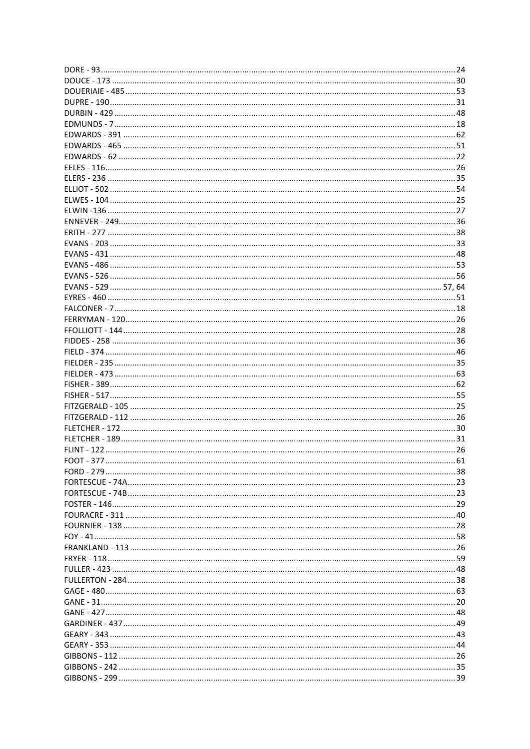DORE - 93 .......... 24
DOUCE - 173 .......... 30
DOUERIAIE - 485 .......... 53
DUPRE - 190 .......... 31
DURBIN - 429 .......... 48
EDMUNDS - 7 .......... 18
EDWARDS - 391 .......... 62
EDWARDS - 465 .......... 51
EDWARDS - 62 .......... 22
EELES - 116 .......... 26
ELERS - 236 .......... 35
ELLIOT - 502 .......... 54
ELWES - 104 .......... 25
ELWIN -136 .......... 27
ENNEVER - 249 .......... 36
ERITH - 277 .......... 38
EVANS - 203 .......... 33
EVANS - 431 .......... 48
EVANS - 486 .......... 53
EVANS - 526 .......... 56
EVANS - 529 .......... 57, 64
EYRES - 460 .......... 51
FALCONER - 7 .......... 18
FERRYMAN - 120 .......... 26
FFOLLIOTT - 144 .......... 28
FIDDES - 258 .......... 36
FIELD - 374 .......... 46
FIELDER - 235 .......... 35
FIELDER - 473 .......... 63
FISHER - 389 .......... 62
FISHER - 517 .......... 55
FITZGERALD - 105 .......... 25
FITZGERALD - 112 .......... 26
FLETCHER - 172 .......... 30
FLETCHER - 189 .......... 31
FLINT - 122 .......... 26
FOOT - 377 .......... 61
FORD - 279 .......... 38
FORTESCUE - 74A .......... 23
FORTESCUE - 74B .......... 23
FOSTER - 146 .......... 29
FOURACRE - 311 .......... 40
FOURNIER - 138 .......... 28
FOY - 41 .......... 58
FRANKLAND - 113 .......... 26
FRYER - 118 .......... 59
FULLER - 423 .......... 48
FULLERTON - 284 .......... 38
GAGE - 480 .......... 63
GANE - 31 .......... 20
GANE - 427 .......... 48
GARDINER - 437 .......... 49
GEARY - 343 .......... 43
GEARY - 353 .......... 44
GIBBONS - 112 .......... 26
GIBBONS - 242 .......... 35
GIBBONS - 299 .......... 39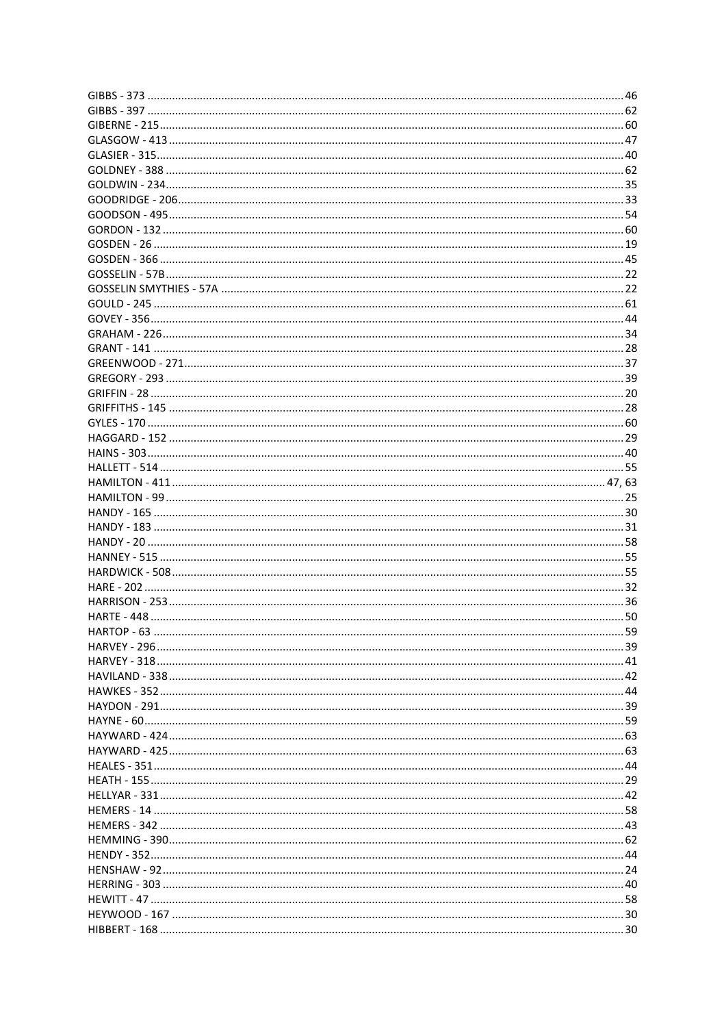GIBBS - 373 .......... 46
GIBBS - 397 .......... 62
GIBERNE - 215 .......... 60
GLASGOW - 413 .......... 47
GLASIER - 315 .......... 40
GOLDNEY - 388 .......... 62
GOLDWIN - 234 .......... 35
GOODRIDGE - 206 .......... 33
GOODSON - 495 .......... 54
GORDON - 132 .......... 60
GOSDEN - 26 .......... 19
GOSDEN - 366 .......... 45
GOSSELIN - 57B .......... 22
GOSSELIN SMYTHIES - 57A .......... 22
GOULD - 245 .......... 61
GOVEY - 356 .......... 44
GRAHAM - 226 .......... 34
GRANT - 141 .......... 28
GREENWOOD - 271 .......... 37
GREGORY - 293 .......... 39
GRIFFIN - 28 .......... 20
GRIFFITHS - 145 .......... 28
GYLES - 170 .......... 60
HAGGARD - 152 .......... 29
HAINS - 303 .......... 40
HALLETT - 514 .......... 55
HAMILTON - 411 .......... 47, 63
HAMILTON - 99 .......... 25
HANDY - 165 .......... 30
HANDY - 183 .......... 31
HANDY - 20 .......... 58
HANNEY - 515 .......... 55
HARDWICK - 508 .......... 55
HARE - 202 .......... 32
HARRISON - 253 .......... 36
HARTE - 448 .......... 50
HARTOP - 63 .......... 59
HARVEY - 296 .......... 39
HARVEY - 318 .......... 41
HAVILAND - 338 .......... 42
HAWKES - 352 .......... 44
HAYDON - 291 .......... 39
HAYNE - 60 .......... 59
HAYWARD - 424 .......... 63
HAYWARD - 425 .......... 63
HEALES - 351 .......... 44
HEATH - 155 .......... 29
HELLYAR - 331 .......... 42
HEMERS - 14 .......... 58
HEMERS - 342 .......... 43
HEMMING - 390 .......... 62
HENDY - 352 .......... 44
HENSHAW - 92 .......... 24
HERRING - 303 .......... 40
HEWITT - 47 .......... 58
HEYWOOD - 167 .......... 30
HIBBERT - 168 .......... 30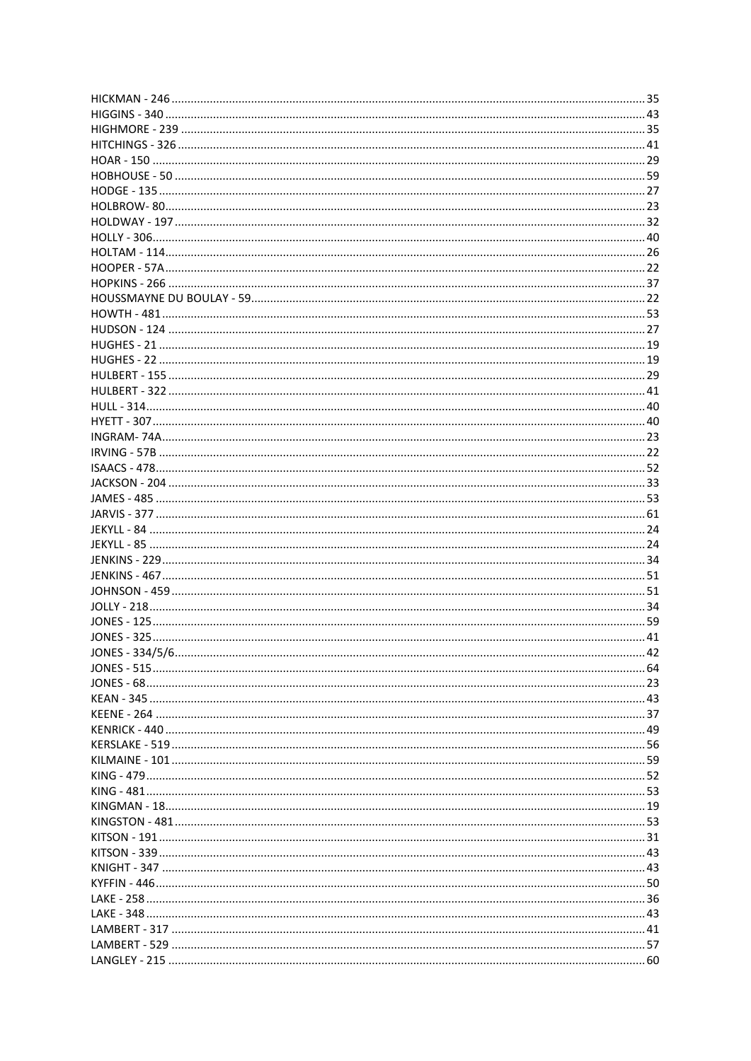HICKMAN - 246 .......... 35
HIGGINS - 340 .......... 43
HIGHMORE - 239 .......... 35
HITCHINGS - 326 .......... 41
HOAR - 150 .......... 29
HOBHOUSE - 50 .......... 59
HODGE - 135 .......... 27
HOLBROW- 80 .......... 23
HOLDWAY - 197 .......... 32
HOLLY - 306 .......... 40
HOLTAM - 114 .......... 26
HOOPER - 57A .......... 22
HOPKINS - 266 .......... 37
HOUSSMAYNE DU BOULAY - 59 .......... 22
HOWTH - 481 .......... 53
HUDSON - 124 .......... 27
HUGHES - 21 .......... 19
HUGHES - 22 .......... 19
HULBERT - 155 .......... 29
HULBERT - 322 .......... 41
HULL - 314 .......... 40
HYETT - 307 .......... 40
INGRAM- 74A .......... 23
IRVING - 57B .......... 22
ISAACS - 478 .......... 52
JACKSON - 204 .......... 33
JAMES - 485 .......... 53
JARVIS - 377 .......... 61
JEKYLL - 84 .......... 24
JEKYLL - 85 .......... 24
JENKINS - 229 .......... 34
JENKINS - 467 .......... 51
JOHNSON - 459 .......... 51
JOLLY - 218 .......... 34
JONES - 125 .......... 59
JONES - 325 .......... 41
JONES - 334/5/6 .......... 42
JONES - 515 .......... 64
JONES - 68 .......... 23
KEAN - 345 .......... 43
KEENE - 264 .......... 37
KENRICK - 440 .......... 49
KERSLAKE - 519 .......... 56
KILMAINE - 101 .......... 59
KING - 479 .......... 52
KING - 481 .......... 53
KINGMAN - 18 .......... 19
KINGSTON - 481 .......... 53
KITSON - 191 .......... 31
KITSON - 339 .......... 43
KNIGHT - 347 .......... 43
KYFFIN - 446 .......... 50
LAKE - 258 .......... 36
LAKE - 348 .......... 43
LAMBERT - 317 .......... 41
LAMBERT - 529 .......... 57
LANGLEY - 215 .......... 60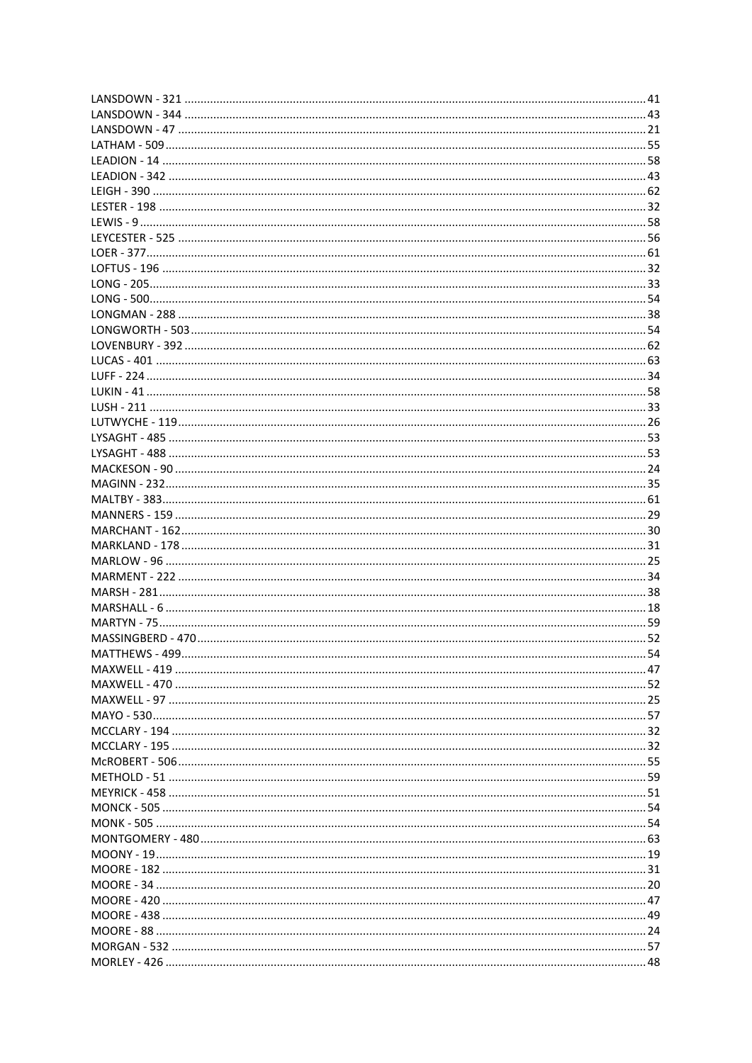LANSDOWN - 321 .......... 41
LANSDOWN - 344 .......... 43
LANSDOWN - 47 .......... 21
LATHAM - 509 .......... 55
LEADION - 14 .......... 58
LEADION - 342 .......... 43
LEIGH - 390 .......... 62
LESTER - 198 .......... 32
LEWIS - 9 .......... 58
LEYCESTER - 525 .......... 56
LOER - 377 .......... 61
LOFTUS - 196 .......... 32
LONG - 205 .......... 33
LONG - 500 .......... 54
LONGMAN - 288 .......... 38
LONGWORTH - 503 .......... 54
LOVENBURY - 392 .......... 62
LUCAS - 401 .......... 63
LUFF - 224 .......... 34
LUKIN - 41 .......... 58
LUSH - 211 .......... 33
LUTWYCHE - 119 .......... 26
LYSAGHT - 485 .......... 53
LYSAGHT - 488 .......... 53
MACKESON - 90 .......... 24
MAGINN - 232 .......... 35
MALTBY - 383 .......... 61
MANNERS - 159 .......... 29
MARCHANT - 162 .......... 30
MARKLAND - 178 .......... 31
MARLOW - 96 .......... 25
MARMENT - 222 .......... 34
MARSH - 281 .......... 38
MARSHALL - 6 .......... 18
MARTYN - 75 .......... 59
MASSINGBERD - 470 .......... 52
MATTHEWS - 499 .......... 54
MAXWELL - 419 .......... 47
MAXWELL - 470 .......... 52
MAXWELL - 97 .......... 25
MAYO - 530 .......... 57
MCCLARY - 194 .......... 32
MCCLARY - 195 .......... 32
McROBERT - 506 .......... 55
METHOLD - 51 .......... 59
MEYRICK - 458 .......... 51
MONCK - 505 .......... 54
MONK - 505 .......... 54
MONTGOMERY - 480 .......... 63
MOONY - 19 .......... 19
MOORE - 182 .......... 31
MOORE - 34 .......... 20
MOORE - 420 .......... 47
MOORE - 438 .......... 49
MOORE - 88 .......... 24
MORGAN - 532 .......... 57
MORLEY - 426 .......... 48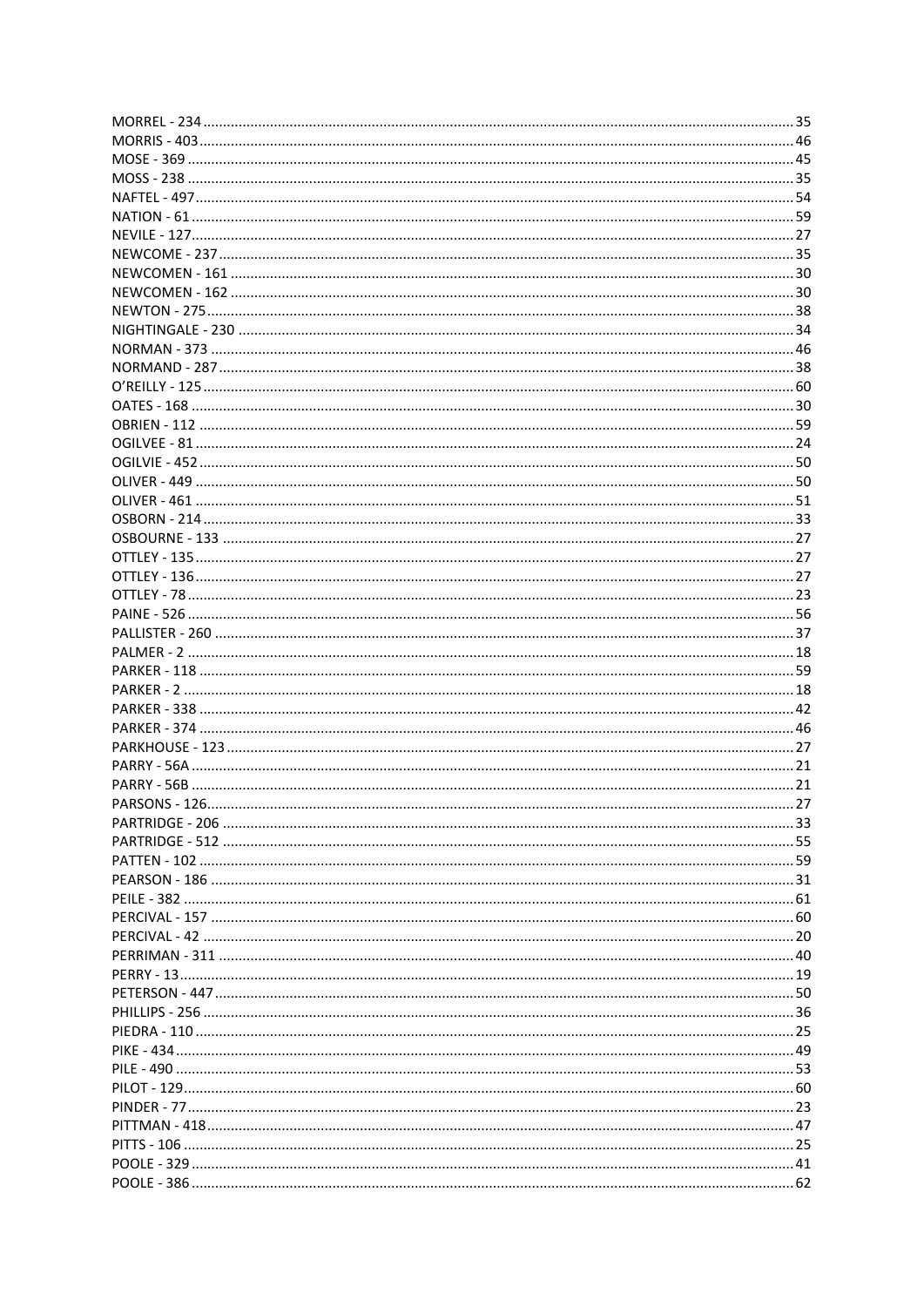MORREL - 234 .......................................................................................................................... 35
MORRIS - 403 .......................................................................................................................... 46
MOSE - 369 .............................................................................................................................. 45
MOSS - 238 .............................................................................................................................. 35
NAFTEL - 497 .......................................................................................................................... 54
NATION - 61 ............................................................................................................................ 59
NEVILE - 127 ........................................................................................................................... 27
NEWCOME - 237 ...................................................................................................................... 35
NEWCOMEN - 161 ................................................................................................................... 30
NEWCOMEN - 162 ................................................................................................................... 30
NEWTON - 275 ........................................................................................................................ 38
NIGHTINGALE - 230 ................................................................................................................ 34
NORMAN - 373 ....................................................................................................................... 46
NORMAND - 287 ..................................................................................................................... 38
O'REILLY - 125 ......................................................................................................................... 60
OATES - 168 ............................................................................................................................ 30
OBRIEN - 112 .......................................................................................................................... 59
OGILVEE - 81 ........................................................................................................................... 24
OGILVIE - 452 .......................................................................................................................... 50
OLIVER - 449 ........................................................................................................................... 50
OLIVER - 461 ........................................................................................................................... 51
OSBORN - 214 ......................................................................................................................... 33
OSBOURNE - 133 .................................................................................................................... 27
OTTLEY - 135 ........................................................................................................................... 27
OTTLEY - 136 ........................................................................................................................... 27
OTTLEY - 78 ............................................................................................................................. 23
PAINE - 526 ............................................................................................................................. 56
PALLISTER - 260 ..................................................................................................................... 37
PALMER - 2 ............................................................................................................................. 18
PARKER - 118 .......................................................................................................................... 59
PARKER - 2 ............................................................................................................................. 18
PARKER - 338 .......................................................................................................................... 42
PARKER - 374 .......................................................................................................................... 46
PARKHOUSE - 123 .................................................................................................................. 27
PARRY - 56A ............................................................................................................................ 21
PARRY - 56B ............................................................................................................................ 21
PARSONS - 126 ........................................................................................................................ 27
PARTRIDGE - 206 .................................................................................................................... 33
PARTRIDGE - 512 .................................................................................................................... 55
PATTEN - 102 .......................................................................................................................... 59
PEARSON - 186 ....................................................................................................................... 31
PEILE - 382 .............................................................................................................................. 61
PERCIVAL - 157 ....................................................................................................................... 60
PERCIVAL - 42 ......................................................................................................................... 20
PERRIMAN - 311 ..................................................................................................................... 40
PERRY - 13 .............................................................................................................................. 19
PETERSON - 447 ..................................................................................................................... 50
PHILLIPS - 256 ........................................................................................................................ 36
PIEDRA - 110 ........................................................................................................................... 25
PIKE - 434 ................................................................................................................................ 49
PILE - 490 ................................................................................................................................ 53
PILOT - 129 ............................................................................................................................. 60
PINDER - 77 ............................................................................................................................. 23
PITTMAN - 418 ........................................................................................................................ 47
PITTS - 106 .............................................................................................................................. 25
POOLE - 329 ............................................................................................................................ 41
POOLE - 386 ............................................................................................................................ 62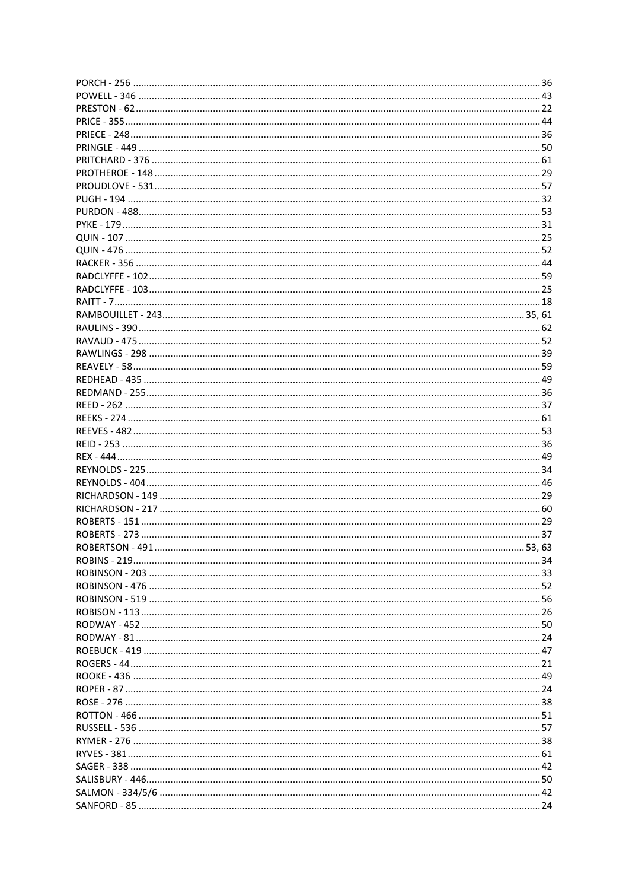PORCH - 256 .......................................................................................................................................36
POWELL - 346 .....................................................................................................................................43
PRESTON - 62.......................................................................................................................................22
PRICE - 355..........................................................................................................................................44
PRIECE - 248........................................................................................................................................36
PRINGLE - 449 .....................................................................................................................................50
PRITCHARD - 376 ................................................................................................................................61
PROTHEROE - 148 ...............................................................................................................................29
PROUDLOVE - 531...............................................................................................................................57
PUGH - 194 .........................................................................................................................................32
PURDON - 488.....................................................................................................................................53
PYKE - 179...........................................................................................................................................31
QUIN - 107 ..........................................................................................................................................25
QUIN - 476 ..........................................................................................................................................52
RACKER - 356 ......................................................................................................................................44
RADCLYFFE - 102.................................................................................................................................59
RADCLYFFE - 103.................................................................................................................................25
RAITT - 7..............................................................................................................................................18
RAMBOUILLET - 243.......................................................................................................................35, 61
RAULINS - 390.....................................................................................................................................62
RAVAUD - 475 .....................................................................................................................................52
RAWLINGS - 298 .................................................................................................................................39
REAVELY - 58.......................................................................................................................................59
REDHEAD - 435 ...................................................................................................................................49
REDMAND - 255..................................................................................................................................36
REED - 262 ..........................................................................................................................................37
REEKS - 274.........................................................................................................................................61
REEVES - 482.......................................................................................................................................53
REID - 253 ...........................................................................................................................................36
REX - 444.............................................................................................................................................49
REYNOLDS - 225..................................................................................................................................34
REYNOLDS - 404..................................................................................................................................46
RICHARDSON - 149 .............................................................................................................................29
RICHARDSON - 217 .............................................................................................................................60
ROBERTS - 151 ....................................................................................................................................29
ROBERTS - 273 ....................................................................................................................................37
ROBERTSON - 491.........................................................................................................................53, 63
ROBINS - 219.......................................................................................................................................34
ROBINSON - 203 .................................................................................................................................33
ROBINSON - 476 .................................................................................................................................52
ROBINSON - 519 .................................................................................................................................56
ROBISON - 113 ....................................................................................................................................26
RODWAY - 452 ....................................................................................................................................50
RODWAY - 81 ......................................................................................................................................24
ROEBUCK - 419 ...................................................................................................................................47
ROGERS - 44........................................................................................................................................21
ROOKE - 436 .......................................................................................................................................49
ROPER - 87 ..........................................................................................................................................24
ROSE - 276 ..........................................................................................................................................38
ROTTON - 466 .....................................................................................................................................51
RUSSELL - 536 .....................................................................................................................................57
RYMER - 276 .......................................................................................................................................38
RYVES - 381.........................................................................................................................................61
SAGER - 338 ........................................................................................................................................42
SALISBURY - 446..................................................................................................................................50
SALMON - 334/5/6 .............................................................................................................................42
SANFORD - 85 .....................................................................................................................................24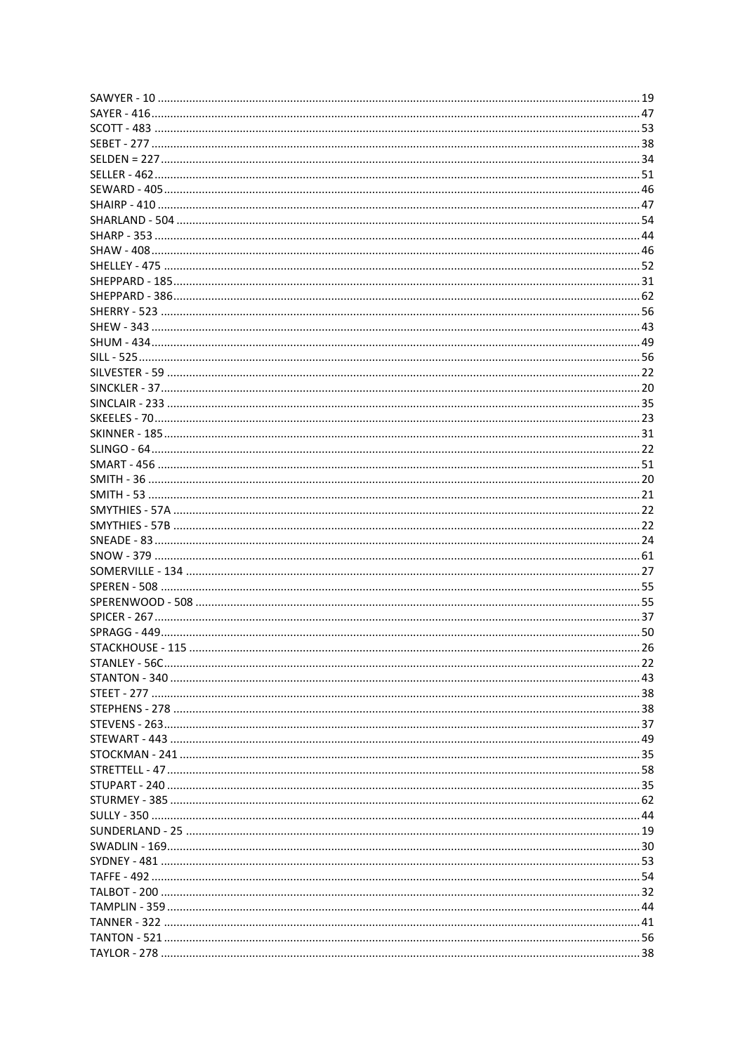SAWYER - 10 .......... 19
SAYER - 416 .......... 47
SCOTT - 483 .......... 53
SEBET - 277 .......... 38
SELDEN = 227 .......... 34
SELLER - 462 .......... 51
SEWARD - 405 .......... 46
SHAIRP - 410 .......... 47
SHARLAND - 504 .......... 54
SHARP - 353 .......... 44
SHAW - 408 .......... 46
SHELLEY - 475 .......... 52
SHEPPARD - 185 .......... 31
SHEPPARD - 386 .......... 62
SHERRY - 523 .......... 56
SHEW - 343 .......... 43
SHUM - 434 .......... 49
SILL - 525 .......... 56
SILVESTER - 59 .......... 22
SINCKLER - 37 .......... 20
SINCLAIR - 233 .......... 35
SKEELES - 70 .......... 23
SKINNER - 185 .......... 31
SLINGO - 64 .......... 22
SMART - 456 .......... 51
SMITH - 36 .......... 20
SMITH - 53 .......... 21
SMYTHIES - 57A .......... 22
SMYTHIES - 57B .......... 22
SNEADE - 83 .......... 24
SNOW - 379 .......... 61
SOMERVILLE - 134 .......... 27
SPEREN - 508 .......... 55
SPERENWOOD - 508 .......... 55
SPICER - 267 .......... 37
SPRAGG - 449 .......... 50
STACKHOUSE - 115 .......... 26
STANLEY - 56C .......... 22
STANTON - 340 .......... 43
STEET - 277 .......... 38
STEPHENS - 278 .......... 38
STEVENS - 263 .......... 37
STEWART - 443 .......... 49
STOCKMAN - 241 .......... 35
STRETTELL - 47 .......... 58
STUPART - 240 .......... 35
STURMEY - 385 .......... 62
SULLY - 350 .......... 44
SUNDERLAND - 25 .......... 19
SWADLIN - 169 .......... 30
SYDNEY - 481 .......... 53
TAFFE - 492 .......... 54
TALBOT - 200 .......... 32
TAMPLIN - 359 .......... 44
TANNER - 322 .......... 41
TANTON - 521 .......... 56
TAYLOR - 278 .......... 38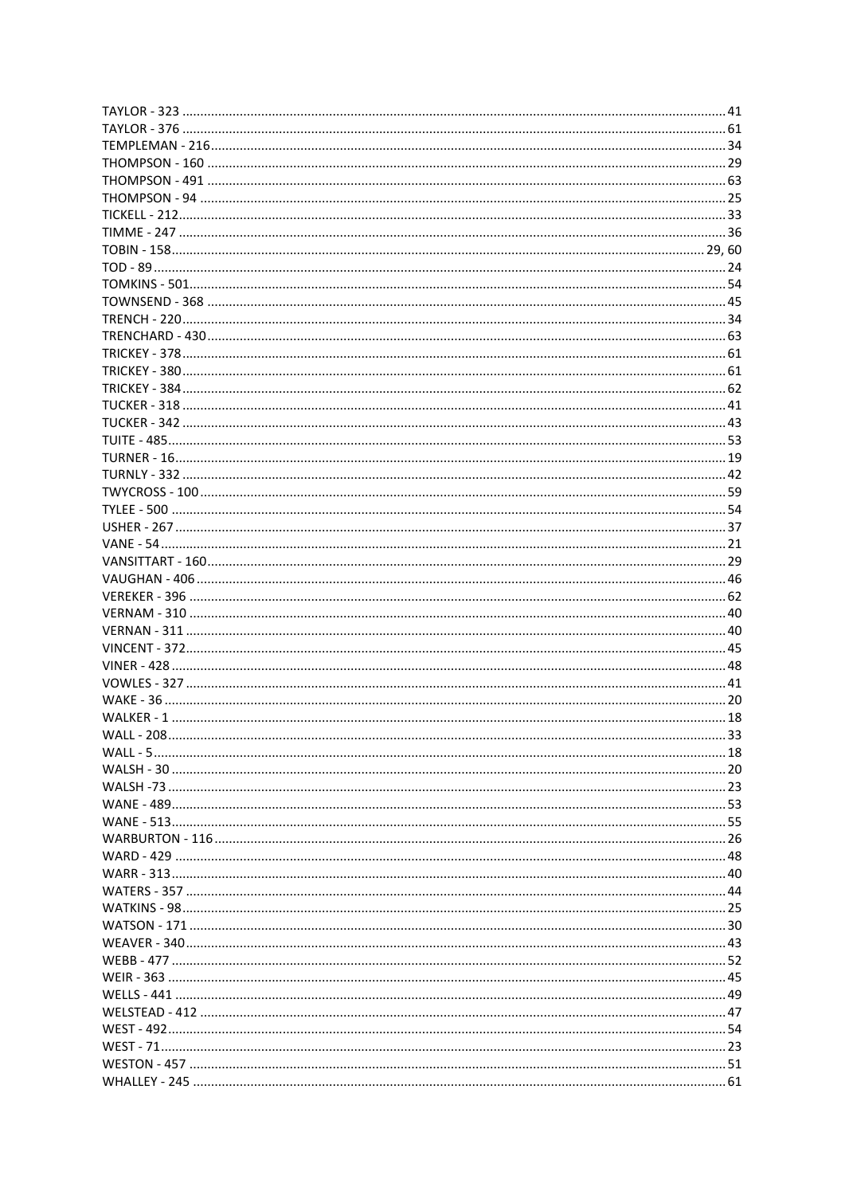TAYLOR - 323 .......... 41
TAYLOR - 376 .......... 61
TEMPLEMAN - 216 .......... 34
THOMPSON - 160 .......... 29
THOMPSON - 491 .......... 63
THOMPSON - 94 .......... 25
TICKELL - 212 .......... 33
TIMME - 247 .......... 36
TOBIN - 158 .......... 29, 60
TOD - 89 .......... 24
TOMKINS - 501 .......... 54
TOWNSEND - 368 .......... 45
TRENCH - 220 .......... 34
TRENCHARD - 430 .......... 63
TRICKEY - 378 .......... 61
TRICKEY - 380 .......... 61
TRICKEY - 384 .......... 62
TUCKER - 318 .......... 41
TUCKER - 342 .......... 43
TUITE - 485 .......... 53
TURNER - 16 .......... 19
TURNLY - 332 .......... 42
TWYCROSS - 100 .......... 59
TYLEE - 500 .......... 54
USHER - 267 .......... 37
VANE - 54 .......... 21
VANSITTART - 160 .......... 29
VAUGHAN - 406 .......... 46
VEREKER - 396 .......... 62
VERNAM - 310 .......... 40
VERNAN - 311 .......... 40
VINCENT - 372 .......... 45
VINER - 428 .......... 48
VOWLES - 327 .......... 41
WAKE - 36 .......... 20
WALKER - 1 .......... 18
WALL - 208 .......... 33
WALL - 5 .......... 18
WALSH - 30 .......... 20
WALSH -73 .......... 23
WANE - 489 .......... 53
WANE - 513 .......... 55
WARBURTON - 116 .......... 26
WARD - 429 .......... 48
WARR - 313 .......... 40
WATERS - 357 .......... 44
WATKINS - 98 .......... 25
WATSON - 171 .......... 30
WEAVER - 340 .......... 43
WEBB - 477 .......... 52
WEIR - 363 .......... 45
WELLS - 441 .......... 49
WELSTEAD - 412 .......... 47
WEST - 492 .......... 54
WEST - 71 .......... 23
WESTON - 457 .......... 51
WHALLEY - 245 .......... 61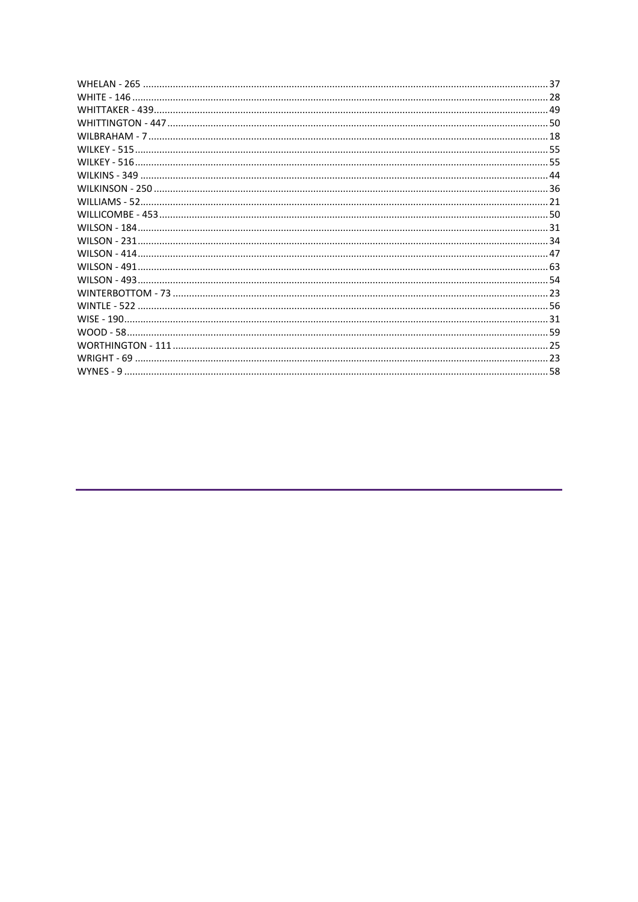WHELAN - 265 .......... 37
WHITE - 146 .......... 28
WHITTAKER - 439 .......... 49
WHITTINGTON - 447 .......... 50
WILBRAHAM - 7 .......... 18
WILKEY - 515 .......... 55
WILKEY - 516 .......... 55
WILKINS - 349 .......... 44
WILKINSON - 250 .......... 36
WILLIAMS - 52 .......... 21
WILLICOMBE - 453 .......... 50
WILSON - 184 .......... 31
WILSON - 231 .......... 34
WILSON - 414 .......... 47
WILSON - 491 .......... 63
WILSON - 493 .......... 54
WINTERBOTTOM - 73 .......... 23
WINTLE - 522 .......... 56
WISE - 190 .......... 31
WOOD - 58 .......... 59
WORTHINGTON - 111 .......... 25
WRIGHT - 69 .......... 23
WYNES - 9 .......... 58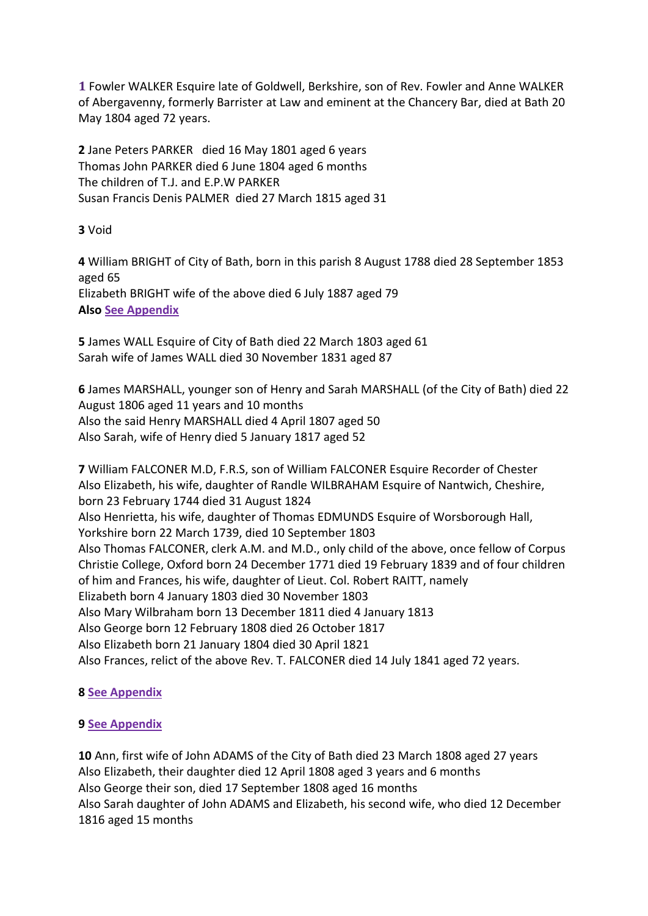**1** Fowler WALKER Esquire late of Goldwell, Berkshire, son of Rev. Fowler and Anne WALKER of Abergavenny, formerly Barrister at Law and eminent at the Chancery Bar, died at Bath 20 May 1804 aged 72 years.

**2** Jane Peters PARKER  died 16 May 1801 aged 6 years
Thomas John PARKER died 6 June 1804 aged 6 months
The children of T.J. and E.P.W PARKER
Susan Francis Denis PALMER  died 27 March 1815 aged 31

**3** Void

**4** William BRIGHT of City of Bath, born in this parish 8 August 1788 died 28 September 1853 aged 65
Elizabeth BRIGHT wife of the above died 6 July 1887 aged 79
**Also** **See Appendix**

**5** James WALL Esquire of City of Bath died 22 March 1803 aged 61
Sarah wife of James WALL died 30 November 1831 aged 87

**6** James MARSHALL, younger son of Henry and Sarah MARSHALL (of the City of Bath) died 22 August 1806 aged 11 years and 10 months
Also the said Henry MARSHALL died 4 April 1807 aged 50
Also Sarah, wife of Henry died 5 January 1817 aged 52

**7** William FALCONER M.D, F.R.S, son of William FALCONER Esquire Recorder of Chester
Also Elizabeth, his wife, daughter of Randle WILBRAHAM Esquire of Nantwich, Cheshire, born 23 February 1744 died 31 August 1824
Also Henrietta, his wife, daughter of Thomas EDMUNDS Esquire of Worsborough Hall, Yorkshire born 22 March 1739, died 10 September 1803
Also Thomas FALCONER, clerk A.M. and M.D., only child of the above, once fellow of Corpus Christie College, Oxford born 24 December 1771 died 19 February 1839 and of four children of him and Frances, his wife, daughter of Lieut. Col. Robert RAITT, namely
Elizabeth born 4 January 1803 died 30 November 1803
Also Mary Wilbraham born 13 December 1811 died 4 January 1813
Also George born 12 February 1808 died 26 October 1817
Also Elizabeth born 21 January 1804 died 30 April 1821
Also Frances, relict of the above Rev. T. FALCONER died 14 July 1841 aged 72 years.

**8** **See Appendix**

**9** **See Appendix**

**10** Ann, first wife of John ADAMS of the City of Bath died 23 March 1808 aged 27 years
Also Elizabeth, their daughter died 12 April 1808 aged 3 years and 6 months
Also George their son, died 17 September 1808 aged 16 months
Also Sarah daughter of John ADAMS and Elizabeth, his second wife, who died 12 December 1816 aged 15 months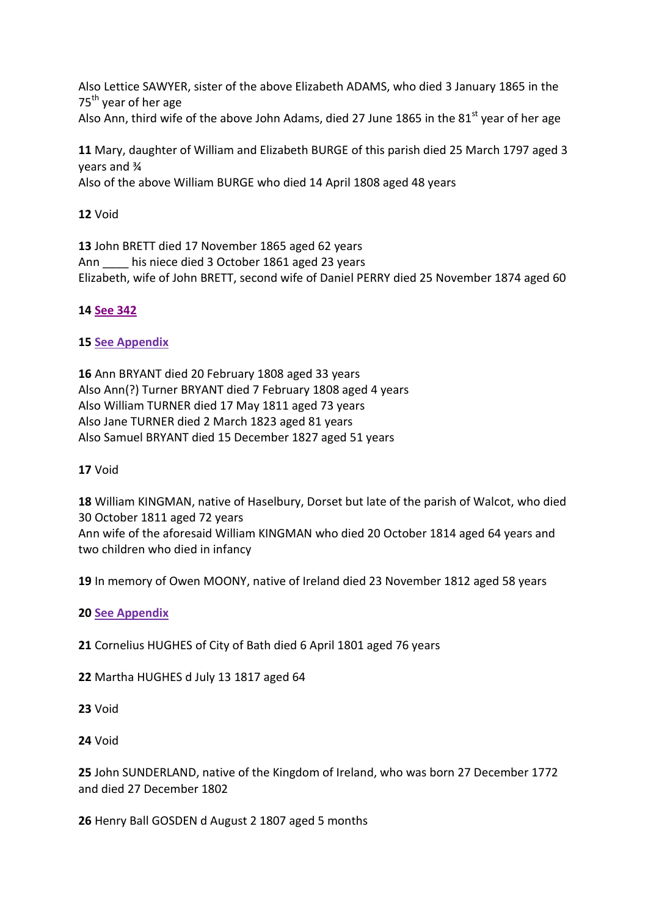Also Lettice SAWYER, sister of the above Elizabeth ADAMS, who died 3 January 1865 in the 75th year of her age
Also Ann, third wife of the above John Adams, died 27 June 1865 in the 81st year of her age

**11** Mary, daughter of William and Elizabeth BURGE of this parish died 25 March 1797 aged 3 years and ¾
Also of the above William BURGE who died 14 April 1808 aged 48 years

**12** Void

**13** John BRETT died 17 November 1865 aged 62 years
Ann ____ his niece died 3 October 1861 aged 23 years
Elizabeth, wife of John BRETT, second wife of Daniel PERRY died 25 November 1874 aged 60

**14** **See 342**

**15** **See Appendix**

**16** Ann BRYANT died 20 February 1808 aged 33 years
Also Ann(?) Turner BRYANT died 7 February 1808 aged 4 years
Also William TURNER died 17 May 1811 aged 73 years
Also Jane TURNER died 2 March 1823 aged 81 years
Also Samuel BRYANT died 15 December 1827 aged 51 years

**17** Void

**18** William KINGMAN, native of Haselbury, Dorset but late of the parish of Walcot, who died 30 October 1811 aged 72 years
Ann wife of the aforesaid William KINGMAN who died 20 October 1814 aged 64 years and two children who died in infancy

**19** In memory of Owen MOONY, native of Ireland died 23 November 1812 aged 58 years

**20** **See Appendix**

**21** Cornelius HUGHES of City of Bath died 6 April 1801 aged 76 years

**22** Martha HUGHES d July 13 1817 aged 64

**23** Void

**24** Void

**25** John SUNDERLAND, native of the Kingdom of Ireland, who was born 27 December 1772 and died 27 December 1802

**26** Henry Ball GOSDEN d August 2 1807 aged 5 months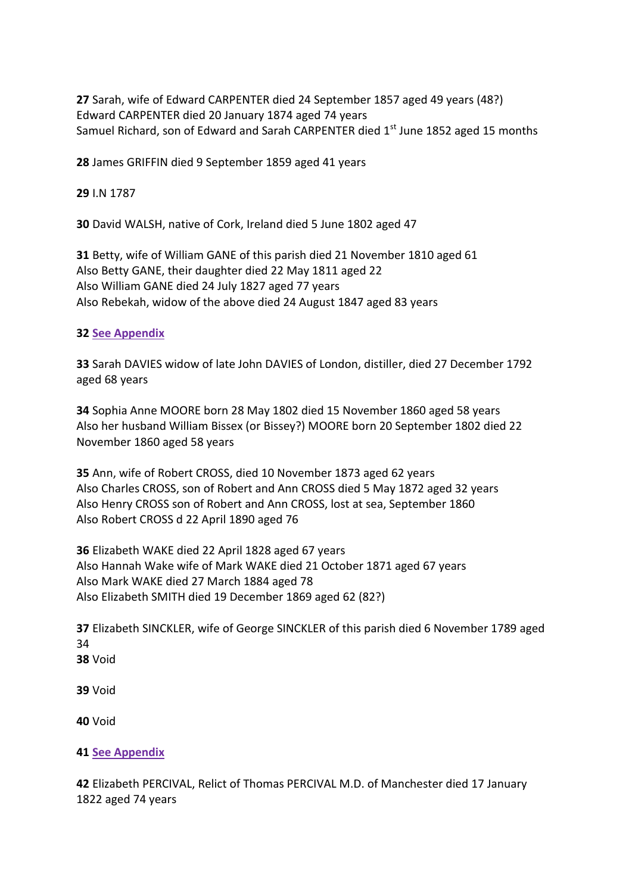**27** Sarah, wife of Edward CARPENTER died 24 September 1857 aged 49 years (48?)
Edward CARPENTER died 20 January 1874 aged 74 years
Samuel Richard, son of Edward and Sarah CARPENTER died 1st June 1852 aged 15 months

**28** James GRIFFIN died 9 September 1859 aged 41 years

**29** I.N 1787

**30** David WALSH, native of Cork, Ireland died 5 June 1802 aged 47

**31** Betty, wife of William GANE of this parish died 21 November 1810 aged 61
Also Betty GANE, their daughter died 22 May 1811 aged 22
Also William GANE died 24 July 1827 aged 77 years
Also Rebekah, widow of the above died 24 August 1847 aged 83 years

**32** See Appendix

**33** Sarah DAVIES widow of late John DAVIES of London, distiller, died 27 December 1792 aged 68 years

**34** Sophia Anne MOORE born 28 May 1802 died 15 November 1860 aged 58 years
Also her husband William Bissex (or Bissey?) MOORE born 20 September 1802 died 22 November 1860 aged 58 years

**35** Ann, wife of Robert CROSS, died 10 November 1873 aged 62 years
Also Charles CROSS, son of Robert and Ann CROSS died 5 May 1872 aged 32 years
Also Henry CROSS son of Robert and Ann CROSS, lost at sea, September 1860
Also Robert CROSS d 22 April 1890 aged 76

**36** Elizabeth WAKE died 22 April 1828 aged 67 years
Also Hannah Wake wife of Mark WAKE died 21 October 1871 aged 67 years
Also Mark WAKE died 27 March 1884 aged 78
Also Elizabeth SMITH died 19 December 1869 aged 62 (82?)

**37** Elizabeth SINCKLER, wife of George SINCKLER of this parish died 6 November 1789 aged 34
**38** Void

**39** Void

**40** Void

**41** See Appendix

**42** Elizabeth PERCIVAL, Relict of Thomas PERCIVAL M.D. of Manchester died 17 January 1822 aged 74 years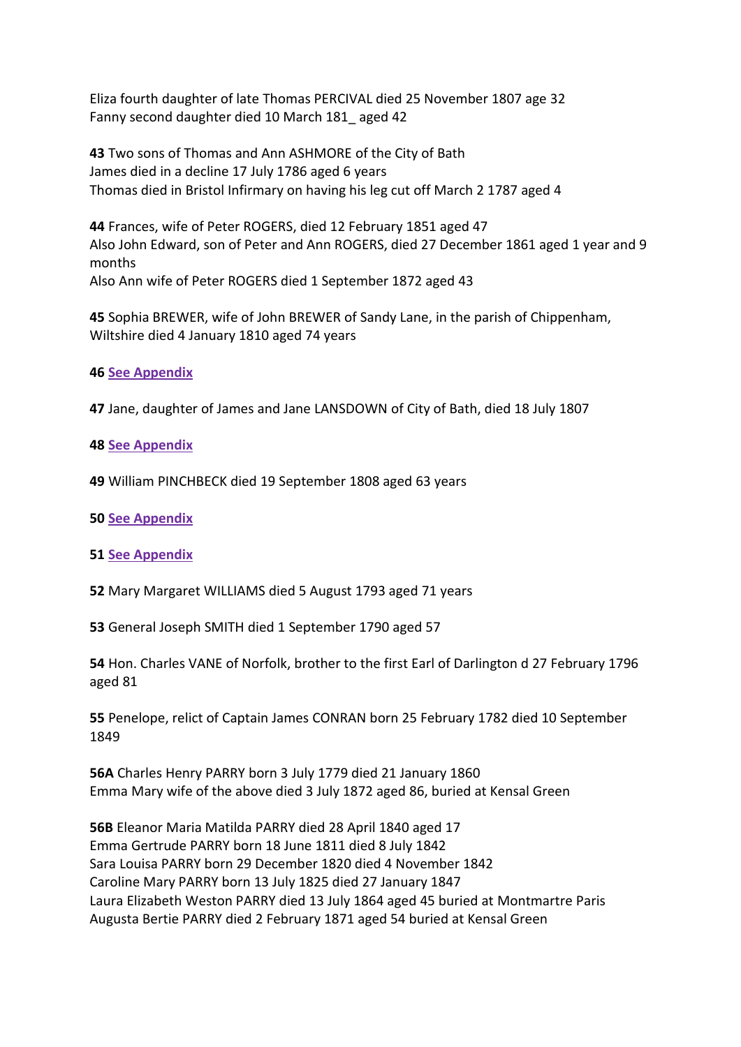Eliza fourth daughter of late Thomas PERCIVAL died 25 November 1807 age 32
Fanny second daughter died 10 March 181_ aged 42

**43** Two sons of Thomas and Ann ASHMORE of the City of Bath
James died in a decline 17 July 1786 aged 6 years
Thomas died in Bristol Infirmary on having his leg cut off March 2 1787 aged 4

**44** Frances, wife of Peter ROGERS, died 12 February 1851 aged 47
Also John Edward, son of Peter and Ann ROGERS, died 27 December 1861 aged 1 year and 9 months
Also Ann wife of Peter ROGERS died 1 September 1872 aged 43

**45** Sophia BREWER, wife of John BREWER of Sandy Lane, in the parish of Chippenham, Wiltshire died 4 January 1810 aged 74 years

**46** **See Appendix**

**47** Jane, daughter of James and Jane LANSDOWN of City of Bath, died 18 July 1807

**48** **See Appendix**

**49** William PINCHBECK died 19 September 1808 aged 63 years

**50** **See Appendix**

**51** **See Appendix**

**52** Mary Margaret WILLIAMS died 5 August 1793 aged 71 years

**53** General Joseph SMITH died 1 September 1790 aged 57

**54** Hon. Charles VANE of Norfolk, brother to the first Earl of Darlington d 27 February 1796 aged 81

**55** Penelope, relict of Captain James CONRAN born 25 February 1782 died 10 September 1849

**56A** Charles Henry PARRY born 3 July 1779 died 21 January 1860
Emma Mary wife of the above died 3 July 1872 aged 86, buried at Kensal Green

**56B** Eleanor Maria Matilda PARRY died 28 April 1840 aged 17
Emma Gertrude PARRY born 18 June 1811 died 8 July 1842
Sara Louisa PARRY born 29 December 1820 died 4 November 1842
Caroline Mary PARRY born 13 July 1825 died 27 January 1847
Laura Elizabeth Weston PARRY died 13 July 1864 aged 45 buried at Montmartre Paris
Augusta Bertie PARRY died 2 February 1871 aged 54 buried at Kensal Green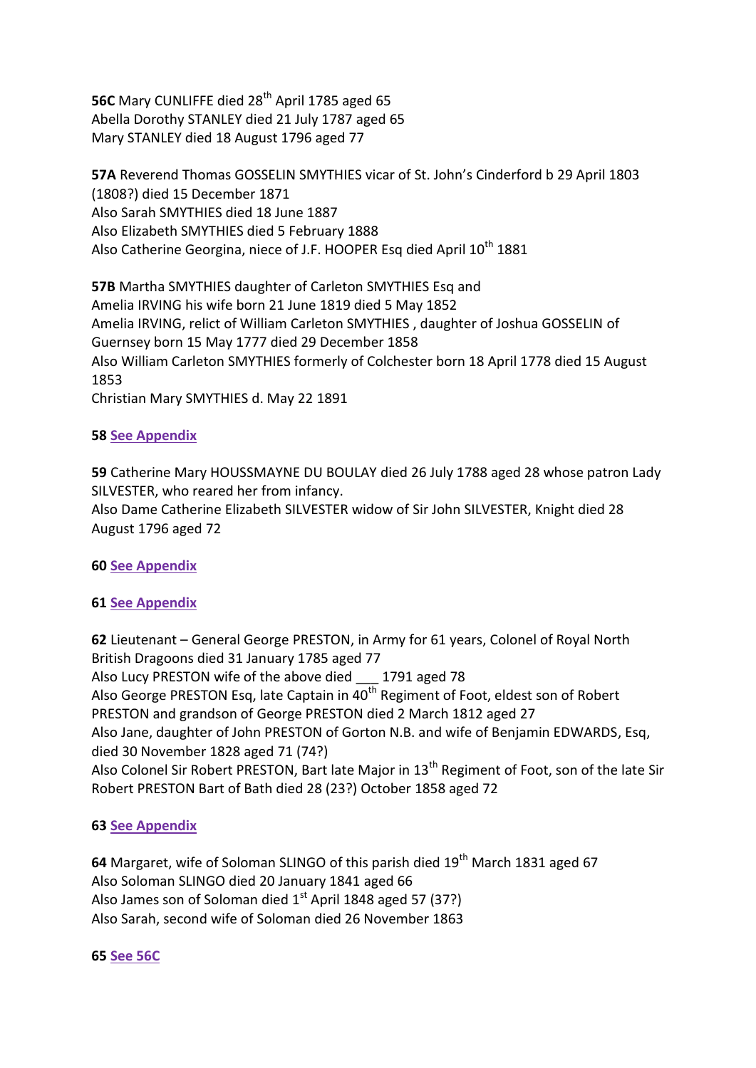**56C** Mary CUNLIFFE died 28th April 1785 aged 65
Abella Dorothy STANLEY died 21 July 1787 aged 65
Mary STANLEY died 18 August 1796 aged 77

**57A** Reverend Thomas GOSSELIN SMYTHIES vicar of St. John's Cinderford b 29 April 1803 (1808?) died 15 December 1871
Also Sarah SMYTHIES died 18 June 1887
Also Elizabeth SMYTHIES died 5 February 1888
Also Catherine Georgina, niece of J.F. HOOPER Esq died April 10th 1881

**57B** Martha SMYTHIES daughter of Carleton SMYTHIES Esq and
Amelia IRVING his wife born 21 June 1819 died 5 May 1852
Amelia IRVING, relict of William Carleton SMYTHIES , daughter of Joshua GOSSELIN of Guernsey born 15 May 1777 died 29 December 1858
Also William Carleton SMYTHIES formerly of Colchester born 18 April 1778 died 15 August 1853
Christian Mary SMYTHIES d. May 22 1891

**58** See Appendix

**59** Catherine Mary HOUSSMAYNE DU BOULAY died 26 July 1788 aged 28 whose patron Lady SILVESTER, who reared her from infancy.
Also Dame Catherine Elizabeth SILVESTER widow of Sir John SILVESTER, Knight died 28 August 1796 aged 72

**60** See Appendix

**61** See Appendix

**62** Lieutenant – General George PRESTON, in Army for 61 years, Colonel of Royal North British Dragoons died 31 January 1785 aged 77
Also Lucy PRESTON wife of the above died ___ 1791 aged 78
Also George PRESTON Esq, late Captain in 40th Regiment of Foot, eldest son of Robert PRESTON and grandson of George PRESTON died 2 March 1812 aged 27
Also Jane, daughter of John PRESTON of Gorton N.B. and wife of Benjamin EDWARDS, Esq, died 30 November 1828 aged 71 (74?)
Also Colonel Sir Robert PRESTON, Bart late Major in 13th Regiment of Foot, son of the late Sir Robert PRESTON Bart of Bath died 28 (23?) October 1858 aged 72

**63** See Appendix

**64** Margaret, wife of Soloman SLINGO of this parish died 19th March 1831 aged 67
Also Soloman SLINGO died 20 January 1841 aged 66
Also James son of Soloman died 1st April 1848 aged 57 (37?)
Also Sarah, second wife of Soloman died 26 November 1863

**65** See 56C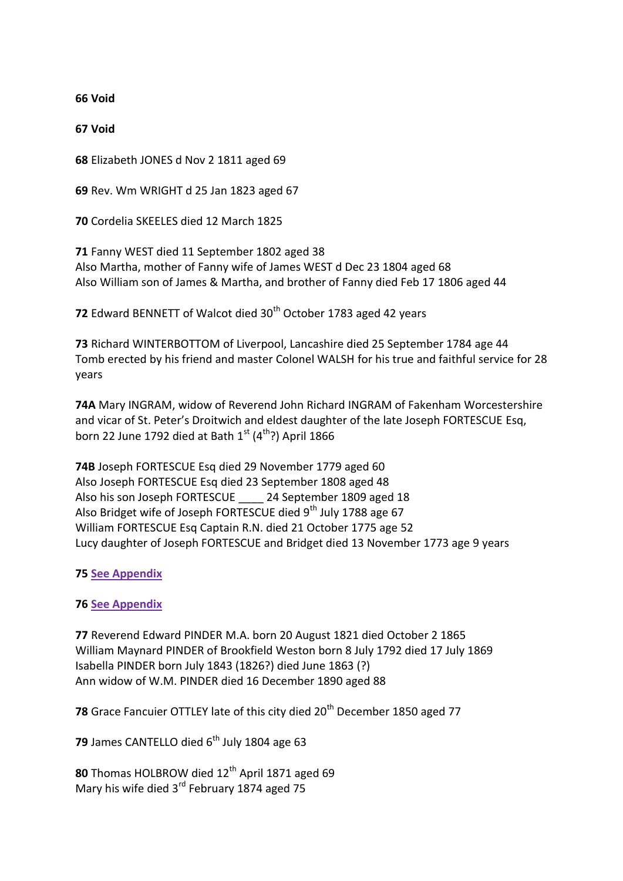**66 Void**

**67 Void**

**68** Elizabeth JONES d Nov 2 1811 aged 69

**69** Rev. Wm WRIGHT d 25 Jan 1823 aged 67

**70** Cordelia SKEELES died 12 March 1825

**71** Fanny WEST died 11 September 1802 aged 38
Also Martha, mother of Fanny wife of James WEST d Dec 23 1804 aged 68
Also William son of James & Martha, and brother of Fanny died Feb 17 1806 aged 44

**72** Edward BENNETT of Walcot died 30th October 1783 aged 42 years

**73** Richard WINTERBOTTOM of Liverpool, Lancashire died 25 September 1784 age 44
Tomb erected by his friend and master Colonel WALSH for his true and faithful service for 28 years

**74A** Mary INGRAM, widow of Reverend John Richard INGRAM of Fakenham Worcestershire and vicar of St. Peter's Droitwich and eldest daughter of the late Joseph FORTESCUE Esq, born 22 June 1792 died at Bath 1st (4th?) April 1866

**74B** Joseph FORTESCUE Esq died 29 November 1779 aged 60
Also Joseph FORTESCUE Esq died 23 September 1808 aged 48
Also his son Joseph FORTESCUE ____ 24 September 1809 aged 18
Also Bridget wife of Joseph FORTESCUE died 9th July 1788 age 67
William FORTESCUE Esq Captain R.N. died 21 October 1775 age 52
Lucy daughter of Joseph FORTESCUE and Bridget died 13 November 1773 age 9 years

**75** See Appendix

**76** See Appendix

**77** Reverend Edward PINDER M.A. born 20 August 1821 died October 2 1865
William Maynard PINDER of Brookfield Weston born 8 July 1792 died 17 July 1869
Isabella PINDER born July 1843 (1826?) died June 1863 (?)
Ann widow of W.M. PINDER died 16 December 1890 aged 88

**78** Grace Fancuier OTTLEY late of this city died 20th December 1850 aged 77

**79** James CANTELLO died 6th July 1804 age 63

**80** Thomas HOLBROW died 12th April 1871 aged 69
Mary his wife died 3rd February 1874 aged 75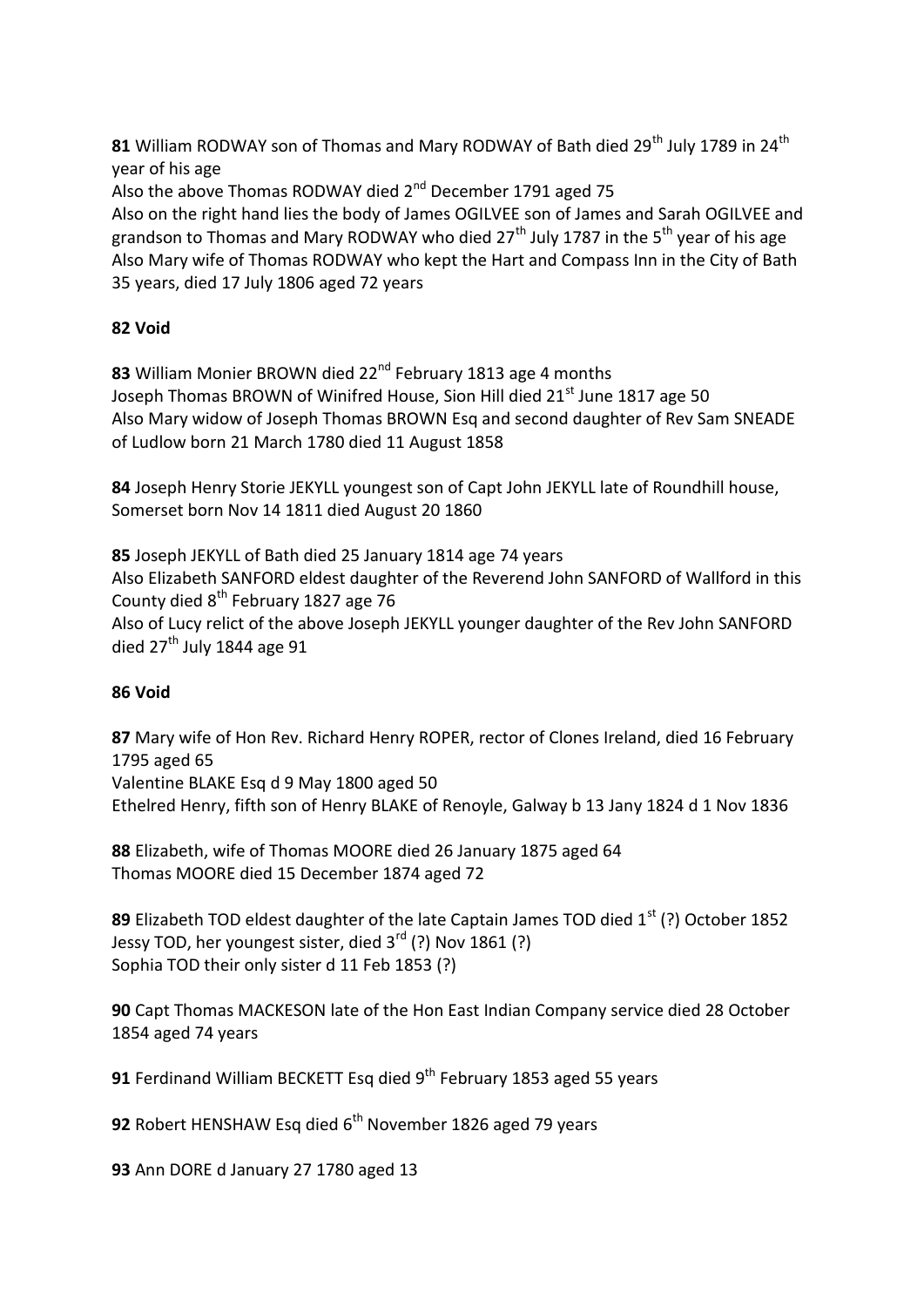**81** William RODWAY son of Thomas and Mary RODWAY of Bath died 29th July 1789 in 24th year of his age
Also the above Thomas RODWAY died 2nd December 1791 aged 75
Also on the right hand lies the body of James OGILVEE son of James and Sarah OGILVEE and grandson to Thomas and Mary RODWAY who died 27th July 1787 in the 5th year of his age
Also Mary wife of Thomas RODWAY who kept the Hart and Compass Inn in the City of Bath 35 years, died 17 July 1806 aged 72 years

**82 Void**

**83** William Monier BROWN died 22nd February 1813 age 4 months
Joseph Thomas BROWN of Winifred House, Sion Hill died 21st June 1817 age 50
Also Mary widow of Joseph Thomas BROWN Esq and second daughter of Rev Sam SNEADE of Ludlow born 21 March 1780 died 11 August 1858

**84** Joseph Henry Storie JEKYLL youngest son of Capt John JEKYLL late of Roundhill house, Somerset born Nov 14 1811 died August 20 1860

**85** Joseph JEKYLL of Bath died 25 January 1814 age 74 years
Also Elizabeth SANFORD eldest daughter of the Reverend John SANFORD of Wallford in this County died 8th February 1827 age 76
Also of Lucy relict of the above Joseph JEKYLL younger daughter of the Rev John SANFORD died 27th July 1844 age 91

**86 Void**

**87** Mary wife of Hon Rev. Richard Henry ROPER, rector of Clones Ireland, died 16 February 1795 aged 65
Valentine BLAKE Esq d 9 May 1800 aged 50
Ethelred Henry, fifth son of Henry BLAKE of Renoyle, Galway b 13 Jany 1824 d 1 Nov 1836

**88** Elizabeth, wife of Thomas MOORE died 26 January 1875 aged 64
Thomas MOORE died 15 December 1874 aged 72

**89** Elizabeth TOD eldest daughter of the late Captain James TOD died 1st (?) October 1852
Jessy TOD, her youngest sister, died 3rd (?) Nov 1861 (?)
Sophia TOD their only sister d 11 Feb 1853 (?)

**90** Capt Thomas MACKESON late of the Hon East Indian Company service died 28 October 1854 aged 74 years

**91** Ferdinand William BECKETT Esq died 9th February 1853 aged 55 years

**92** Robert HENSHAW Esq died 6th November 1826 aged 79 years

**93** Ann DORE d January 27 1780 aged 13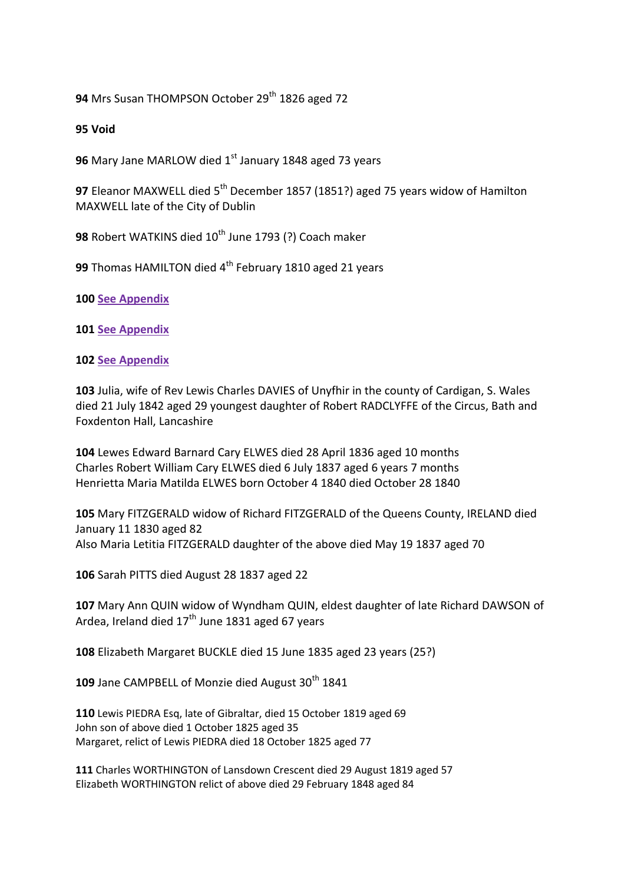**94** Mrs Susan THOMPSON October 29th 1826 aged 72

**95 Void**

**96** Mary Jane MARLOW died 1st January 1848 aged 73 years

**97** Eleanor MAXWELL died 5th December 1857 (1851?) aged 75 years widow of Hamilton MAXWELL late of the City of Dublin

**98** Robert WATKINS died 10th June 1793 (?) Coach maker

**99** Thomas HAMILTON died 4th February 1810 aged 21 years

**100** **See Appendix**

**101** **See Appendix**

**102** **See Appendix**

**103** Julia, wife of Rev Lewis Charles DAVIES of Unyfhir in the county of Cardigan, S. Wales died 21 July 1842 aged 29 youngest daughter of Robert RADCLYFFE of the Circus, Bath and Foxdenton Hall, Lancashire

**104** Lewes Edward Barnard Cary ELWES died 28 April 1836 aged 10 months
Charles Robert William Cary ELWES died 6 July 1837 aged 6 years 7 months
Henrietta Maria Matilda ELWES born October 4 1840 died October 28 1840

**105** Mary FITZGERALD widow of Richard FITZGERALD of the Queens County, IRELAND died January 11 1830 aged 82
Also Maria Letitia FITZGERALD daughter of the above died May 19 1837 aged 70

**106** Sarah PITTS died August 28 1837 aged 22

**107** Mary Ann QUIN widow of Wyndham QUIN, eldest daughter of late Richard DAWSON of Ardea, Ireland died 17th June 1831 aged 67 years

**108** Elizabeth Margaret BUCKLE died 15 June 1835 aged 23 years (25?)

**109** Jane CAMPBELL of Monzie died August 30th 1841

**110** Lewis PIEDRA Esq, late of Gibraltar, died 15 October 1819 aged 69
John son of above died 1 October 1825 aged 35
Margaret, relict of Lewis PIEDRA died 18 October 1825 aged 77

**111** Charles WORTHINGTON of Lansdown Crescent died 29 August 1819 aged 57
Elizabeth WORTHINGTON relict of above died 29 February 1848 aged 84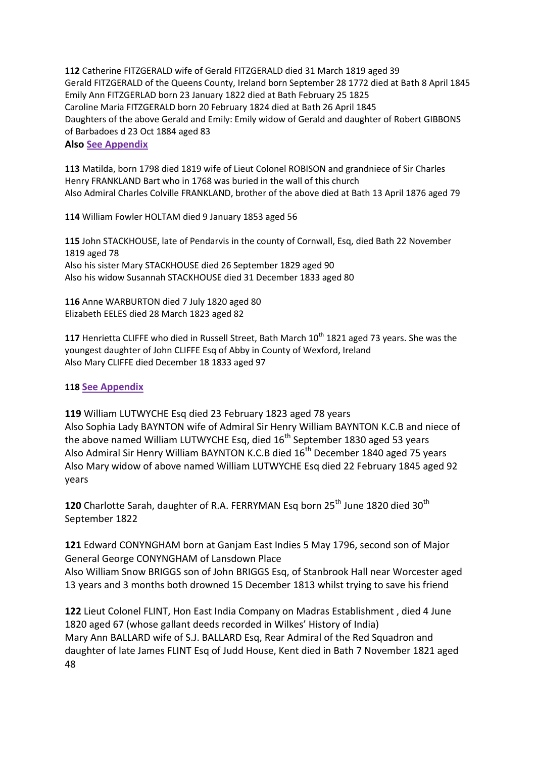**112** Catherine FITZGERALD wife of Gerald FITZGERALD died 31 March 1819 aged 39
Gerald FITZGERALD of the Queens County, Ireland born September 28 1772 died at Bath 8 April 1845
Emily Ann FITZGERLAD born 23 January 1822 died at Bath February 25 1825
Caroline Maria FITZGERALD born 20 February 1824 died at Bath 26 April 1845
Daughters of the above Gerald and Emily: Emily widow of Gerald and daughter of Robert GIBBONS of Barbadoes d 23 Oct 1884 aged 83
**Also See Appendix**

**113** Matilda, born 1798 died 1819 wife of Lieut Colonel ROBISON and grandniece of Sir Charles Henry FRANKLAND Bart who in 1768 was buried in the wall of this church
Also Admiral Charles Colville FRANKLAND, brother of the above died at Bath 13 April 1876 aged 79

**114** William Fowler HOLTAM died 9 January 1853 aged 56

**115** John STACKHOUSE, late of Pendarvis in the county of Cornwall, Esq, died Bath 22 November 1819 aged 78
Also his sister Mary STACKHOUSE died 26 September 1829 aged 90
Also his widow Susannah STACKHOUSE died 31 December 1833 aged 80

**116** Anne WARBURTON died 7 July 1820 aged 80
Elizabeth EELES died 28 March 1823 aged 82

**117** Henrietta CLIFFE who died in Russell Street, Bath March 10th 1821 aged 73 years. She was the youngest daughter of John CLIFFE Esq of Abby in County of Wexford, Ireland
Also Mary CLIFFE died December 18 1833 aged 97

**118 See Appendix**

**119** William LUTWYCHE Esq died 23 February 1823 aged 78 years
Also Sophia Lady BAYNTON wife of Admiral Sir Henry William BAYNTON K.C.B and niece of the above named William LUTWYCHE Esq, died 16th September 1830 aged 53 years
Also Admiral Sir Henry William BAYNTON K.C.B died 16th December 1840 aged 75 years
Also Mary widow of above named William LUTWYCHE Esq died 22 February 1845 aged 92 years

**120** Charlotte Sarah, daughter of R.A. FERRYMAN Esq born 25th June 1820 died 30th September 1822

**121** Edward CONYNGHAM born at Ganjam East Indies 5 May 1796, second son of Major General George CONYNGHAM of Lansdown Place
Also William Snow BRIGGS son of John BRIGGS Esq, of Stanbrook Hall near Worcester aged 13 years and 3 months both drowned 15 December 1813 whilst trying to save his friend

**122** Lieut Colonel FLINT, Hon East India Company on Madras Establishment , died 4 June 1820 aged 67 (whose gallant deeds recorded in Wilkes' History of India)
Mary Ann BALLARD wife of S.J. BALLARD Esq, Rear Admiral of the Red Squadron and daughter of late James FLINT Esq of Judd House, Kent died in Bath 7 November 1821 aged 48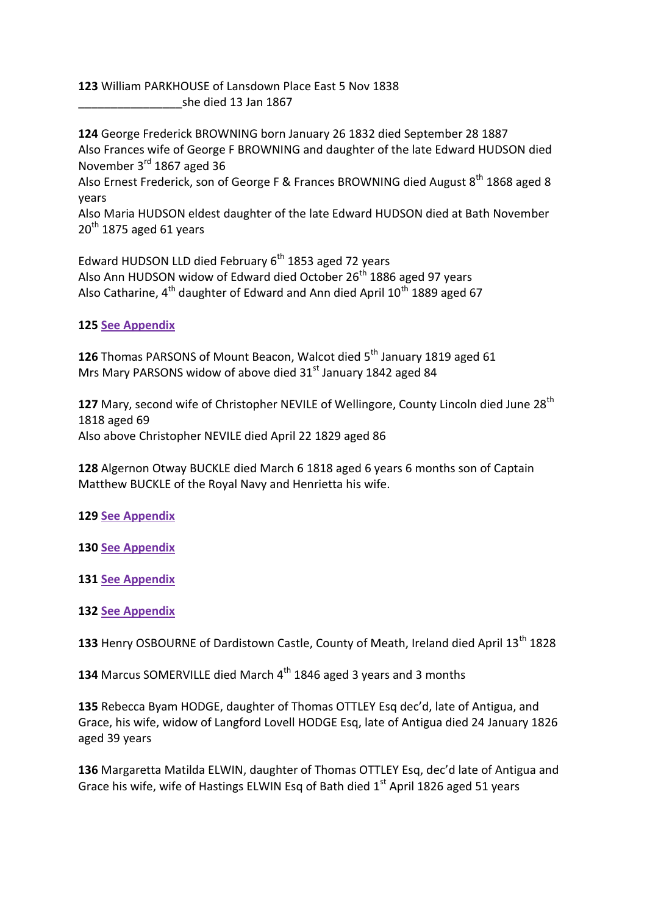**123** William PARKHOUSE of Lansdown Place East 5 Nov 1838
________________she died 13 Jan 1867

**124** George Frederick BROWNING born January 26 1832 died September 28 1887
Also Frances wife of George F BROWNING and daughter of the late Edward HUDSON died November 3rd 1867 aged 36
Also Ernest Frederick, son of George F & Frances BROWNING died August 8th 1868 aged 8 years
Also Maria HUDSON eldest daughter of the late Edward HUDSON died at Bath November 20th 1875 aged 61 years

Edward HUDSON LLD died February 6th 1853 aged 72 years
Also Ann HUDSON widow of Edward died October 26th 1886 aged 97 years
Also Catharine, 4th daughter of Edward and Ann died April 10th 1889 aged 67

**125** See Appendix

**126** Thomas PARSONS of Mount Beacon, Walcot died 5th January 1819 aged 61
Mrs Mary PARSONS widow of above died 31st January 1842 aged 84

**127** Mary, second wife of Christopher NEVILE of Wellingore, County Lincoln died June 28th 1818 aged 69
Also above Christopher NEVILE died April 22 1829 aged 86

**128** Algernon Otway BUCKLE died March 6 1818 aged 6 years 6 months son of Captain Matthew BUCKLE of the Royal Navy and Henrietta his wife.

**129** See Appendix

**130** See Appendix

**131** See Appendix

**132** See Appendix

**133** Henry OSBOURNE of Dardistown Castle, County of Meath, Ireland died April 13th 1828

**134** Marcus SOMERVILLE died March 4th 1846 aged 3 years and 3 months

**135** Rebecca Byam HODGE, daughter of Thomas OTTLEY Esq dec'd, late of Antigua, and Grace, his wife, widow of Langford Lovell HODGE Esq, late of Antigua died 24 January 1826 aged 39 years

**136** Margaretta Matilda ELWIN, daughter of Thomas OTTLEY Esq, dec'd late of Antigua and Grace his wife, wife of Hastings ELWIN Esq of Bath died 1st April 1826 aged 51 years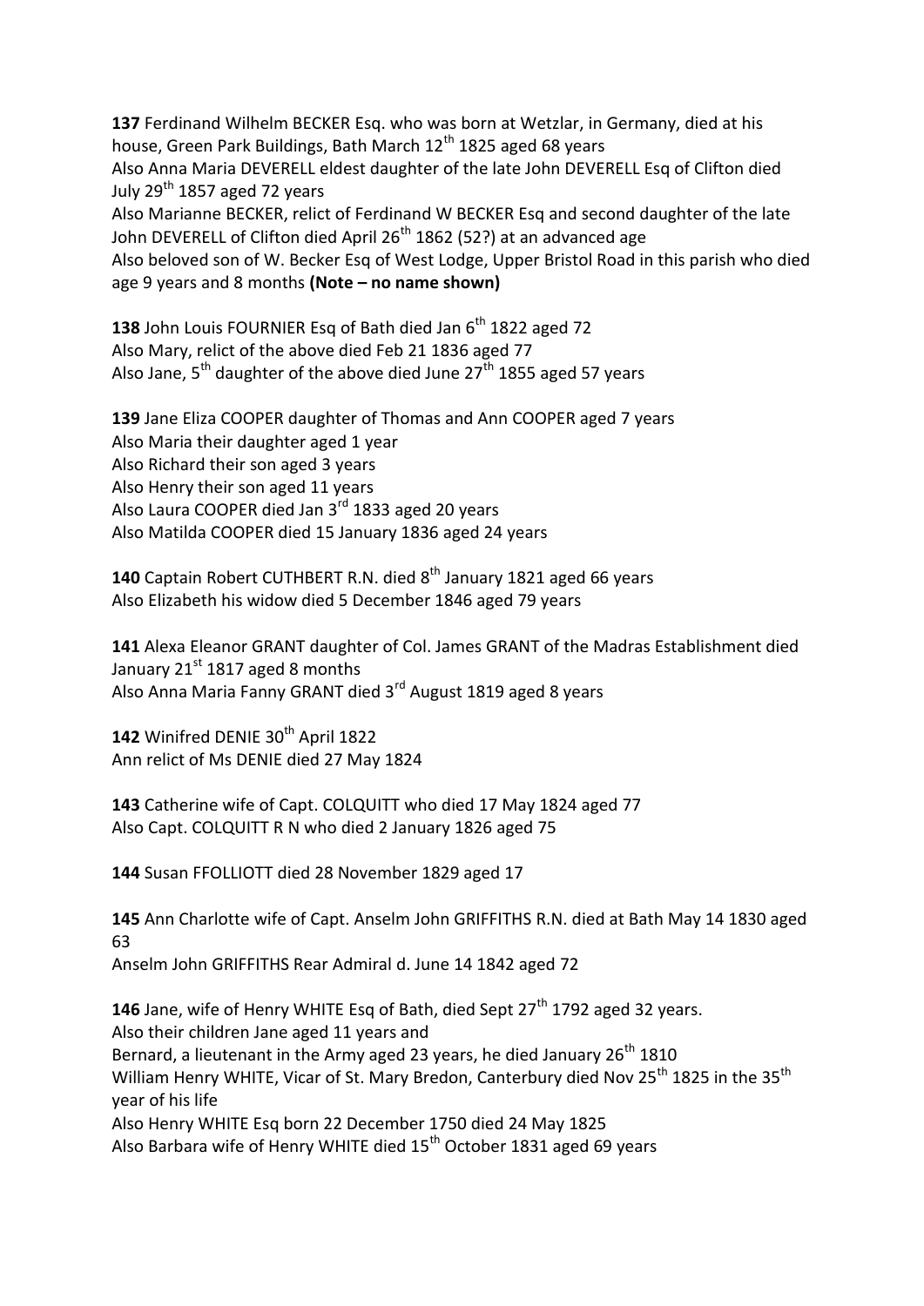**137** Ferdinand Wilhelm BECKER Esq. who was born at Wetzlar, in Germany, died at his house, Green Park Buildings, Bath March 12th 1825 aged 68 years
Also Anna Maria DEVERELL eldest daughter of the late John DEVERELL Esq of Clifton died July 29th 1857 aged 72 years
Also Marianne BECKER, relict of Ferdinand W BECKER Esq and second daughter of the late John DEVERELL of Clifton died April 26th 1862 (52?) at an advanced age
Also beloved son of W. Becker Esq of West Lodge, Upper Bristol Road in this parish who died age 9 years and 8 months **(Note – no name shown)**

**138** John Louis FOURNIER Esq of Bath died Jan 6th 1822 aged 72
Also Mary, relict of the above died Feb 21 1836 aged 77
Also Jane, 5th daughter of the above died June 27th 1855 aged 57 years

**139** Jane Eliza COOPER daughter of Thomas and Ann COOPER aged 7 years
Also Maria their daughter aged 1 year
Also Richard their son aged 3 years
Also Henry their son aged 11 years
Also Laura COOPER died Jan 3rd 1833 aged 20 years
Also Matilda COOPER died 15 January 1836 aged 24 years

**140** Captain Robert CUTHBERT R.N. died 8th January 1821 aged 66 years
Also Elizabeth his widow died 5 December 1846 aged 79 years

**141** Alexa Eleanor GRANT daughter of Col. James GRANT of the Madras Establishment died January 21st 1817 aged 8 months
Also Anna Maria Fanny GRANT died 3rd August 1819 aged 8 years

**142** Winifred DENIE 30th April 1822
Ann relict of Ms DENIE died 27 May 1824

**143** Catherine wife of Capt. COLQUITT who died 17 May 1824 aged 77
Also Capt. COLQUITT R N who died 2 January 1826 aged 75

**144** Susan FFOLLIOTT died 28 November 1829 aged 17

**145** Ann Charlotte wife of Capt. Anselm John GRIFFITHS R.N. died at Bath May 14 1830 aged 63
Anselm John GRIFFITHS Rear Admiral d. June 14 1842 aged 72

**146** Jane, wife of Henry WHITE Esq of Bath, died Sept 27th 1792 aged 32 years.
Also their children Jane aged 11 years and
Bernard, a lieutenant in the Army aged 23 years, he died January 26th 1810
William Henry WHITE, Vicar of St. Mary Bredon, Canterbury died Nov 25th 1825 in the 35th year of his life
Also Henry WHITE Esq born 22 December 1750 died 24 May 1825
Also Barbara wife of Henry WHITE died 15th October 1831 aged 69 years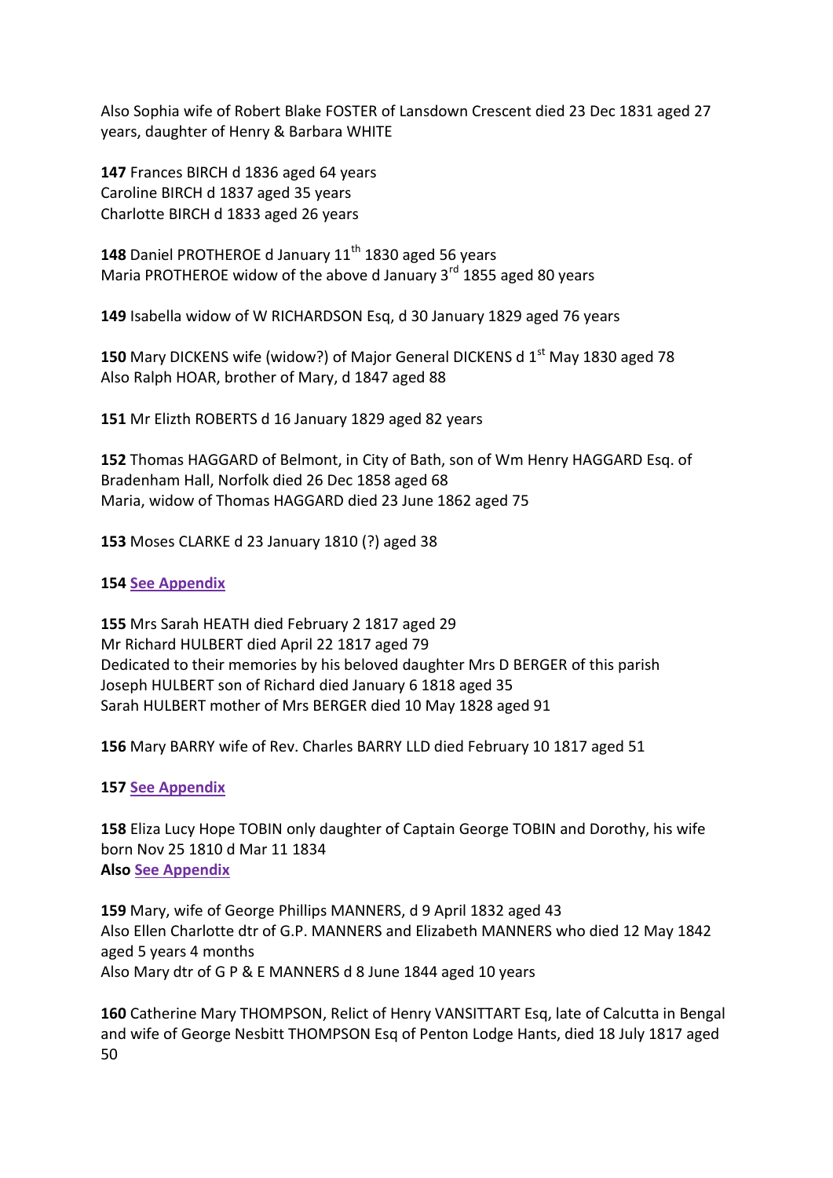Also Sophia wife of Robert Blake FOSTER of Lansdown Crescent died 23 Dec 1831 aged 27 years, daughter of Henry & Barbara WHITE

**147** Frances BIRCH d 1836 aged 64 years
Caroline BIRCH d 1837 aged 35 years
Charlotte BIRCH d 1833 aged 26 years

**148** Daniel PROTHEROE d January 11th 1830 aged 56 years
Maria PROTHEROE widow of the above d January 3rd 1855 aged 80 years

**149** Isabella widow of W RICHARDSON Esq, d 30 January 1829 aged 76 years

**150** Mary DICKENS wife (widow?) of Major General DICKENS d 1st May 1830 aged 78
Also Ralph HOAR, brother of Mary, d 1847 aged 88

**151** Mr Elizth ROBERTS d 16 January 1829 aged 82 years

**152** Thomas HAGGARD of Belmont, in City of Bath, son of Wm Henry HAGGARD Esq. of Bradenham Hall, Norfolk died 26 Dec 1858 aged 68
Maria, widow of Thomas HAGGARD died 23 June 1862 aged 75

**153** Moses CLARKE d 23 January 1810 (?) aged 38

**154** **See Appendix**

**155** Mrs Sarah HEATH died February 2 1817 aged 29
Mr Richard HULBERT died April 22 1817 aged 79
Dedicated to their memories by his beloved daughter Mrs D BERGER of this parish
Joseph HULBERT son of Richard died January 6 1818 aged 35
Sarah HULBERT mother of Mrs BERGER died 10 May 1828 aged 91

**156** Mary BARRY wife of Rev. Charles BARRY LLD died February 10 1817 aged 51

**157** **See Appendix**

**158** Eliza Lucy Hope TOBIN only daughter of Captain George TOBIN and Dorothy, his wife born Nov 25 1810 d Mar 11 1834
**Also See Appendix**

**159** Mary, wife of George Phillips MANNERS, d 9 April 1832 aged 43
Also Ellen Charlotte dtr of G.P. MANNERS and Elizabeth MANNERS who died 12 May 1842 aged 5 years 4 months
Also Mary dtr of G P & E MANNERS d 8 June 1844 aged 10 years

**160** Catherine Mary THOMPSON, Relict of Henry VANSITTART Esq, late of Calcutta in Bengal and wife of George Nesbitt THOMPSON Esq of Penton Lodge Hants, died 18 July 1817 aged 50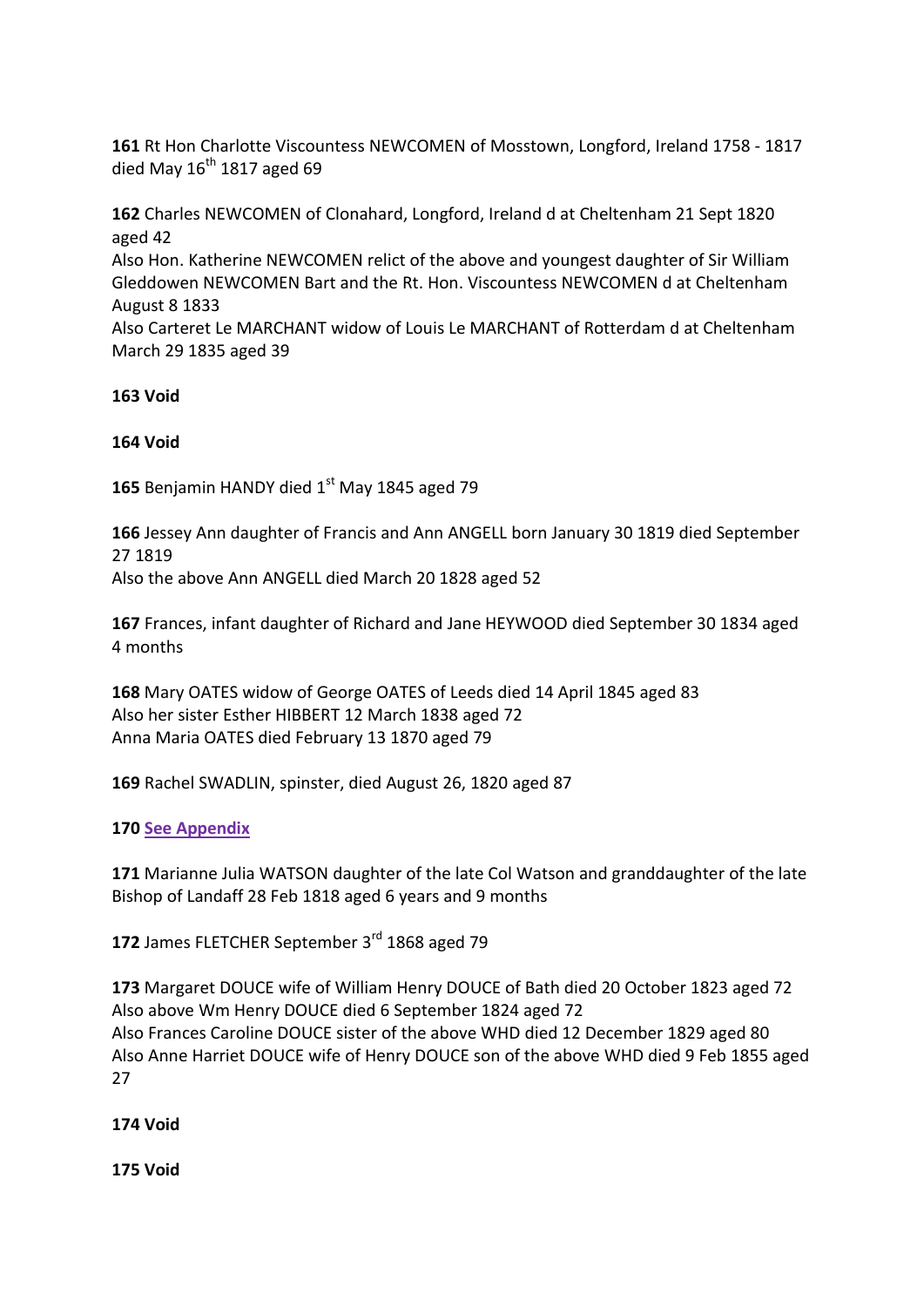**161** Rt Hon Charlotte Viscountess NEWCOMEN of Mosstown, Longford, Ireland 1758 - 1817 died May 16th 1817 aged 69

**162** Charles NEWCOMEN of Clonahard, Longford, Ireland d at Cheltenham 21 Sept 1820 aged 42
Also Hon. Katherine NEWCOMEN relict of the above and youngest daughter of Sir William Gleddowen NEWCOMEN Bart and the Rt. Hon. Viscountess NEWCOMEN d at Cheltenham August 8 1833
Also Carteret Le MARCHANT widow of Louis Le MARCHANT of Rotterdam d at Cheltenham March 29 1835 aged 39

**163 Void**

**164 Void**

**165** Benjamin HANDY died 1st May 1845 aged 79

**166** Jessey Ann daughter of Francis and Ann ANGELL born January 30 1819 died September 27 1819
Also the above Ann ANGELL died March 20 1828 aged 52

**167** Frances, infant daughter of Richard and Jane HEYWOOD died September 30 1834 aged 4 months

**168** Mary OATES widow of George OATES of Leeds died 14 April 1845 aged 83
Also her sister Esther HIBBERT 12 March 1838 aged 72
Anna Maria OATES died February 13 1870 aged 79

**169** Rachel SWADLIN, spinster, died August 26, 1820 aged 87

**170 See Appendix**

**171** Marianne Julia WATSON daughter of the late Col Watson and granddaughter of the late Bishop of Landaff 28 Feb 1818 aged 6 years and 9 months

**172** James FLETCHER September 3rd 1868 aged 79

**173** Margaret DOUCE wife of William Henry DOUCE of Bath died 20 October 1823 aged 72
Also above Wm Henry DOUCE died 6 September 1824 aged 72
Also Frances Caroline DOUCE sister of the above WHD died 12 December 1829 aged 80
Also Anne Harriet DOUCE wife of Henry DOUCE son of the above WHD died 9 Feb 1855 aged 27

**174 Void**

**175 Void**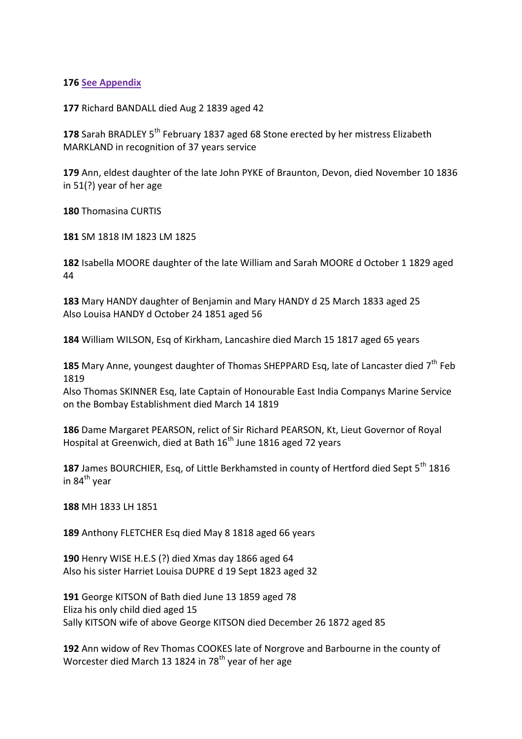**176** [See Appendix]

**177** Richard BANDALL died Aug 2 1839 aged 42

**178** Sarah BRADLEY 5th February 1837 aged 68 Stone erected by her mistress Elizabeth MARKLAND in recognition of 37 years service

**179** Ann, eldest daughter of the late John PYKE of Braunton, Devon, died November 10 1836 in 51(?) year of her age

**180** Thomasina CURTIS

**181** SM 1818 IM 1823 LM 1825

**182** Isabella MOORE daughter of the late William and Sarah MOORE d October 1 1829 aged 44

**183** Mary HANDY daughter of Benjamin and Mary HANDY d 25 March 1833 aged 25
Also Louisa HANDY d October 24 1851 aged 56

**184** William WILSON, Esq of Kirkham, Lancashire died March 15 1817 aged 65 years

**185** Mary Anne, youngest daughter of Thomas SHEPPARD Esq, late of Lancaster died 7th Feb 1819
Also Thomas SKINNER Esq, late Captain of Honourable East India Companys Marine Service on the Bombay Establishment died March 14 1819

**186** Dame Margaret PEARSON, relict of Sir Richard PEARSON, Kt, Lieut Governor of Royal Hospital at Greenwich, died at Bath 16th June 1816 aged 72 years

**187** James BOURCHIER, Esq, of Little Berkhamsted in county of Hertford died Sept 5th 1816 in 84th year

**188** MH 1833 LH 1851

**189** Anthony FLETCHER Esq died May 8 1818 aged 66 years

**190** Henry WISE H.E.S (?) died Xmas day 1866 aged 64
Also his sister Harriet Louisa DUPRE d 19 Sept 1823 aged 32

**191** George KITSON of Bath died June 13 1859 aged 78
Eliza his only child died aged 15
Sally KITSON wife of above George KITSON died December 26 1872 aged 85

**192** Ann widow of Rev Thomas COOKES late of Norgrove and Barbourne in the county of Worcester died March 13 1824 in 78th year of her age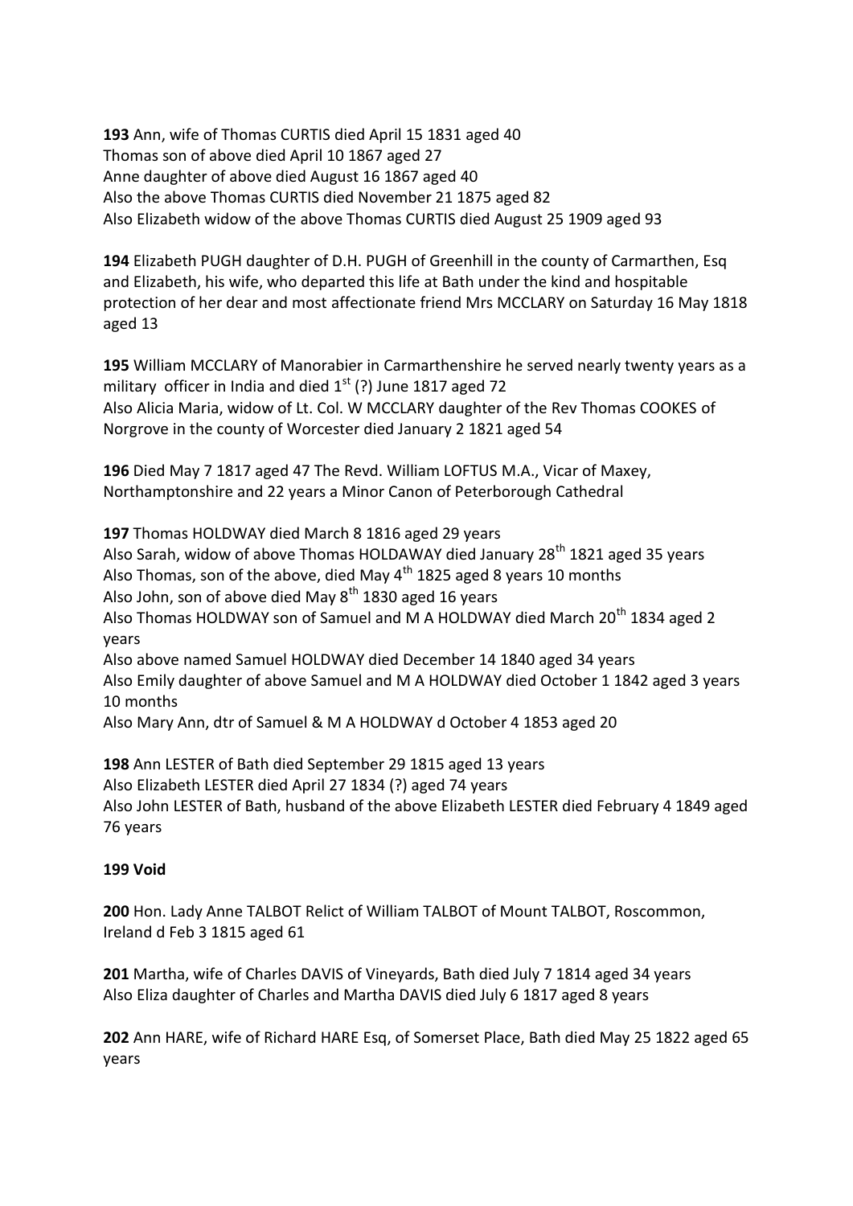**193** Ann, wife of Thomas CURTIS died April 15 1831 aged 40
Thomas son of above died April 10 1867 aged 27
Anne daughter of above died August 16 1867 aged 40
Also the above Thomas CURTIS died November 21 1875 aged 82
Also Elizabeth widow of the above Thomas CURTIS died August 25 1909 aged 93

**194** Elizabeth PUGH daughter of D.H. PUGH of Greenhill in the county of Carmarthen, Esq and Elizabeth, his wife, who departed this life at Bath under the kind and hospitable protection of her dear and most affectionate friend Mrs MCCLARY on Saturday 16 May 1818 aged 13

**195** William MCCLARY of Manorabier in Carmarthenshire he served nearly twenty years as a military officer in India and died 1st (?) June 1817 aged 72
Also Alicia Maria, widow of Lt. Col. W MCCLARY daughter of the Rev Thomas COOKES of Norgrove in the county of Worcester died January 2 1821 aged 54

**196** Died May 7 1817 aged 47 The Revd. William LOFTUS M.A., Vicar of Maxey, Northamptonshire and 22 years a Minor Canon of Peterborough Cathedral

**197** Thomas HOLDWAY died March 8 1816 aged 29 years
Also Sarah, widow of above Thomas HOLDAWAY died January 28th 1821 aged 35 years
Also Thomas, son of the above, died May 4th 1825 aged 8 years 10 months
Also John, son of above died May 8th 1830 aged 16 years
Also Thomas HOLDWAY son of Samuel and M A HOLDWAY died March 20th 1834 aged 2 years
Also above named Samuel HOLDWAY died December 14 1840 aged 34 years
Also Emily daughter of above Samuel and M A HOLDWAY died October 1 1842 aged 3 years 10 months
Also Mary Ann, dtr of Samuel & M A HOLDWAY d October 4 1853 aged 20

**198** Ann LESTER of Bath died September 29 1815 aged 13 years
Also Elizabeth LESTER died April 27 1834 (?) aged 74 years
Also John LESTER of Bath, husband of the above Elizabeth LESTER died February 4 1849 aged 76 years

**199 Void**

**200** Hon. Lady Anne TALBOT Relict of William TALBOT of Mount TALBOT, Roscommon, Ireland d Feb 3 1815 aged 61

**201** Martha, wife of Charles DAVIS of Vineyards, Bath died July 7 1814 aged 34 years
Also Eliza daughter of Charles and Martha DAVIS died July 6 1817 aged 8 years

**202** Ann HARE, wife of Richard HARE Esq, of Somerset Place, Bath died May 25 1822 aged 65 years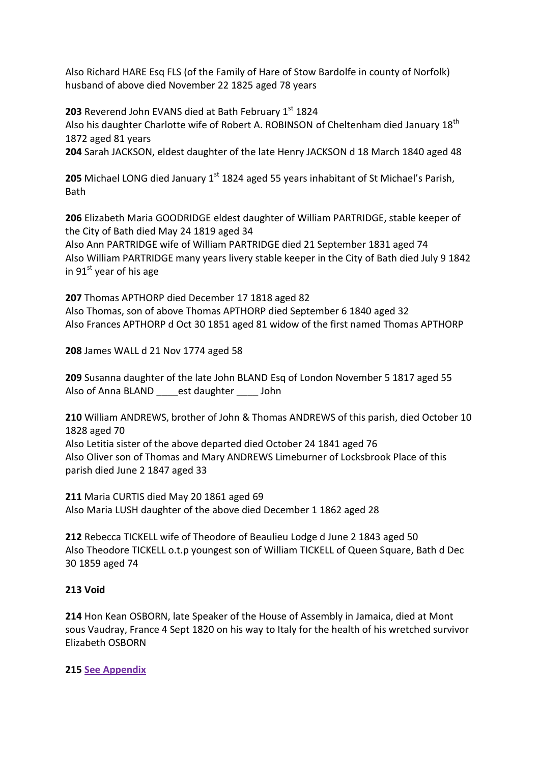Also Richard HARE Esq FLS (of the Family of Hare of Stow Bardolfe in county of Norfolk) husband of above died November 22 1825 aged 78 years

**203** Reverend John EVANS died at Bath February 1st 1824
Also his daughter Charlotte wife of Robert A. ROBINSON of Cheltenham died January 18th 1872 aged 81 years
**204** Sarah JACKSON, eldest daughter of the late Henry JACKSON d 18 March 1840 aged 48

**205** Michael LONG died January 1st 1824 aged 55 years inhabitant of St Michael's Parish, Bath

**206** Elizabeth Maria GOODRIDGE eldest daughter of William PARTRIDGE, stable keeper of the City of Bath died May 24 1819 aged 34
Also Ann PARTRIDGE wife of William PARTRIDGE died 21 September 1831 aged 74
Also William PARTRIDGE many years livery stable keeper in the City of Bath died July 9 1842 in 91st year of his age

**207** Thomas APTHORP died December 17 1818 aged 82
Also Thomas, son of above Thomas APTHORP died September 6 1840 aged 32
Also Frances APTHORP d Oct 30 1851 aged 81 widow of the first named Thomas APTHORP

**208** James WALL d 21 Nov 1774 aged 58

**209** Susanna daughter of the late John BLAND Esq of London November 5 1817 aged 55
Also of Anna BLAND ____est daughter ____ John

**210** William ANDREWS, brother of John & Thomas ANDREWS of this parish, died October 10 1828 aged 70
Also Letitia sister of the above departed died October 24 1841 aged 76
Also Oliver son of Thomas and Mary ANDREWS Limeburner of Locksbrook Place of this parish died June 2 1847 aged 33

**211** Maria CURTIS died May 20 1861 aged 69
Also Maria LUSH daughter of the above died December 1 1862 aged 28

**212** Rebecca TICKELL wife of Theodore of Beaulieu Lodge d June 2 1843 aged 50
Also Theodore TICKELL o.t.p youngest son of William TICKELL of Queen Square, Bath d Dec 30 1859 aged 74

**213 Void**

**214** Hon Kean OSBORN, late Speaker of the House of Assembly in Jamaica, died at Mont sous Vaudray, France 4 Sept 1820 on his way to Italy for the health of his wretched survivor Elizabeth OSBORN

**215** See Appendix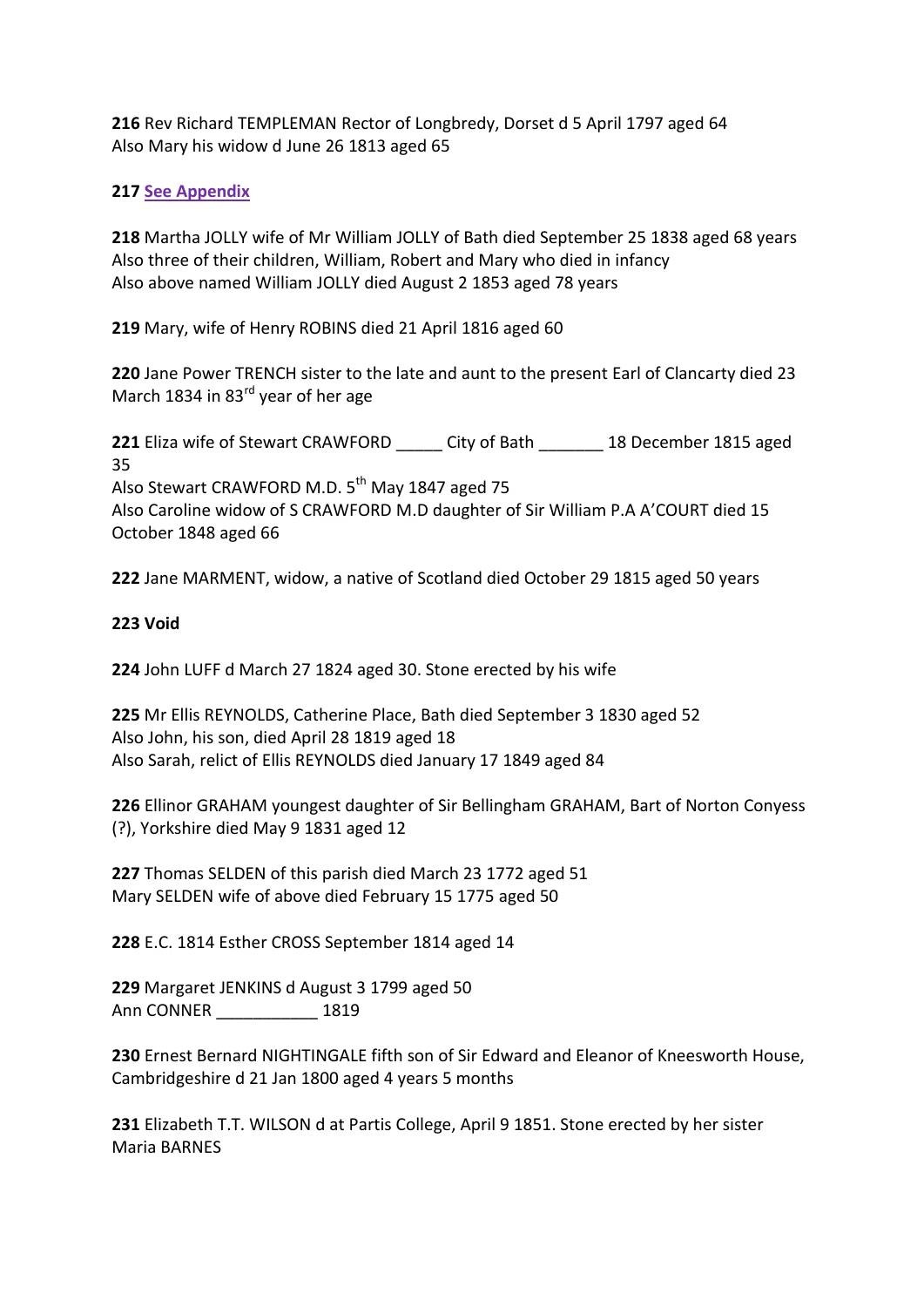**216** Rev Richard TEMPLEMAN Rector of Longbredy, Dorset d 5 April 1797 aged 64
Also Mary his widow d June 26 1813 aged 65

**217** See Appendix

**218** Martha JOLLY wife of Mr William JOLLY of Bath died September 25 1838 aged 68 years
Also three of their children, William, Robert and Mary who died in infancy
Also above named William JOLLY died August 2 1853 aged 78 years

**219** Mary, wife of Henry ROBINS died 21 April 1816 aged 60

**220** Jane Power TRENCH sister to the late and aunt to the present Earl of Clancarty died 23 March 1834 in 83rd year of her age

**221** Eliza wife of Stewart CRAWFORD _____ City of Bath _______ 18 December 1815 aged 35
Also Stewart CRAWFORD M.D. 5th May 1847 aged 75
Also Caroline widow of S CRAWFORD M.D daughter of Sir William P.A A'COURT died 15 October 1848 aged 66

**222** Jane MARMENT, widow, a native of Scotland died October 29 1815 aged 50 years

**223 Void**

**224** John LUFF d March 27 1824 aged 30. Stone erected by his wife

**225** Mr Ellis REYNOLDS, Catherine Place, Bath died September 3 1830 aged 52
Also John, his son, died April 28 1819 aged 18
Also Sarah, relict of Ellis REYNOLDS died January 17 1849 aged 84

**226** Ellinor GRAHAM youngest daughter of Sir Bellingham GRAHAM, Bart of Norton Conyess (?), Yorkshire died May 9 1831 aged 12

**227** Thomas SELDEN of this parish died March 23 1772 aged 51
Mary SELDEN wife of above died February 15 1775 aged 50

**228** E.C. 1814 Esther CROSS September 1814 aged 14

**229** Margaret JENKINS d August 3 1799 aged 50
Ann CONNER ___________ 1819

**230** Ernest Bernard NIGHTINGALE fifth son of Sir Edward and Eleanor of Kneesworth House, Cambridgeshire d 21 Jan 1800 aged 4 years 5 months

**231** Elizabeth T.T. WILSON d at Partis College, April 9 1851. Stone erected by her sister Maria BARNES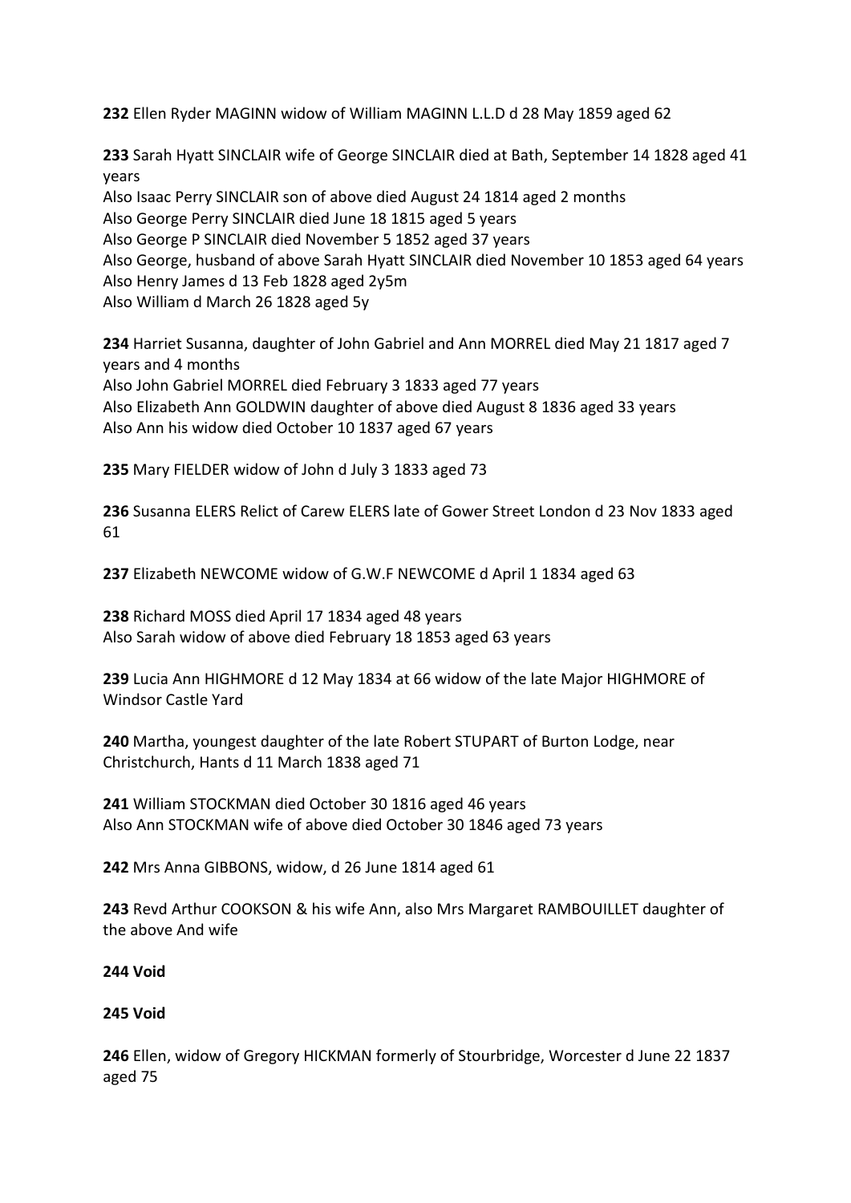**232** Ellen Ryder MAGINN widow of William MAGINN L.L.D d 28 May 1859 aged 62

**233** Sarah Hyatt SINCLAIR wife of George SINCLAIR died at Bath, September 14 1828 aged 41 years
Also Isaac Perry SINCLAIR son of above died August 24 1814 aged 2 months
Also George Perry SINCLAIR died June 18 1815 aged 5 years
Also George P SINCLAIR died November 5 1852 aged 37 years
Also George, husband of above Sarah Hyatt SINCLAIR died November 10 1853 aged 64 years
Also Henry James d 13 Feb 1828 aged 2y5m
Also William d March 26 1828 aged 5y

**234** Harriet Susanna, daughter of John Gabriel and Ann MORREL died May 21 1817 aged 7 years and 4 months
Also John Gabriel MORREL died February 3 1833 aged 77 years
Also Elizabeth Ann GOLDWIN daughter of above died August 8 1836 aged 33 years
Also Ann his widow died October 10 1837 aged 67 years

**235** Mary FIELDER widow of John d July 3 1833 aged 73

**236** Susanna ELERS Relict of Carew ELERS late of Gower Street London d 23 Nov 1833 aged 61

**237** Elizabeth NEWCOME widow of G.W.F NEWCOME d April 1 1834 aged 63

**238** Richard MOSS died April 17 1834 aged 48 years
Also Sarah widow of above died February 18 1853 aged 63 years

**239** Lucia Ann HIGHMORE d 12 May 1834 at 66 widow of the late Major HIGHMORE of Windsor Castle Yard

**240** Martha, youngest daughter of the late Robert STUPART of Burton Lodge, near Christchurch, Hants d 11 March 1838 aged 71

**241** William STOCKMAN died October 30 1816 aged 46 years
Also Ann STOCKMAN wife of above died October 30 1846 aged 73 years

**242** Mrs Anna GIBBONS, widow, d 26 June 1814 aged 61

**243** Revd Arthur COOKSON & his wife Ann, also Mrs Margaret RAMBOUILLET daughter of the above And wife

**244 Void**

**245 Void**

**246** Ellen, widow of Gregory HICKMAN formerly of Stourbridge, Worcester d June 22 1837 aged 75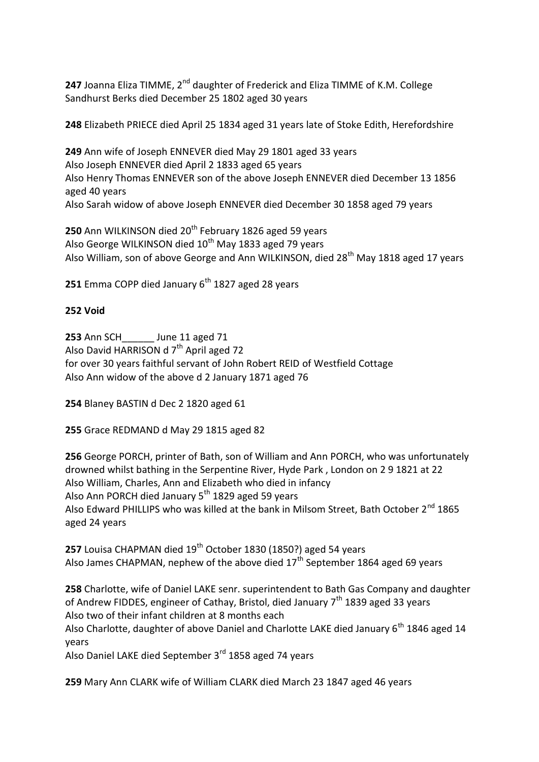**247** Joanna Eliza TIMME, 2nd daughter of Frederick and Eliza TIMME of K.M. College Sandhurst Berks died December 25 1802 aged 30 years

**248** Elizabeth PRIECE died April 25 1834 aged 31 years late of Stoke Edith, Herefordshire

**249** Ann wife of Joseph ENNEVER died May 29 1801 aged 33 years
Also Joseph ENNEVER died April 2 1833 aged 65 years
Also Henry Thomas ENNEVER son of the above Joseph ENNEVER died December 13 1856 aged 40 years
Also Sarah widow of above Joseph ENNEVER died December 30 1858 aged 79 years

**250** Ann WILKINSON died 20th February 1826 aged 59 years
Also George WILKINSON died 10th May 1833 aged 79 years
Also William, son of above George and Ann WILKINSON, died 28th May 1818 aged 17 years

**251** Emma COPP died January 6th 1827 aged 28 years

**252 Void**

**253** Ann SCH______ June 11 aged 71
Also David HARRISON d 7th April aged 72
for over 30 years faithful servant of John Robert REID of Westfield Cottage
Also Ann widow of the above d 2 January 1871 aged 76

**254** Blaney BASTIN d Dec 2 1820 aged 61

**255** Grace REDMAND d May 29 1815 aged 82

**256** George PORCH, printer of Bath, son of William and Ann PORCH, who was unfortunately drowned whilst bathing in the Serpentine River, Hyde Park , London on 2 9 1821 at 22
Also William, Charles, Ann and Elizabeth who died in infancy
Also Ann PORCH died January 5th 1829 aged 59 years
Also Edward PHILLIPS who was killed at the bank in Milsom Street, Bath October 2nd 1865 aged 24 years

**257** Louisa CHAPMAN died 19th October 1830 (1850?) aged 54 years
Also James CHAPMAN, nephew of the above died 17th September 1864 aged 69 years

**258** Charlotte, wife of Daniel LAKE senr. superintendent to Bath Gas Company and daughter of Andrew FIDDES, engineer of Cathay, Bristol, died January 7th 1839 aged 33 years
Also two of their infant children at 8 months each
Also Charlotte, daughter of above Daniel and Charlotte LAKE died January 6th 1846 aged 14 years
Also Daniel LAKE died September 3rd 1858 aged 74 years

**259** Mary Ann CLARK wife of William CLARK died March 23 1847 aged 46 years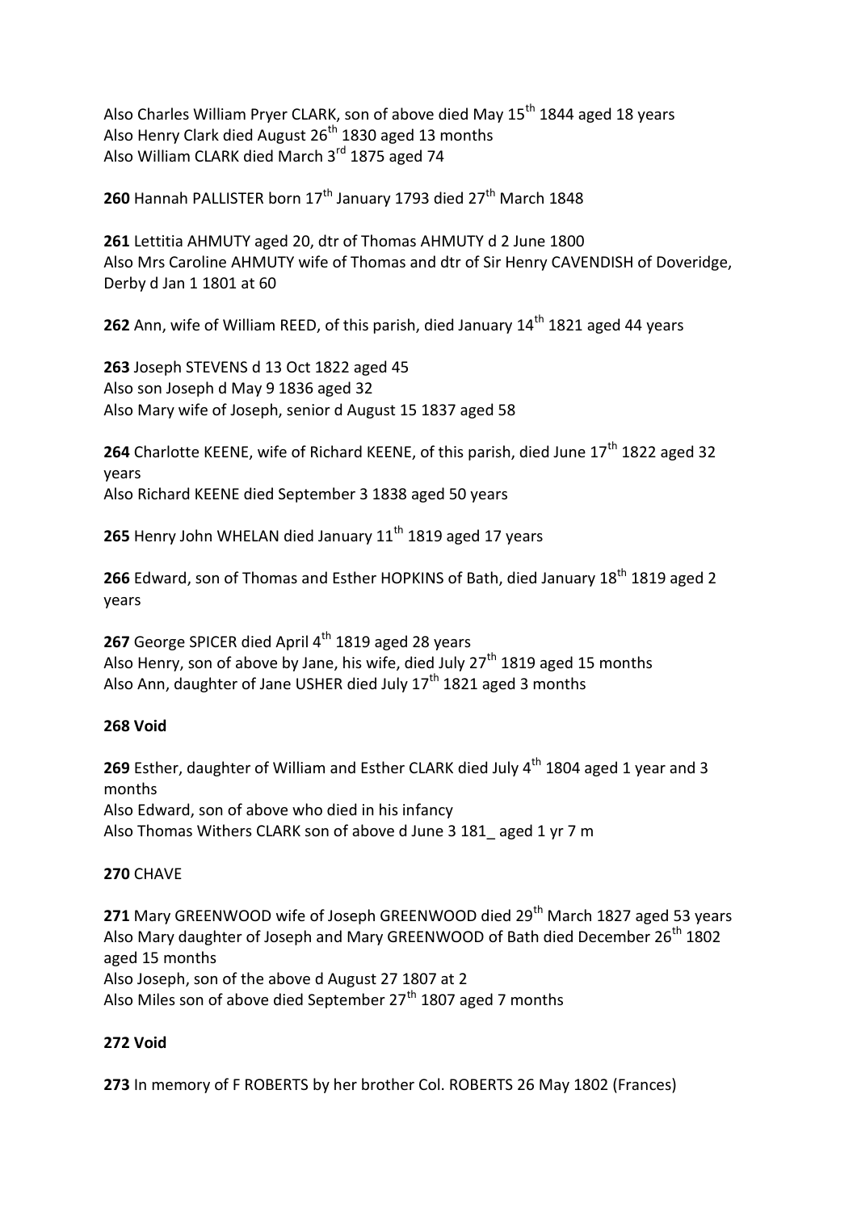Also Charles William Pryer CLARK, son of above died May 15th 1844 aged 18 years
Also Henry Clark died August 26th 1830 aged 13 months
Also William CLARK died March 3rd 1875 aged 74

**260** Hannah PALLISTER born 17th January 1793 died 27th March 1848

**261** Lettitia AHMUTY aged 20, dtr of Thomas AHMUTY d 2 June 1800
Also Mrs Caroline AHMUTY wife of Thomas and dtr of Sir Henry CAVENDISH of Doveridge, Derby d Jan 1 1801 at 60

**262** Ann, wife of William REED, of this parish, died January 14th 1821 aged 44 years

**263** Joseph STEVENS d 13 Oct 1822 aged 45
Also son Joseph d May 9 1836 aged 32
Also Mary wife of Joseph, senior d August 15 1837 aged 58

**264** Charlotte KEENE, wife of Richard KEENE, of this parish, died June 17th 1822 aged 32 years
Also Richard KEENE died September 3 1838 aged 50 years

**265** Henry John WHELAN died January 11th 1819 aged 17 years

**266** Edward, son of Thomas and Esther HOPKINS of Bath, died January 18th 1819 aged 2 years

**267** George SPICER died April 4th 1819 aged 28 years
Also Henry, son of above by Jane, his wife, died July 27th 1819 aged 15 months
Also Ann, daughter of Jane USHER died July 17th 1821 aged 3 months

**268 Void**

**269** Esther, daughter of William and Esther CLARK died July 4th 1804 aged 1 year and 3 months
Also Edward, son of above who died in his infancy
Also Thomas Withers CLARK son of above d June 3 181_ aged 1 yr 7 m

**270** CHAVE

**271** Mary GREENWOOD wife of Joseph GREENWOOD died 29th March 1827 aged 53 years
Also Mary daughter of Joseph and Mary GREENWOOD of Bath died December 26th 1802 aged 15 months
Also Joseph, son of the above d August 27 1807 at 2
Also Miles son of above died September 27th 1807 aged 7 months

**272 Void**

**273** In memory of F ROBERTS by her brother Col. ROBERTS 26 May 1802 (Frances)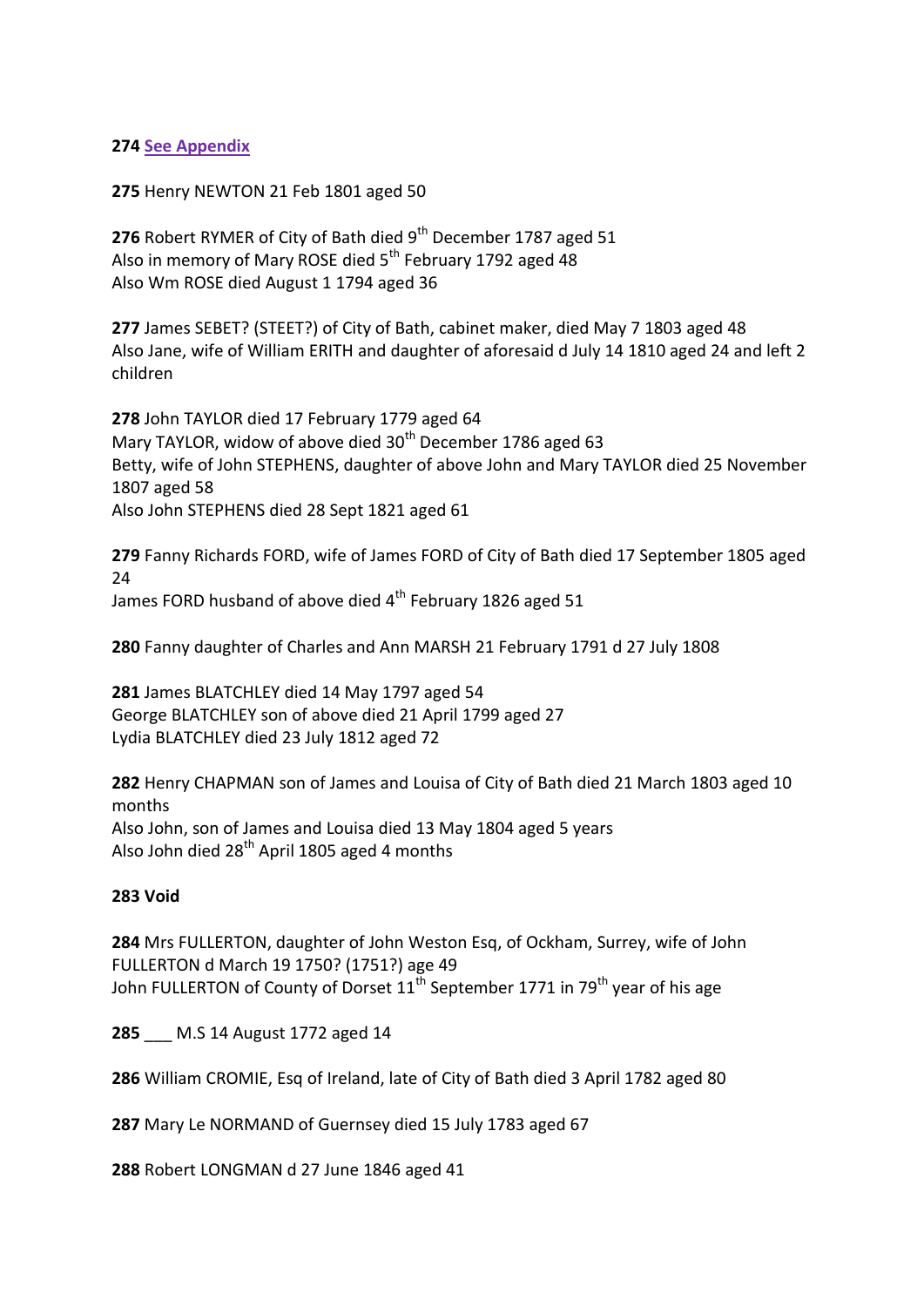**274** See Appendix

**275** Henry NEWTON 21 Feb 1801 aged 50

**276** Robert RYMER of City of Bath died 9th December 1787 aged 51
Also in memory of Mary ROSE died 5th February 1792 aged 48
Also Wm ROSE died August 1 1794 aged 36

**277** James SEBET? (STEET?) of City of Bath, cabinet maker, died May 7 1803 aged 48
Also Jane, wife of William ERITH and daughter of aforesaid d July 14 1810 aged 24 and left 2 children

**278** John TAYLOR died 17 February 1779 aged 64
Mary TAYLOR, widow of above died 30th December 1786 aged 63
Betty, wife of John STEPHENS, daughter of above John and Mary TAYLOR died 25 November 1807 aged 58
Also John STEPHENS died 28 Sept 1821 aged 61

**279** Fanny Richards FORD, wife of James FORD of City of Bath died 17 September 1805 aged 24
James FORD husband of above died 4th February 1826 aged 51

**280** Fanny daughter of Charles and Ann MARSH 21 February 1791 d 27 July 1808

**281** James BLATCHLEY died 14 May 1797 aged 54
George BLATCHLEY son of above died 21 April 1799 aged 27
Lydia BLATCHLEY died 23 July 1812 aged 72

**282** Henry CHAPMAN son of James and Louisa of City of Bath died 21 March 1803 aged 10 months
Also John, son of James and Louisa died 13 May 1804 aged 5 years
Also John died 28th April 1805 aged 4 months

**283 Void**

**284** Mrs FULLERTON, daughter of John Weston Esq, of Ockham, Surrey, wife of John FULLERTON d March 19 1750? (1751?) age 49
John FULLERTON of County of Dorset 11th September 1771 in 79th year of his age

**285** ___ M.S 14 August 1772 aged 14

**286** William CROMIE, Esq of Ireland, late of City of Bath died 3 April 1782 aged 80

**287** Mary Le NORMAND of Guernsey died 15 July 1783 aged 67

**288** Robert LONGMAN d 27 June 1846 aged 41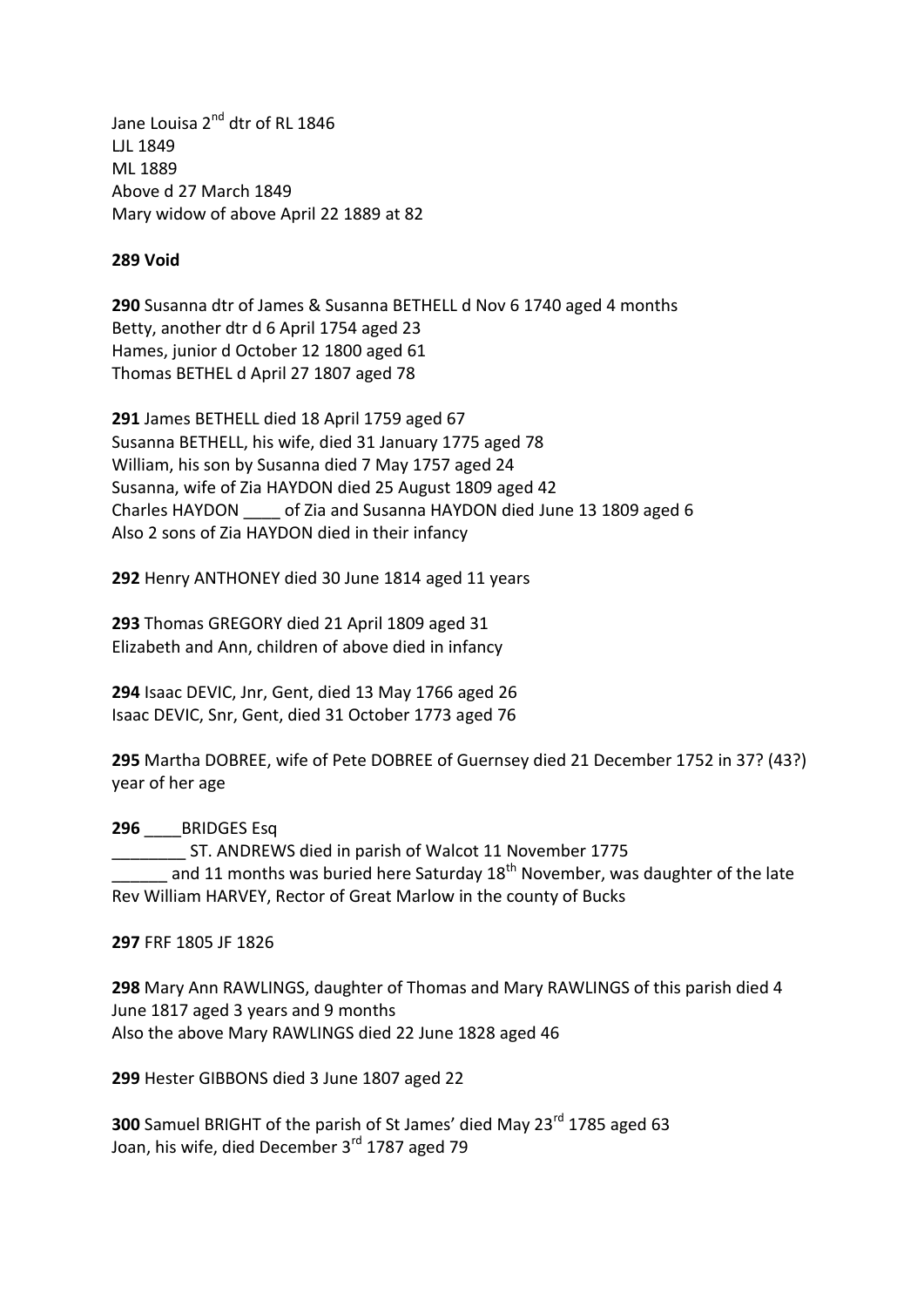Jane Louisa 2nd dtr of RL 1846
LJL 1849
ML 1889
Above d 27 March 1849
Mary widow of above April 22 1889 at 82

**289 Void**

**290** Susanna dtr of James & Susanna BETHELL d Nov 6 1740 aged 4 months
Betty, another dtr d 6 April 1754 aged 23
Hames, junior d October 12 1800 aged 61
Thomas BETHEL d April 27 1807 aged 78

**291** James BETHELL died 18 April 1759 aged 67
Susanna BETHELL, his wife, died 31 January 1775 aged 78
William, his son by Susanna died 7 May 1757 aged 24
Susanna, wife of Zia HAYDON died 25 August 1809 aged 42
Charles HAYDON ____ of Zia and Susanna HAYDON died June 13 1809 aged 6
Also 2 sons of Zia HAYDON died in their infancy

**292** Henry ANTHONEY died 30 June 1814 aged 11 years

**293** Thomas GREGORY died 21 April 1809 aged 31
Elizabeth and Ann, children of above died in infancy

**294** Isaac DEVIC, Jnr, Gent, died 13 May 1766 aged 26
Isaac DEVIC, Snr, Gent, died 31 October 1773 aged 76

**295** Martha DOBREE, wife of Pete DOBREE of Guernsey died 21 December 1752 in 37? (43?) year of her age

**296** ____BRIDGES Esq
________ ST. ANDREWS died in parish of Walcot 11 November 1775
______ and 11 months was buried here Saturday 18th November, was daughter of the late Rev William HARVEY, Rector of Great Marlow in the county of Bucks

**297** FRF 1805 JF 1826

**298** Mary Ann RAWLINGS, daughter of Thomas and Mary RAWLINGS of this parish died 4 June 1817 aged 3 years and 9 months
Also the above Mary RAWLINGS died 22 June 1828 aged 46

**299** Hester GIBBONS died 3 June 1807 aged 22

**300** Samuel BRIGHT of the parish of St James' died May 23rd 1785 aged 63
Joan, his wife, died December 3rd 1787 aged 79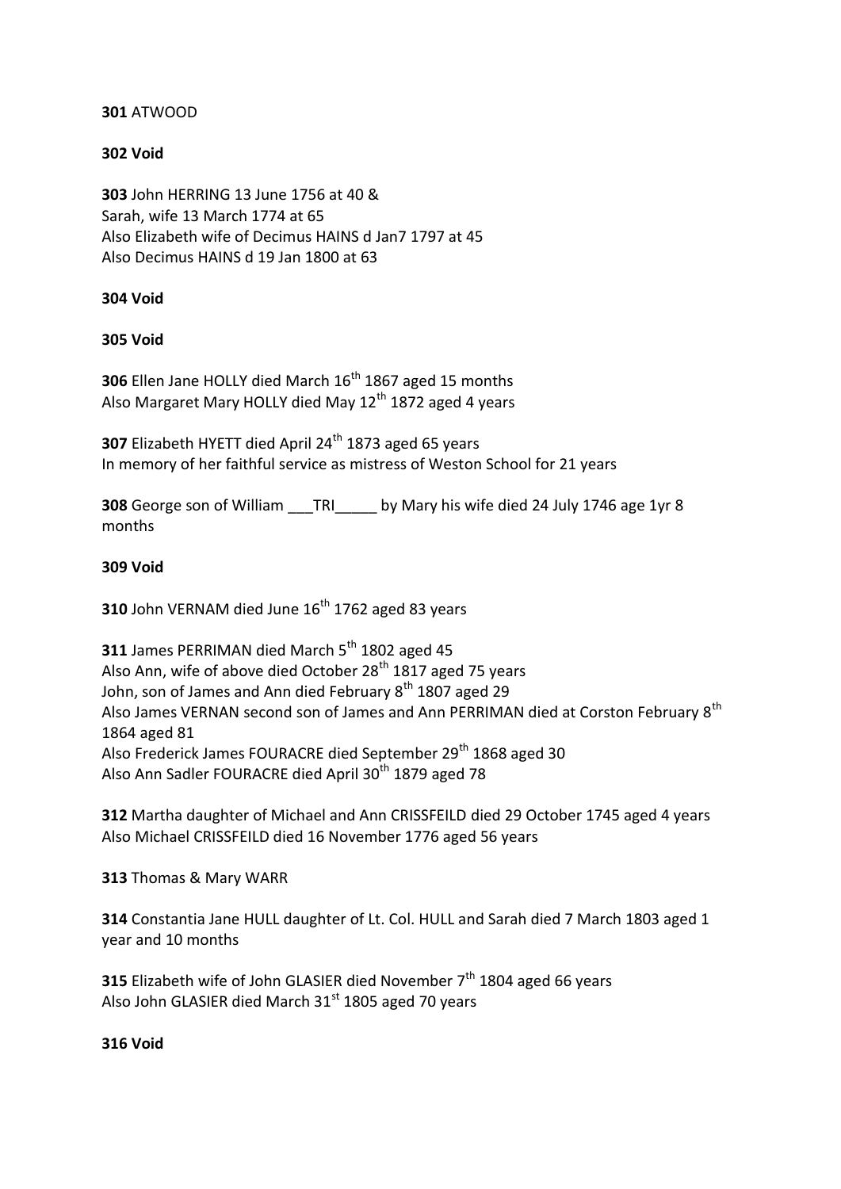**301** ATWOOD

**302 Void**

**303** John HERRING 13 June 1756 at 40 &
Sarah, wife 13 March 1774 at 65
Also Elizabeth wife of Decimus HAINS d Jan7 1797 at 45
Also Decimus HAINS d 19 Jan 1800 at 63

**304 Void**

**305 Void**

**306** Ellen Jane HOLLY died March 16th 1867 aged 15 months
Also Margaret Mary HOLLY died May 12th 1872 aged 4 years

**307** Elizabeth HYETT died April 24th 1873 aged 65 years
In memory of her faithful service as mistress of Weston School for 21 years

**308** George son of William ___TRI_____ by Mary his wife died 24 July 1746 age 1yr 8 months

**309 Void**

**310** John VERNAM died June 16th 1762 aged 83 years

**311** James PERRIMAN died March 5th 1802 aged 45
Also Ann, wife of above died October 28th 1817 aged 75 years
John, son of James and Ann died February 8th 1807 aged 29
Also James VERNAN second son of James and Ann PERRIMAN died at Corston February 8th 1864 aged 81
Also Frederick James FOURACRE died September 29th 1868 aged 30
Also Ann Sadler FOURACRE died April 30th 1879 aged 78

**312** Martha daughter of Michael and Ann CRISSFEILD died 29 October 1745 aged 4 years
Also Michael CRISSFEILD died 16 November 1776 aged 56 years

**313** Thomas & Mary WARR

**314** Constantia Jane HULL daughter of Lt. Col. HULL and Sarah died 7 March 1803 aged 1 year and 10 months

**315** Elizabeth wife of John GLASIER died November 7th 1804 aged 66 years
Also John GLASIER died March 31st 1805 aged 70 years

**316 Void**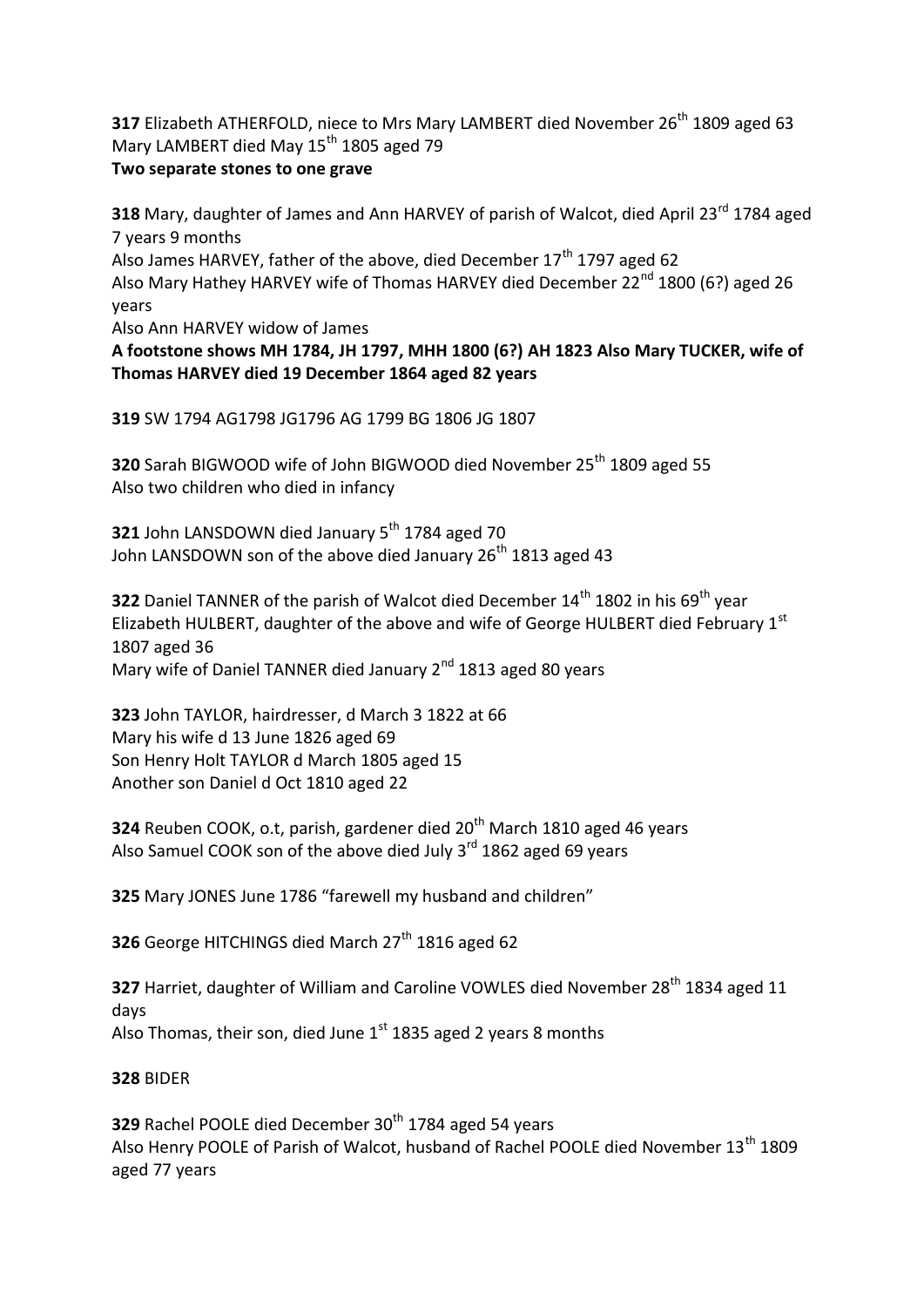**317** Elizabeth ATHERFOLD, niece to Mrs Mary LAMBERT died November 26th 1809 aged 63
Mary LAMBERT died May 15th 1805 aged 79
**Two separate stones to one grave**

**318** Mary, daughter of James and Ann HARVEY of parish of Walcot, died April 23rd 1784 aged 7 years 9 months
Also James HARVEY, father of the above, died December 17th 1797 aged 62
Also Mary Hathey HARVEY wife of Thomas HARVEY died December 22nd 1800 (6?) aged 26 years
Also Ann HARVEY widow of James
**A footstone shows MH 1784, JH 1797, MHH 1800 (6?) AH 1823 Also Mary TUCKER, wife of Thomas HARVEY died 19 December 1864 aged 82 years**

**319** SW 1794 AG1798 JG1796 AG 1799 BG 1806 JG 1807

**320** Sarah BIGWOOD wife of John BIGWOOD died November 25th 1809 aged 55
Also two children who died in infancy

**321** John LANSDOWN died January 5th 1784 aged 70
John LANSDOWN son of the above died January 26th 1813 aged 43

**322** Daniel TANNER of the parish of Walcot died December 14th 1802 in his 69th year
Elizabeth HULBERT, daughter of the above and wife of George HULBERT died February 1st 1807 aged 36
Mary wife of Daniel TANNER died January 2nd 1813 aged 80 years

**323** John TAYLOR, hairdresser, d March 3 1822 at 66
Mary his wife d 13 June 1826 aged 69
Son Henry Holt TAYLOR d March 1805 aged 15
Another son Daniel d Oct 1810 aged 22

**324** Reuben COOK, o.t, parish, gardener died 20th March 1810 aged 46 years
Also Samuel COOK son of the above died July 3rd 1862 aged 69 years

**325** Mary JONES June 1786 "farewell my husband and children"

**326** George HITCHINGS died March 27th 1816 aged 62

**327** Harriet, daughter of William and Caroline VOWLES died November 28th 1834 aged 11 days
Also Thomas, their son, died June 1st 1835 aged 2 years 8 months

**328** BIDER

**329** Rachel POOLE died December 30th 1784 aged 54 years
Also Henry POOLE of Parish of Walcot, husband of Rachel POOLE died November 13th 1809 aged 77 years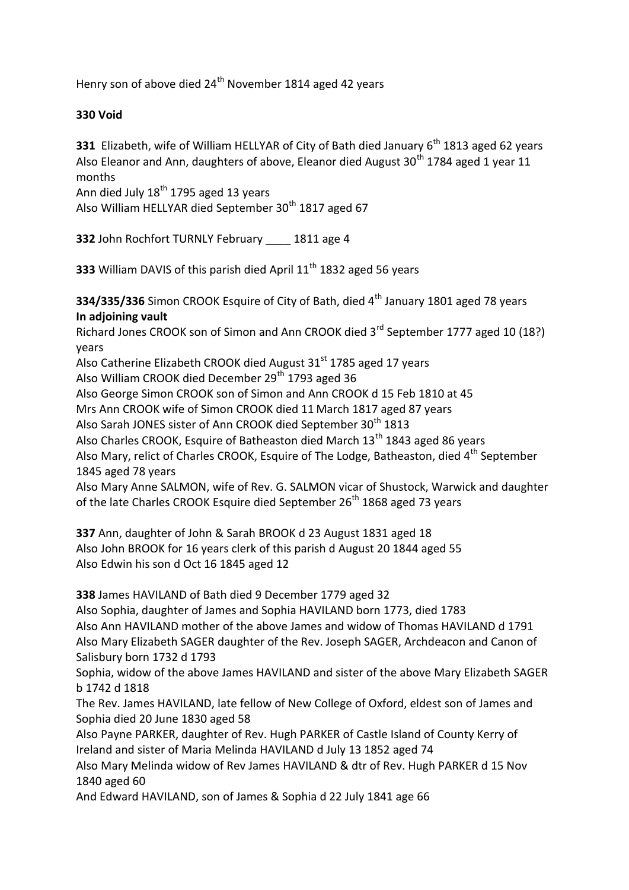Henry son of above died 24th November 1814 aged 42 years

**330 Void**

**331** Elizabeth, wife of William HELLYAR of City of Bath died January 6th 1813 aged 62 years
Also Eleanor and Ann, daughters of above, Eleanor died August 30th 1784 aged 1 year 11 months
Ann died July 18th 1795 aged 13 years
Also William HELLYAR died September 30th 1817 aged 67

**332** John Rochfort TURNLY February ____ 1811 age 4

**333** William DAVIS of this parish died April 11th 1832 aged 56 years

**334/335/336** Simon CROOK Esquire of City of Bath, died 4th January 1801 aged 78 years
**In adjoining vault**
Richard Jones CROOK son of Simon and Ann CROOK died 3rd September 1777 aged 10 (18?) years
Also Catherine Elizabeth CROOK died August 31st 1785 aged 17 years
Also William CROOK died December 29th 1793 aged 36
Also George Simon CROOK son of Simon and Ann CROOK d 15 Feb 1810 at 45
Mrs Ann CROOK wife of Simon CROOK died 11 March 1817 aged 87 years
Also Sarah JONES sister of Ann CROOK died September 30th 1813
Also Charles CROOK, Esquire of Batheaston died March 13th 1843 aged 86 years
Also Mary, relict of Charles CROOK, Esquire of The Lodge, Batheaston, died 4th September 1845 aged 78 years
Also Mary Anne SALMON, wife of Rev. G. SALMON vicar of Shustock, Warwick and daughter of the late Charles CROOK Esquire died September 26th 1868 aged 73 years

**337** Ann, daughter of John & Sarah BROOK d 23 August 1831 aged 18
Also John BROOK for 16 years clerk of this parish d August 20 1844 aged 55
Also Edwin his son d Oct 16 1845 aged 12

**338** James HAVILAND of Bath died 9 December 1779 aged 32
Also Sophia, daughter of James and Sophia HAVILAND born 1773, died 1783
Also Ann HAVILAND mother of the above James and widow of Thomas HAVILAND d 1791
Also Mary Elizabeth SAGER daughter of the Rev. Joseph SAGER, Archdeacon and Canon of Salisbury born 1732 d 1793
Sophia, widow of the above James HAVILAND and sister of the above Mary Elizabeth SAGER b 1742 d 1818
The Rev. James HAVILAND, late fellow of New College of Oxford, eldest son of James and Sophia died 20 June 1830 aged 58
Also Payne PARKER, daughter of Rev. Hugh PARKER of Castle Island of County Kerry of Ireland and sister of Maria Melinda HAVILAND d July 13 1852 aged 74
Also Mary Melinda widow of Rev James HAVILAND & dtr of Rev. Hugh PARKER d 15 Nov 1840 aged 60
And Edward HAVILAND, son of James & Sophia d 22 July 1841 age 66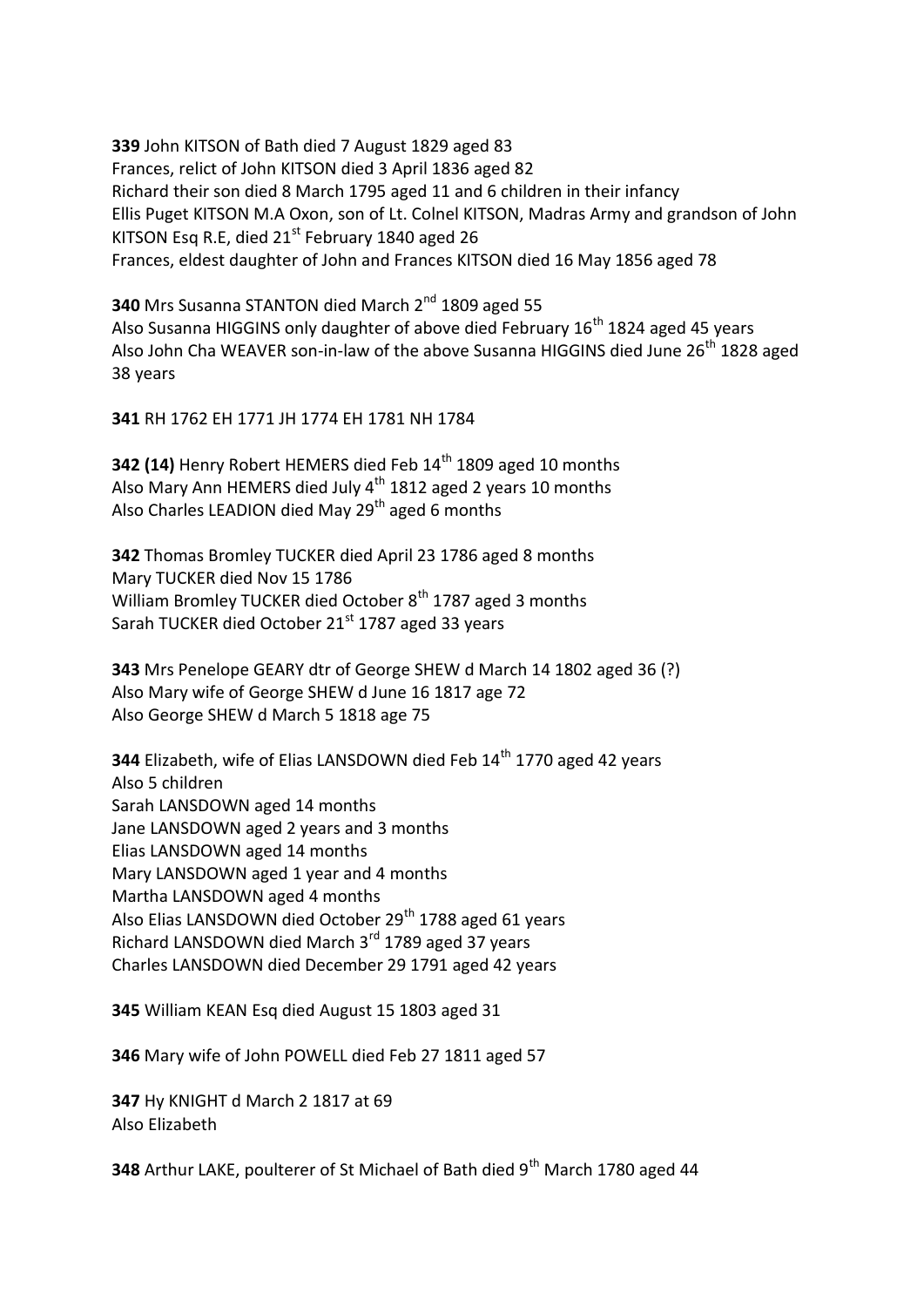**339** John KITSON of Bath died 7 August 1829 aged 83
Frances, relict of John KITSON died 3 April 1836 aged 82
Richard their son died 8 March 1795 aged 11 and 6 children in their infancy
Ellis Puget KITSON M.A Oxon, son of Lt. Colnel KITSON, Madras Army and grandson of John KITSON Esq R.E, died 21st February 1840 aged 26
Frances, eldest daughter of John and Frances KITSON died 16 May 1856 aged 78

**340** Mrs Susanna STANTON died March 2nd 1809 aged 55
Also Susanna HIGGINS only daughter of above died February 16th 1824 aged 45 years
Also John Cha WEAVER son-in-law of the above Susanna HIGGINS died June 26th 1828 aged 38 years

**341** RH 1762 EH 1771 JH 1774 EH 1781 NH 1784

**342 (14)** Henry Robert HEMERS died Feb 14th 1809 aged 10 months
Also Mary Ann HEMERS died July 4th 1812 aged 2 years 10 months
Also Charles LEADION died May 29th aged 6 months

**342** Thomas Bromley TUCKER died April 23 1786 aged 8 months
Mary TUCKER died Nov 15 1786
William Bromley TUCKER died October 8th 1787 aged 3 months
Sarah TUCKER died October 21st 1787 aged 33 years

**343** Mrs Penelope GEARY dtr of George SHEW d March 14 1802 aged 36 (?)
Also Mary wife of George SHEW d June 16 1817 age 72
Also George SHEW d March 5 1818 age 75

**344** Elizabeth, wife of Elias LANSDOWN died Feb 14th 1770 aged 42 years
Also 5 children
Sarah LANSDOWN aged 14 months
Jane LANSDOWN aged 2 years and 3 months
Elias LANSDOWN aged 14 months
Mary LANSDOWN aged 1 year and 4 months
Martha LANSDOWN aged 4 months
Also Elias LANSDOWN died October 29th 1788 aged 61 years
Richard LANSDOWN died March 3rd 1789 aged 37 years
Charles LANSDOWN died December 29 1791 aged 42 years

**345** William KEAN Esq died August 15 1803 aged 31

**346** Mary wife of John POWELL died Feb 27 1811 aged 57

**347** Hy KNIGHT d March 2 1817 at 69
Also Elizabeth

**348** Arthur LAKE, poulterer of St Michael of Bath died 9th March 1780 aged 44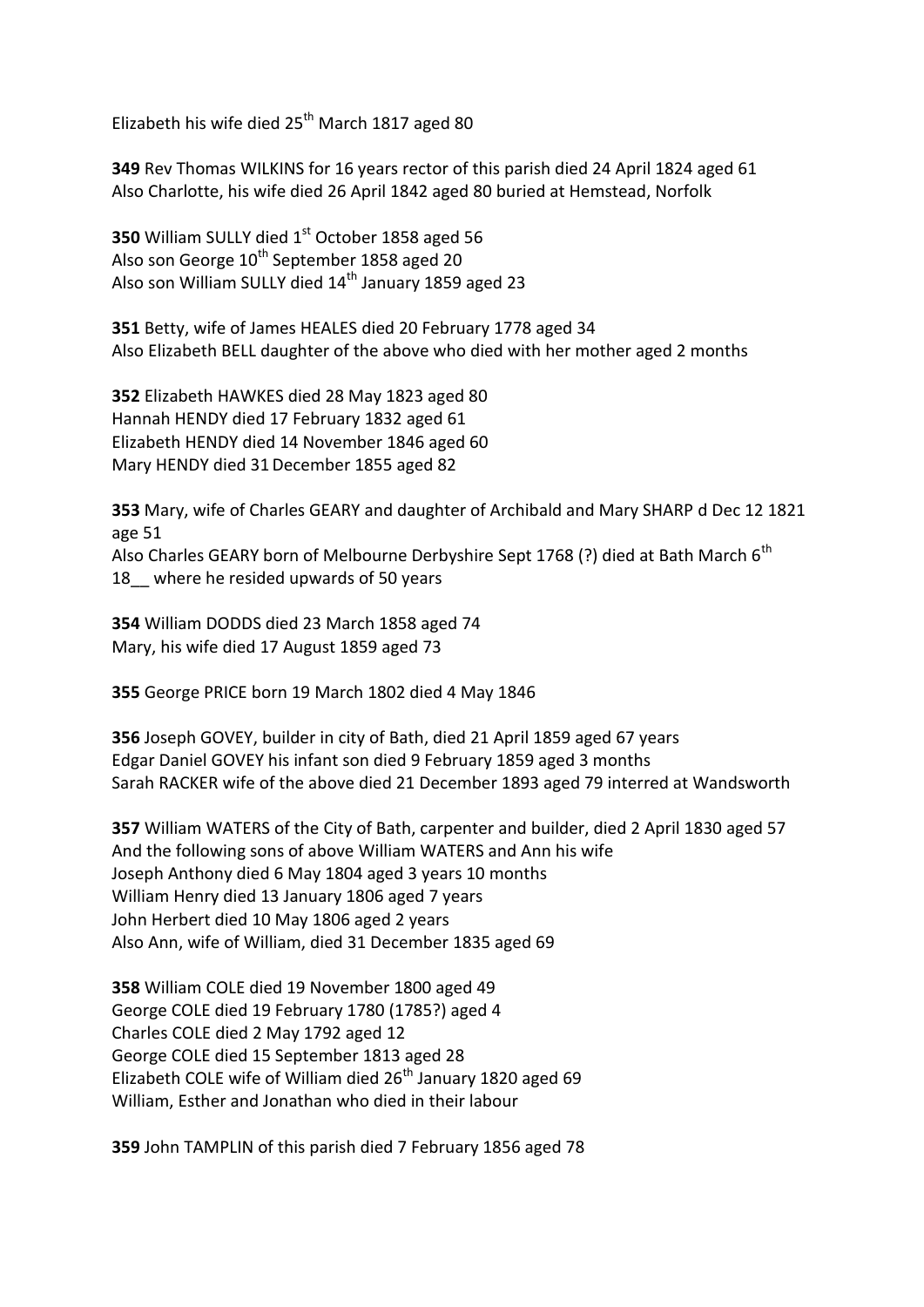Elizabeth his wife died 25th March 1817 aged 80

**349** Rev Thomas WILKINS for 16 years rector of this parish died 24 April 1824 aged 61
Also Charlotte, his wife died 26 April 1842 aged 80 buried at Hemstead, Norfolk

**350** William SULLY died 1st October 1858 aged 56
Also son George 10th September 1858 aged 20
Also son William SULLY died 14th January 1859 aged 23

**351** Betty, wife of James HEALES died 20 February 1778 aged 34
Also Elizabeth BELL daughter of the above who died with her mother aged 2 months

**352** Elizabeth HAWKES died 28 May 1823 aged 80
Hannah HENDY died 17 February 1832 aged 61
Elizabeth HENDY died 14 November 1846 aged 60
Mary HENDY died 31 December 1855 aged 82

**353** Mary, wife of Charles GEARY and daughter of Archibald and Mary SHARP d Dec 12 1821 age 51
Also Charles GEARY born of Melbourne Derbyshire Sept 1768 (?) died at Bath March 6th 18__ where he resided upwards of 50 years

**354** William DODDS died 23 March 1858 aged 74
Mary, his wife died 17 August 1859 aged 73

**355** George PRICE born 19 March 1802 died 4 May 1846

**356** Joseph GOVEY, builder in city of Bath, died 21 April 1859 aged 67 years
Edgar Daniel GOVEY his infant son died 9 February 1859 aged 3 months
Sarah RACKER wife of the above died 21 December 1893 aged 79 interred at Wandsworth

**357** William WATERS of the City of Bath, carpenter and builder, died 2 April 1830 aged 57
And the following sons of above William WATERS and Ann his wife
Joseph Anthony died 6 May 1804 aged 3 years 10 months
William Henry died 13 January 1806 aged 7 years
John Herbert died 10 May 1806 aged 2 years
Also Ann, wife of William, died 31 December 1835 aged 69

**358** William COLE died 19 November 1800 aged 49
George COLE died 19 February 1780 (1785?) aged 4
Charles COLE died 2 May 1792 aged 12
George COLE died 15 September 1813 aged 28
Elizabeth COLE wife of William died 26th January 1820 aged 69
William, Esther and Jonathan who died in their labour

**359** John TAMPLIN of this parish died 7 February 1856 aged 78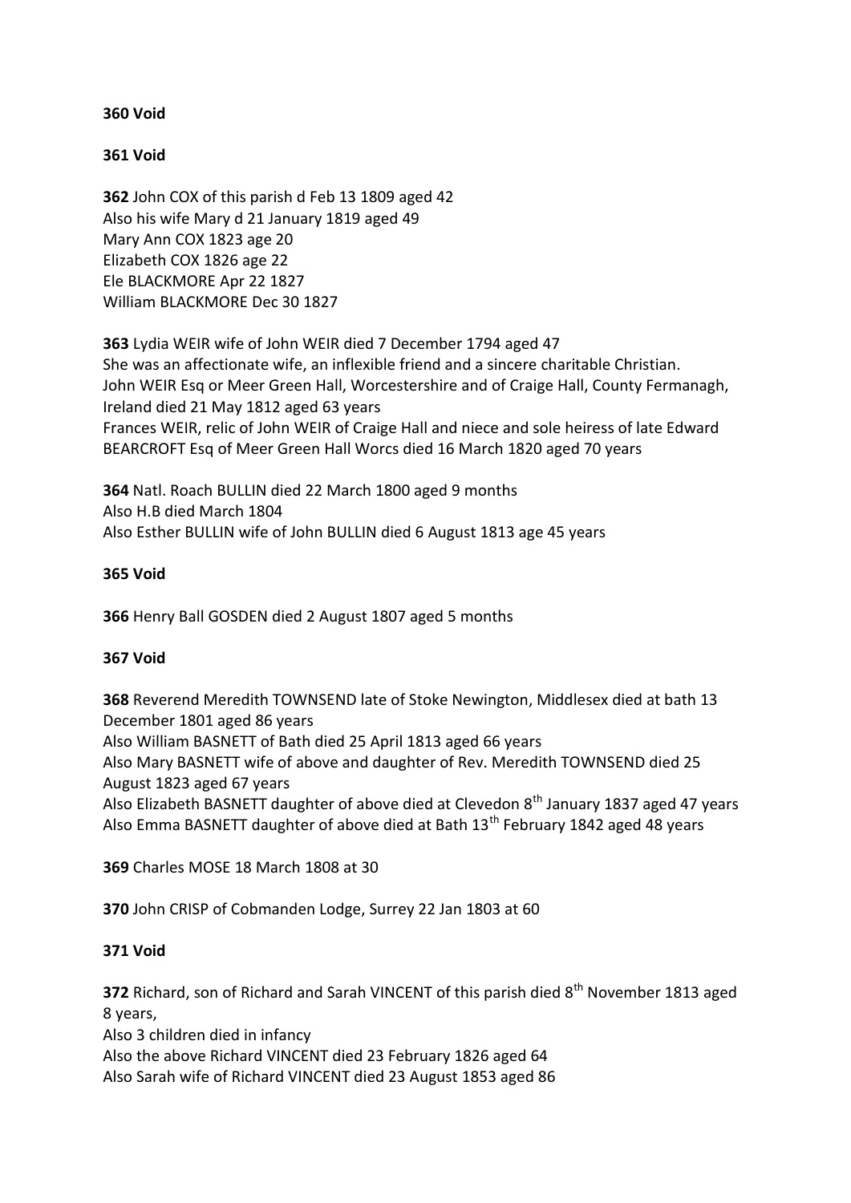**360 Void**

**361 Void**

**362** John COX of this parish d Feb 13 1809 aged 42
Also his wife Mary d 21 January 1819 aged 49
Mary Ann COX 1823 age 20
Elizabeth COX 1826 age 22
Ele BLACKMORE Apr 22 1827
William BLACKMORE Dec 30 1827

**363** Lydia WEIR wife of John WEIR died 7 December 1794 aged 47
She was an affectionate wife, an inflexible friend and a sincere charitable Christian.
John WEIR Esq or Meer Green Hall, Worcestershire and of Craige Hall, County Fermanagh, Ireland died 21 May 1812 aged 63 years
Frances WEIR, relic of John WEIR of Craige Hall and niece and sole heiress of late Edward BEARCROFT Esq of Meer Green Hall Worcs died 16 March 1820 aged 70 years

**364** Natl. Roach BULLIN died 22 March 1800 aged 9 months
Also H.B died March 1804
Also Esther BULLIN wife of John BULLIN died 6 August 1813 age 45 years

**365 Void**

**366** Henry Ball GOSDEN died 2 August 1807 aged 5 months

**367 Void**

**368** Reverend Meredith TOWNSEND late of Stoke Newington, Middlesex died at bath 13 December 1801 aged 86 years
Also William BASNETT of Bath died 25 April 1813 aged 66 years
Also Mary BASNETT wife of above and daughter of Rev. Meredith TOWNSEND died 25 August 1823 aged 67 years
Also Elizabeth BASNETT daughter of above died at Clevedon 8th January 1837 aged 47 years
Also Emma BASNETT daughter of above died at Bath 13th February 1842 aged 48 years

**369** Charles MOSE 18 March 1808 at 30

**370** John CRISP of Cobmanden Lodge, Surrey 22 Jan 1803 at 60

**371 Void**

**372** Richard, son of Richard and Sarah VINCENT of this parish died 8th November 1813 aged 8 years,
Also 3 children died in infancy
Also the above Richard VINCENT died 23 February 1826 aged 64
Also Sarah wife of Richard VINCENT died 23 August 1853 aged 86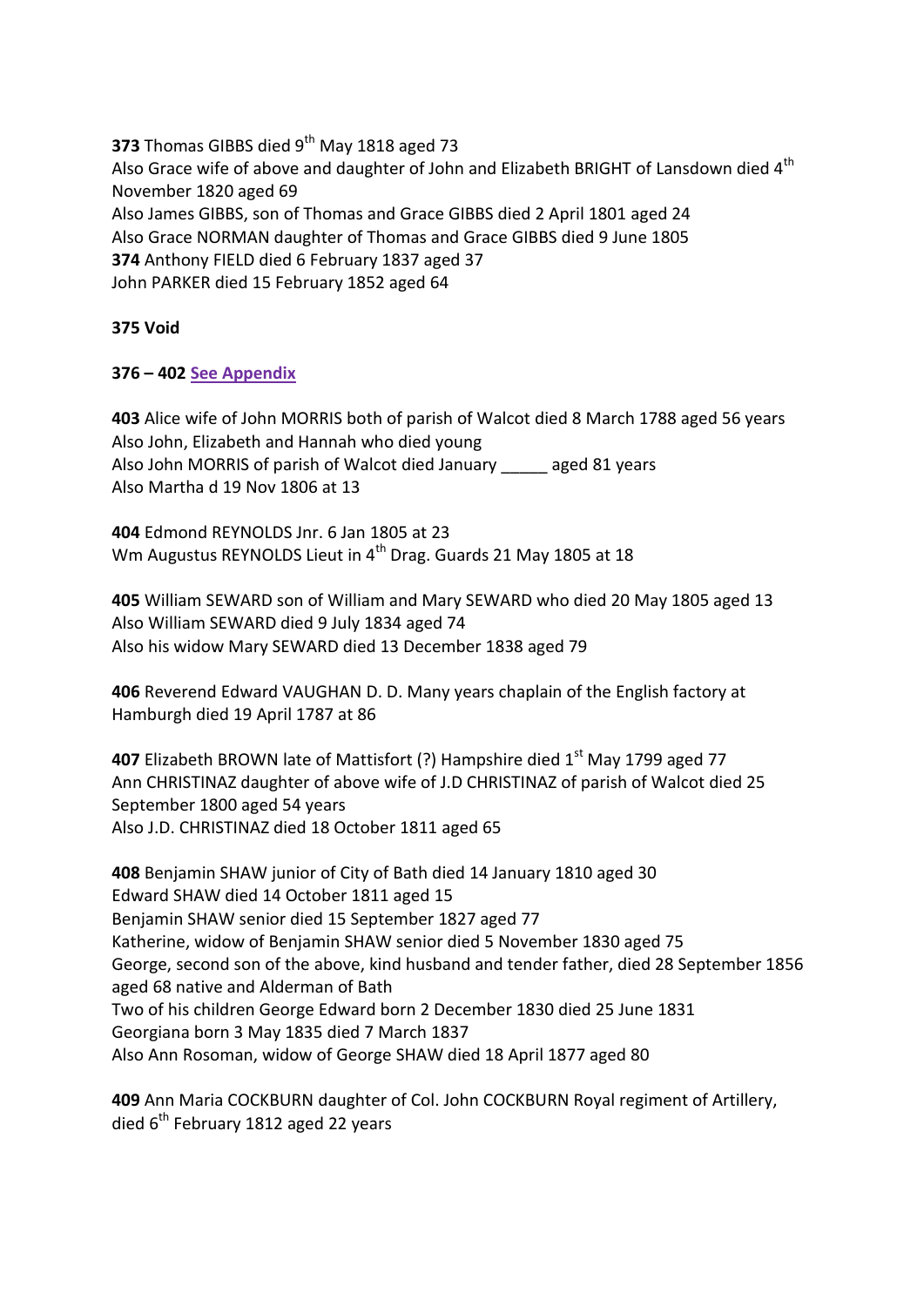**373** Thomas GIBBS died 9th May 1818 aged 73
Also Grace wife of above and daughter of John and Elizabeth BRIGHT of Lansdown died 4th November 1820 aged 69
Also James GIBBS, son of Thomas and Grace GIBBS died 2 April 1801 aged 24
Also Grace NORMAN daughter of Thomas and Grace GIBBS died 9 June 1805
**374** Anthony FIELD died 6 February 1837 aged 37
John PARKER died 15 February 1852 aged 64

**375 Void**

**376 – 402 See Appendix**

**403** Alice wife of John MORRIS both of parish of Walcot died 8 March 1788 aged 56 years
Also John, Elizabeth and Hannah who died young
Also John MORRIS of parish of Walcot died January _____ aged 81 years
Also Martha d 19 Nov 1806 at 13

**404** Edmond REYNOLDS Jnr. 6 Jan 1805 at 23
Wm Augustus REYNOLDS Lieut in 4th Drag. Guards 21 May 1805 at 18

**405** William SEWARD son of William and Mary SEWARD who died 20 May 1805 aged 13
Also William SEWARD died 9 July 1834 aged 74
Also his widow Mary SEWARD died 13 December 1838 aged 79

**406** Reverend Edward VAUGHAN D. D. Many years chaplain of the English factory at Hamburgh died 19 April 1787 at 86

**407** Elizabeth BROWN late of Mattisfort (?) Hampshire died 1st May 1799 aged 77
Ann CHRISTINAZ daughter of above wife of J.D CHRISTINAZ of parish of Walcot died 25 September 1800 aged 54 years
Also J.D. CHRISTINAZ died 18 October 1811 aged 65

**408** Benjamin SHAW junior of City of Bath died 14 January 1810 aged 30
Edward SHAW died 14 October 1811 aged 15
Benjamin SHAW senior died 15 September 1827 aged 77
Katherine, widow of Benjamin SHAW senior died 5 November 1830 aged 75
George, second son of the above, kind husband and tender father, died 28 September 1856 aged 68 native and Alderman of Bath
Two of his children George Edward born 2 December 1830 died 25 June 1831
Georgiana born 3 May 1835 died 7 March 1837
Also Ann Rosoman, widow of George SHAW died 18 April 1877 aged 80

**409** Ann Maria COCKBURN daughter of Col. John COCKBURN Royal regiment of Artillery, died 6th February 1812 aged 22 years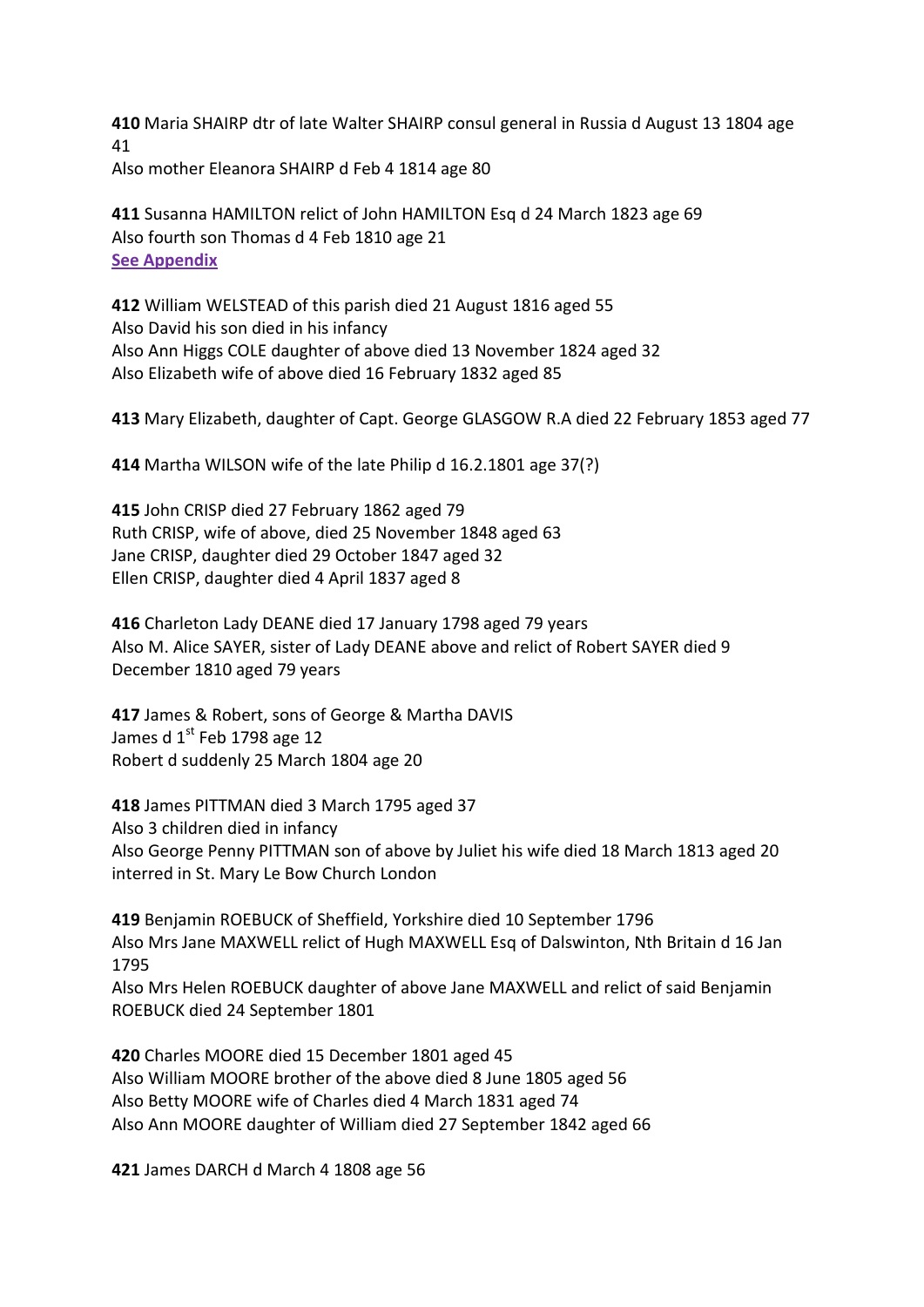**410** Maria SHAIRP dtr of late Walter SHAIRP consul general in Russia d August 13 1804 age 41
Also mother Eleanora SHAIRP d Feb 4 1814 age 80

**411** Susanna HAMILTON relict of John HAMILTON Esq d 24 March 1823 age 69
Also fourth son Thomas d 4 Feb 1810 age 21
**See Appendix**

**412** William WELSTEAD of this parish died 21 August 1816 aged 55
Also David his son died in his infancy
Also Ann Higgs COLE daughter of above died 13 November 1824 aged 32
Also Elizabeth wife of above died 16 February 1832 aged 85

**413** Mary Elizabeth, daughter of Capt. George GLASGOW R.A died 22 February 1853 aged 77

**414** Martha WILSON wife of the late Philip d 16.2.1801 age 37(?)

**415** John CRISP died 27 February 1862 aged 79
Ruth CRISP, wife of above, died 25 November 1848 aged 63
Jane CRISP, daughter died 29 October 1847 aged 32
Ellen CRISP, daughter died 4 April 1837 aged 8

**416** Charleton Lady DEANE died 17 January 1798 aged 79 years
Also M. Alice SAYER, sister of Lady DEANE above and relict of Robert SAYER died 9 December 1810 aged 79 years

**417** James & Robert, sons of George & Martha DAVIS
James d 1st Feb 1798 age 12
Robert d suddenly 25 March 1804 age 20

**418** James PITTMAN died 3 March 1795 aged 37
Also 3 children died in infancy
Also George Penny PITTMAN son of above by Juliet his wife died 18 March 1813 aged 20 interred in St. Mary Le Bow Church London

**419** Benjamin ROEBUCK of Sheffield, Yorkshire died 10 September 1796
Also Mrs Jane MAXWELL relict of Hugh MAXWELL Esq of Dalswinton, Nth Britain d 16 Jan 1795
Also Mrs Helen ROEBUCK daughter of above Jane MAXWELL and relict of said Benjamin ROEBUCK died 24 September 1801

**420** Charles MOORE died 15 December 1801 aged 45
Also William MOORE brother of the above died 8 June 1805 aged 56
Also Betty MOORE wife of Charles died 4 March 1831 aged 74
Also Ann MOORE daughter of William died 27 September 1842 aged 66

**421** James DARCH d March 4 1808 age 56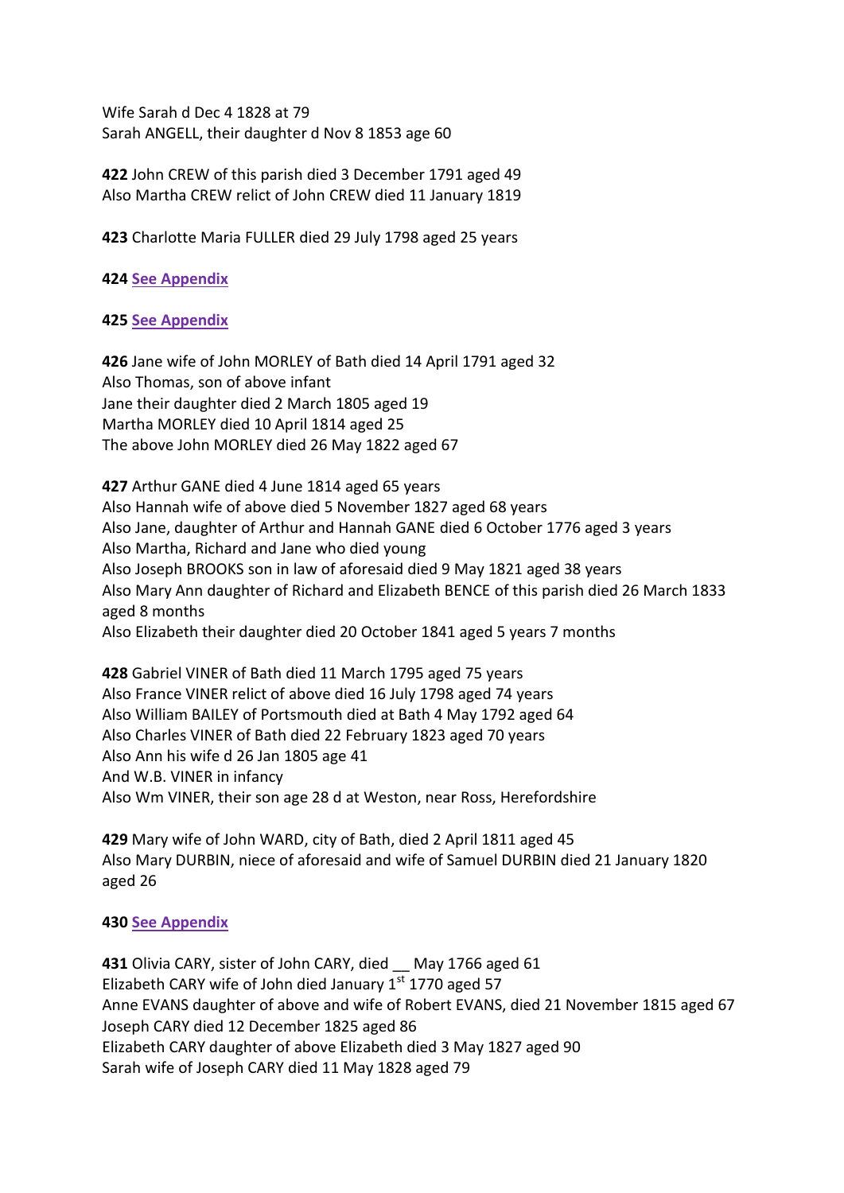Wife Sarah d Dec 4 1828 at 79
Sarah ANGELL, their daughter d Nov 8 1853 age 60

**422** John CREW of this parish died 3 December 1791 aged 49
Also Martha CREW relict of John CREW died 11 January 1819

**423** Charlotte Maria FULLER died 29 July 1798 aged 25 years

**424** See Appendix

**425** See Appendix

**426** Jane wife of John MORLEY of Bath died 14 April 1791 aged 32
Also Thomas, son of above infant
Jane their daughter died 2 March 1805 aged 19
Martha MORLEY died 10 April 1814 aged 25
The above John MORLEY died 26 May 1822 aged 67

**427** Arthur GANE died 4 June 1814 aged 65 years
Also Hannah wife of above died 5 November 1827 aged 68 years
Also Jane, daughter of Arthur and Hannah GANE died 6 October 1776 aged 3 years
Also Martha, Richard and Jane who died young
Also Joseph BROOKS son in law of aforesaid died 9 May 1821 aged 38 years
Also Mary Ann daughter of Richard and Elizabeth BENCE of this parish died 26 March 1833 aged 8 months
Also Elizabeth their daughter died 20 October 1841 aged 5 years 7 months

**428** Gabriel VINER of Bath died 11 March 1795 aged 75 years
Also France VINER relict of above died 16 July 1798 aged 74 years
Also William BAILEY of Portsmouth died at Bath 4 May 1792 aged 64
Also Charles VINER of Bath died 22 February 1823 aged 70 years
Also Ann his wife d 26 Jan 1805 age 41
And W.B. VINER in infancy
Also Wm VINER, their son age 28 d at Weston, near Ross, Herefordshire

**429** Mary wife of John WARD, city of Bath, died 2 April 1811 aged 45
Also Mary DURBIN, niece of aforesaid and wife of Samuel DURBIN died 21 January 1820 aged 26

**430** See Appendix

**431** Olivia CARY, sister of John CARY, died __ May 1766 aged 61
Elizabeth CARY wife of John died January 1st 1770 aged 57
Anne EVANS daughter of above and wife of Robert EVANS, died 21 November 1815 aged 67
Joseph CARY died 12 December 1825 aged 86
Elizabeth CARY daughter of above Elizabeth died 3 May 1827 aged 90
Sarah wife of Joseph CARY died 11 May 1828 aged 79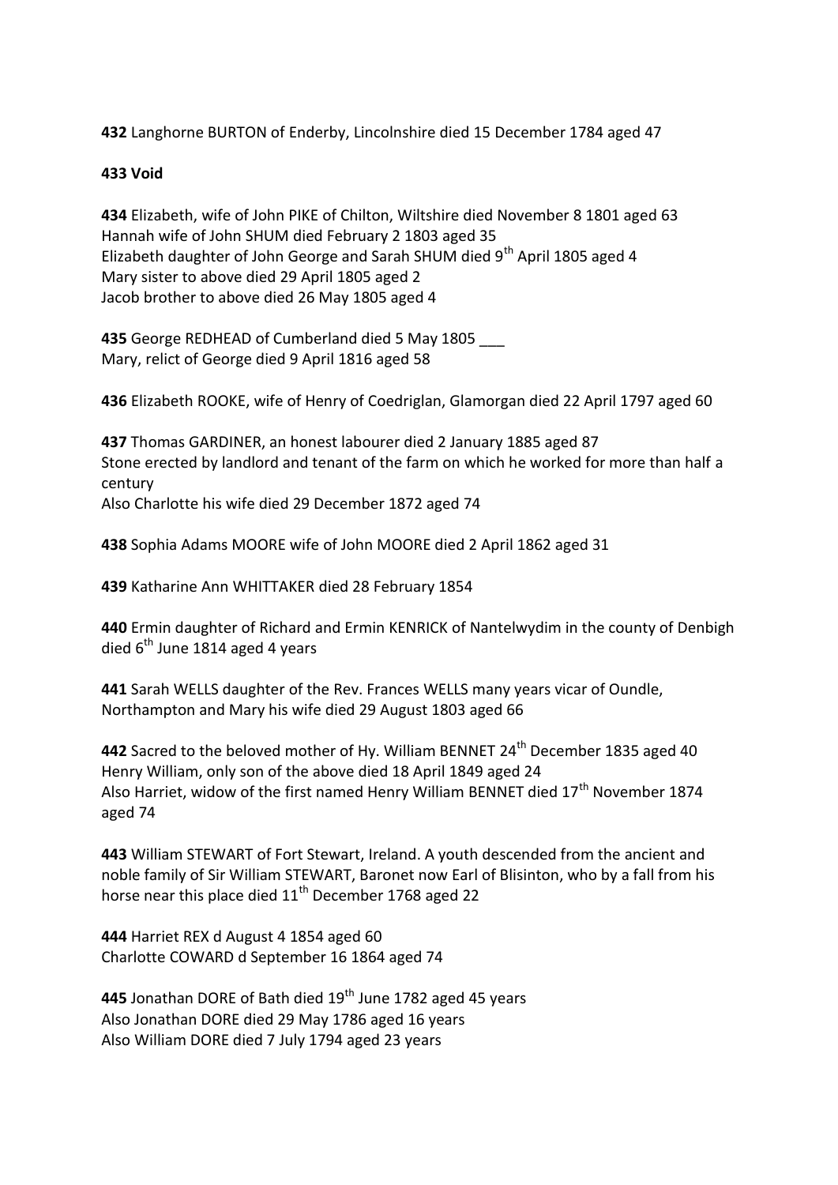**432** Langhorne BURTON of Enderby, Lincolnshire died 15 December 1784 aged 47

**433 Void**

**434** Elizabeth, wife of John PIKE of Chilton, Wiltshire died November 8 1801 aged 63
Hannah wife of John SHUM died February 2 1803 aged 35
Elizabeth daughter of John George and Sarah SHUM died 9th April 1805 aged 4
Mary sister to above died 29 April 1805 aged 2
Jacob brother to above died 26 May 1805 aged 4

**435** George REDHEAD of Cumberland died 5 May 1805 ___
Mary, relict of George died 9 April 1816 aged 58

**436** Elizabeth ROOKE, wife of Henry of Coedriglan, Glamorgan died 22 April 1797 aged 60

**437** Thomas GARDINER, an honest labourer died 2 January 1885 aged 87
Stone erected by landlord and tenant of the farm on which he worked for more than half a century
Also Charlotte his wife died 29 December 1872 aged 74

**438** Sophia Adams MOORE wife of John MOORE died 2 April 1862 aged 31

**439** Katharine Ann WHITTAKER died 28 February 1854

**440** Ermin daughter of Richard and Ermin KENRICK of Nantelwydim in the county of Denbigh died 6th June 1814 aged 4 years

**441** Sarah WELLS daughter of the Rev. Frances WELLS many years vicar of Oundle, Northampton and Mary his wife died 29 August 1803 aged 66

**442** Sacred to the beloved mother of Hy. William BENNET 24th December 1835 aged 40
Henry William, only son of the above died 18 April 1849 aged 24
Also Harriet, widow of the first named Henry William BENNET died 17th November 1874 aged 74

**443** William STEWART of Fort Stewart, Ireland. A youth descended from the ancient and noble family of Sir William STEWART, Baronet now Earl of Blisinton, who by a fall from his horse near this place died 11th December 1768 aged 22

**444** Harriet REX d August 4 1854 aged 60
Charlotte COWARD d September 16 1864 aged 74

**445** Jonathan DORE of Bath died 19th June 1782 aged 45 years
Also Jonathan DORE died 29 May 1786 aged 16 years
Also William DORE died 7 July 1794 aged 23 years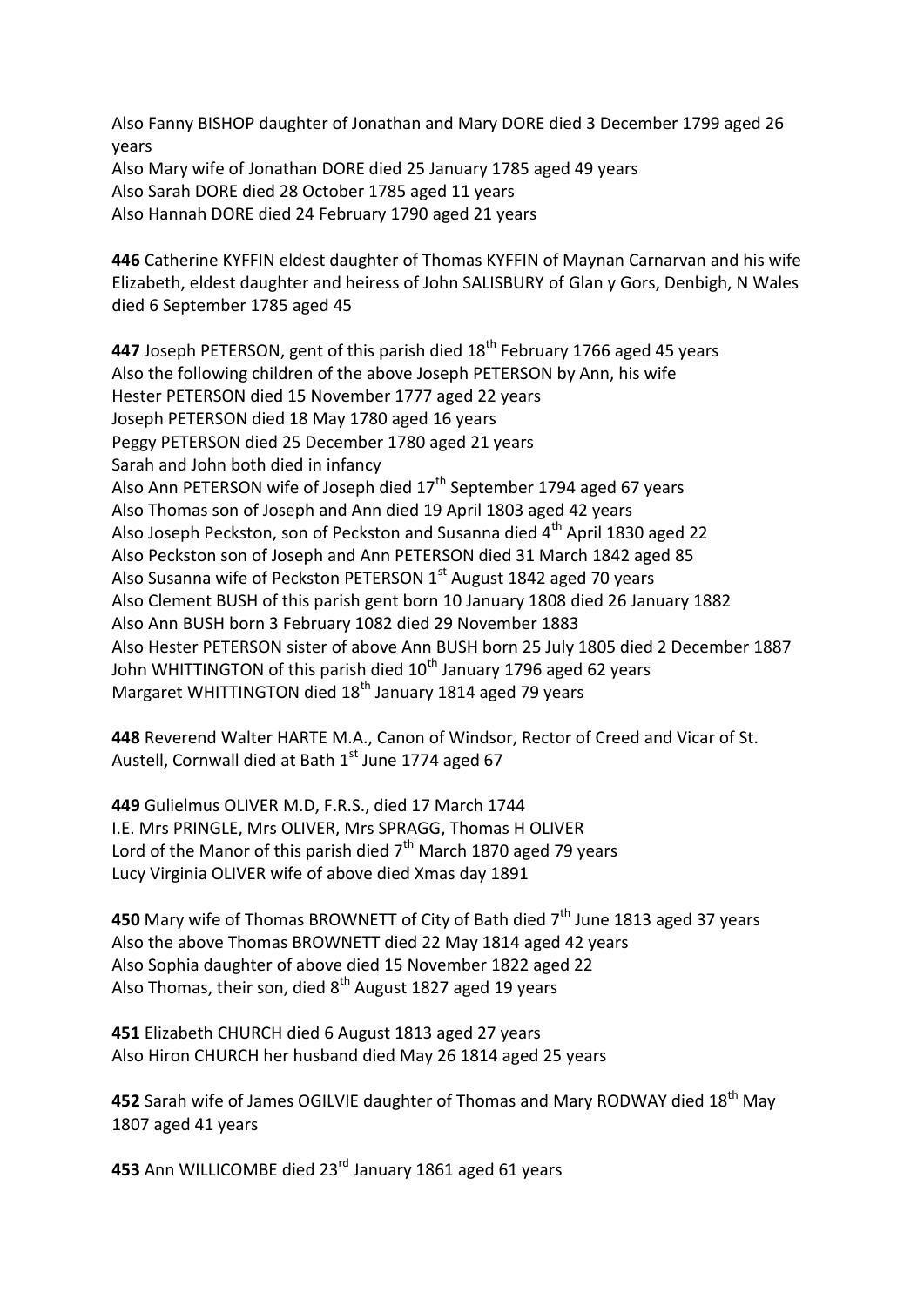Also Fanny BISHOP daughter of Jonathan and Mary DORE died 3 December 1799 aged 26 years
Also Mary wife of Jonathan DORE died 25 January 1785 aged 49 years
Also Sarah DORE died 28 October 1785 aged 11 years
Also Hannah DORE died 24 February 1790 aged 21 years

**446** Catherine KYFFIN eldest daughter of Thomas KYFFIN of Maynan Carnarvan and his wife Elizabeth, eldest daughter and heiress of John SALISBURY of Glan y Gors, Denbigh, N Wales died 6 September 1785 aged 45

**447** Joseph PETERSON, gent of this parish died 18th February 1766 aged 45 years
Also the following children of the above Joseph PETERSON by Ann, his wife
Hester PETERSON died 15 November 1777 aged 22 years
Joseph PETERSON died 18 May 1780 aged 16 years
Peggy PETERSON died 25 December 1780 aged 21 years
Sarah and John both died in infancy
Also Ann PETERSON wife of Joseph died 17th September 1794 aged 67 years
Also Thomas son of Joseph and Ann died 19 April 1803 aged 42 years
Also Joseph Peckston, son of Peckston and Susanna died 4th April 1830 aged 22
Also Peckston son of Joseph and Ann PETERSON died 31 March 1842 aged 85
Also Susanna wife of Peckston PETERSON 1st August 1842 aged 70 years
Also Clement BUSH of this parish gent born 10 January 1808 died 26 January 1882
Also Ann BUSH born 3 February 1082 died 29 November 1883
Also Hester PETERSON sister of above Ann BUSH born 25 July 1805 died 2 December 1887
John WHITTINGTON of this parish died 10th January 1796 aged 62 years
Margaret WHITTINGTON died 18th January 1814 aged 79 years

**448** Reverend Walter HARTE M.A., Canon of Windsor, Rector of Creed and Vicar of St. Austell, Cornwall died at Bath 1st June 1774 aged 67

**449** Gulielmus OLIVER M.D, F.R.S., died 17 March 1744
I.E. Mrs PRINGLE, Mrs OLIVER, Mrs SPRAGG, Thomas H OLIVER
Lord of the Manor of this parish died 7th March 1870 aged 79 years
Lucy Virginia OLIVER wife of above died Xmas day 1891

**450** Mary wife of Thomas BROWNETT of City of Bath died 7th June 1813 aged 37 years
Also the above Thomas BROWNETT died 22 May 1814 aged 42 years
Also Sophia daughter of above died 15 November 1822 aged 22
Also Thomas, their son, died 8th August 1827 aged 19 years

**451** Elizabeth CHURCH died 6 August 1813 aged 27 years
Also Hiron CHURCH her husband died May 26 1814 aged 25 years

**452** Sarah wife of James OGILVIE daughter of Thomas and Mary RODWAY died 18th May 1807 aged 41 years

**453** Ann WILLICOMBE died 23rd January 1861 aged 61 years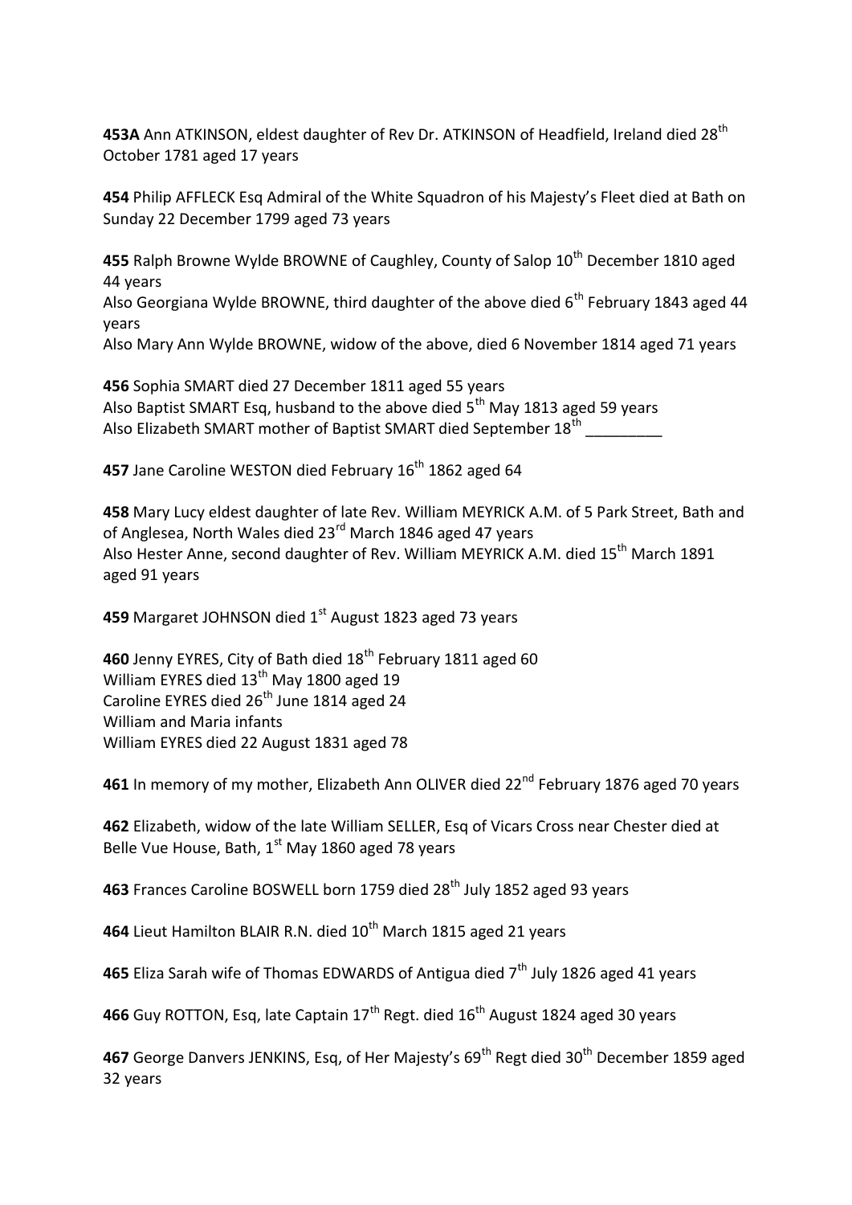**453A** Ann ATKINSON, eldest daughter of Rev Dr. ATKINSON of Headfield, Ireland died 28th October 1781 aged 17 years

**454** Philip AFFLECK Esq Admiral of the White Squadron of his Majesty's Fleet died at Bath on Sunday 22 December 1799 aged 73 years

**455** Ralph Browne Wylde BROWNE of Caughley, County of Salop 10th December 1810 aged 44 years
Also Georgiana Wylde BROWNE, third daughter of the above died 6th February 1843 aged 44 years
Also Mary Ann Wylde BROWNE, widow of the above, died 6 November 1814 aged 71 years

**456** Sophia SMART died 27 December 1811 aged 55 years
Also Baptist SMART Esq, husband to the above died 5th May 1813 aged 59 years
Also Elizabeth SMART mother of Baptist SMART died September 18th _________

**457** Jane Caroline WESTON died February 16th 1862 aged 64

**458** Mary Lucy eldest daughter of late Rev. William MEYRICK A.M. of 5 Park Street, Bath and of Anglesea, North Wales died 23rd March 1846 aged 47 years
Also Hester Anne, second daughter of Rev. William MEYRICK A.M. died 15th March 1891 aged 91 years

**459** Margaret JOHNSON died 1st August 1823 aged 73 years

**460** Jenny EYRES, City of Bath died 18th February 1811 aged 60
William EYRES died 13th May 1800 aged 19
Caroline EYRES died 26th June 1814 aged 24
William and Maria infants
William EYRES died 22 August 1831 aged 78

**461** In memory of my mother, Elizabeth Ann OLIVER died 22nd February 1876 aged 70 years

**462** Elizabeth, widow of the late William SELLER, Esq of Vicars Cross near Chester died at Belle Vue House, Bath, 1st May 1860 aged 78 years

**463** Frances Caroline BOSWELL born 1759 died 28th July 1852 aged 93 years

**464** Lieut Hamilton BLAIR R.N. died 10th March 1815 aged 21 years

**465** Eliza Sarah wife of Thomas EDWARDS of Antigua died 7th July 1826 aged 41 years

**466** Guy ROTTON, Esq, late Captain 17th Regt. died 16th August 1824 aged 30 years

**467** George Danvers JENKINS, Esq, of Her Majesty's 69th Regt died 30th December 1859 aged 32 years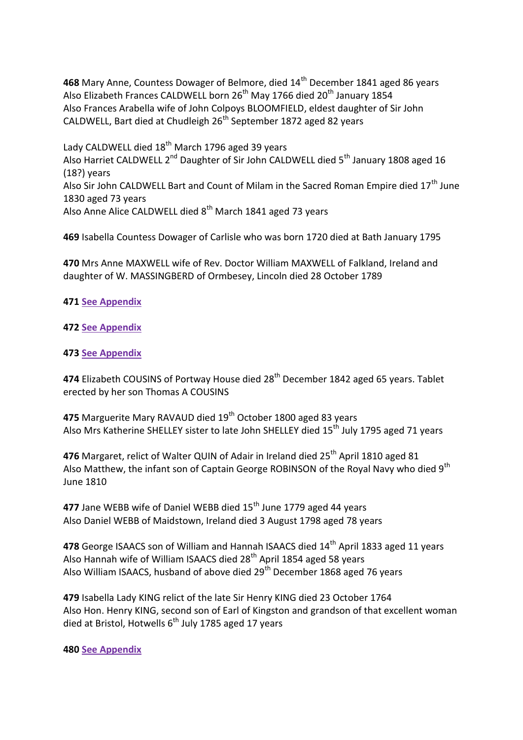**468** Mary Anne, Countess Dowager of Belmore, died 14th December 1841 aged 86 years
Also Elizabeth Frances CALDWELL born 26th May 1766 died 20th January 1854
Also Frances Arabella wife of John Colpoys BLOOMFIELD, eldest daughter of Sir John CALDWELL, Bart died at Chudleigh 26th September 1872 aged 82 years

Lady CALDWELL died 18th March 1796 aged 39 years
Also Harriet CALDWELL 2nd Daughter of Sir John CALDWELL died 5th January 1808 aged 16 (18?) years
Also Sir John CALDWELL Bart and Count of Milam in the Sacred Roman Empire died 17th June 1830 aged 73 years
Also Anne Alice CALDWELL died 8th March 1841 aged 73 years

**469** Isabella Countess Dowager of Carlisle who was born 1720 died at Bath January 1795

**470** Mrs Anne MAXWELL wife of Rev. Doctor William MAXWELL of Falkland, Ireland and daughter of W. MASSINGBERD of Ormbesey, Lincoln died 28 October 1789

**471** See Appendix

**472** See Appendix

**473** See Appendix

**474** Elizabeth COUSINS of Portway House died 28th December 1842 aged 65 years. Tablet erected by her son Thomas A COUSINS

**475** Marguerite Mary RAVAUD died 19th October 1800 aged 83 years
Also Mrs Katherine SHELLEY sister to late John SHELLEY died 15th July 1795 aged 71 years

**476** Margaret, relict of Walter QUIN of Adair in Ireland died 25th April 1810 aged 81
Also Matthew, the infant son of Captain George ROBINSON of the Royal Navy who died 9th June 1810

**477** Jane WEBB wife of Daniel WEBB died 15th June 1779 aged 44 years
Also Daniel WEBB of Maidstown, Ireland died 3 August 1798 aged 78 years

**478** George ISAACS son of William and Hannah ISAACS died 14th April 1833 aged 11 years
Also Hannah wife of William ISAACS died 28th April 1854 aged 58 years
Also William ISAACS, husband of above died 29th December 1868 aged 76 years

**479** Isabella Lady KING relict of the late Sir Henry KING died 23 October 1764
Also Hon. Henry KING, second son of Earl of Kingston and grandson of that excellent woman died at Bristol, Hotwells 6th July 1785 aged 17 years

**480** See Appendix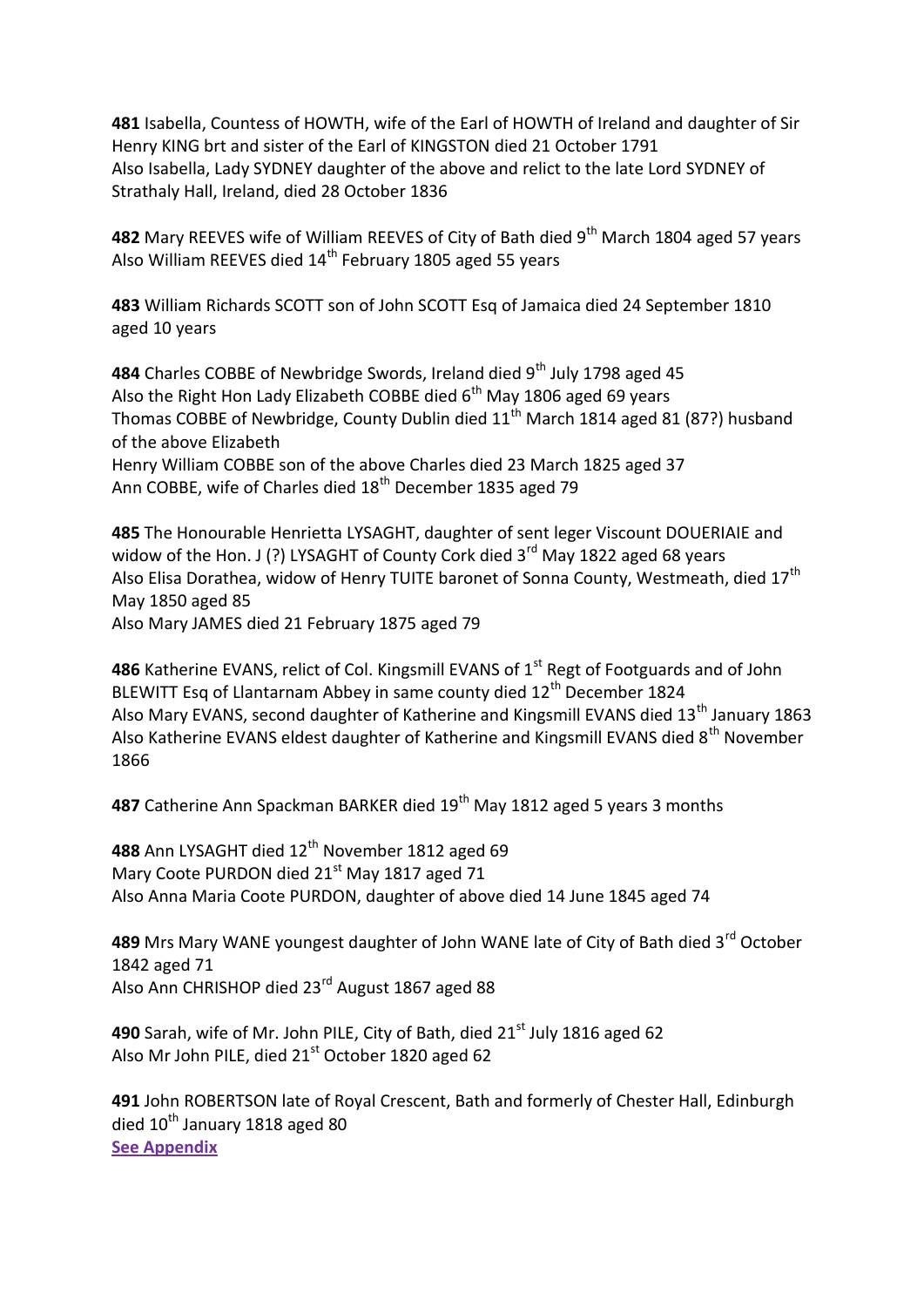**481** Isabella, Countess of HOWTH, wife of the Earl of HOWTH of Ireland and daughter of Sir Henry KING brt and sister of the Earl of KINGSTON died 21 October 1791
Also Isabella, Lady SYDNEY daughter of the above and relict to the late Lord SYDNEY of Strathaly Hall, Ireland, died 28 October 1836

**482** Mary REEVES wife of William REEVES of City of Bath died 9th March 1804 aged 57 years
Also William REEVES died 14th February 1805 aged 55 years

**483** William Richards SCOTT son of John SCOTT Esq of Jamaica died 24 September 1810 aged 10 years

**484** Charles COBBE of Newbridge Swords, Ireland died 9th July 1798 aged 45
Also the Right Hon Lady Elizabeth COBBE died 6th May 1806 aged 69 years
Thomas COBBE of Newbridge, County Dublin died 11th March 1814 aged 81 (87?) husband of the above Elizabeth
Henry William COBBE son of the above Charles died 23 March 1825 aged 37
Ann COBBE, wife of Charles died 18th December 1835 aged 79

**485** The Honourable Henrietta LYSAGHT, daughter of sent leger Viscount DOUERIAIE and widow of the Hon. J (?) LYSAGHT of County Cork died 3rd May 1822 aged 68 years
Also Elisa Dorathea, widow of Henry TUITE baronet of Sonna County, Westmeath, died 17th May 1850 aged 85
Also Mary JAMES died 21 February 1875 aged 79

**486** Katherine EVANS, relict of Col. Kingsmill EVANS of 1st Regt of Footguards and of John BLEWITT Esq of Llantarnam Abbey in same county died 12th December 1824
Also Mary EVANS, second daughter of Katherine and Kingsmill EVANS died 13th January 1863
Also Katherine EVANS eldest daughter of Katherine and Kingsmill EVANS died 8th November 1866

**487** Catherine Ann Spackman BARKER died 19th May 1812 aged 5 years 3 months

**488** Ann LYSAGHT died 12th November 1812 aged 69
Mary Coote PURDON died 21st May 1817 aged 71
Also Anna Maria Coote PURDON, daughter of above died 14 June 1845 aged 74

**489** Mrs Mary WANE youngest daughter of John WANE late of City of Bath died 3rd October 1842 aged 71
Also Ann CHRISHOP died 23rd August 1867 aged 88

**490** Sarah, wife of Mr. John PILE, City of Bath, died 21st July 1816 aged 62
Also Mr John PILE, died 21st October 1820 aged 62

**491** John ROBERTSON late of Royal Crescent, Bath and formerly of Chester Hall, Edinburgh died 10th January 1818 aged 80
**See Appendix**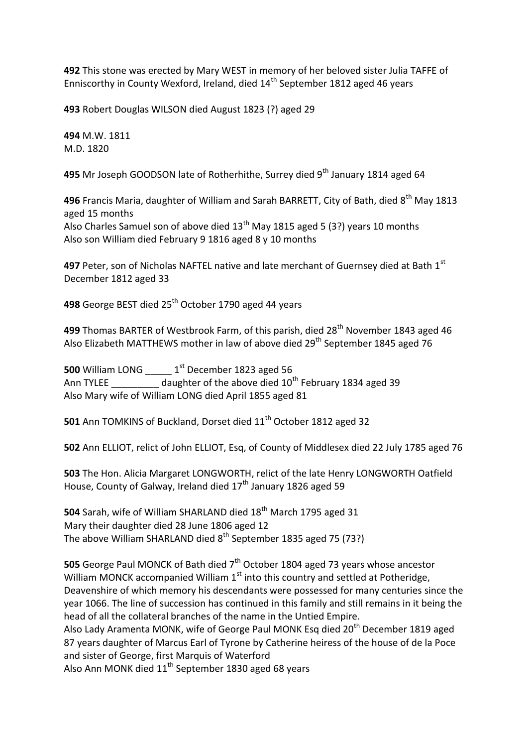**492** This stone was erected by Mary WEST in memory of her beloved sister Julia TAFFE of Enniscorthy in County Wexford, Ireland, died 14th September 1812 aged 46 years

**493** Robert Douglas WILSON died August 1823 (?) aged 29

**494** M.W. 1811
M.D. 1820

**495** Mr Joseph GOODSON late of Rotherhithe, Surrey died 9th January 1814 aged 64

**496** Francis Maria, daughter of William and Sarah BARRETT, City of Bath, died 8th May 1813 aged 15 months
Also Charles Samuel son of above died 13th May 1815 aged 5 (3?) years 10 months
Also son William died February 9 1816 aged 8 y 10 months

**497** Peter, son of Nicholas NAFTEL native and late merchant of Guernsey died at Bath 1st December 1812 aged 33

**498** George BEST died 25th October 1790 aged 44 years

**499** Thomas BARTER of Westbrook Farm, of this parish, died 28th November 1843 aged 46
Also Elizabeth MATTHEWS mother in law of above died 29th September 1845 aged 76

**500** William LONG _____ 1st December 1823 aged 56
Ann TYLEE _________ daughter of the above died 10th February 1834 aged 39
Also Mary wife of William LONG died April 1855 aged 81

**501** Ann TOMKINS of Buckland, Dorset died 11th October 1812 aged 32

**502** Ann ELLIOT, relict of John ELLIOT, Esq, of County of Middlesex died 22 July 1785 aged 76

**503** The Hon. Alicia Margaret LONGWORTH, relict of the late Henry LONGWORTH Oatfield House, County of Galway, Ireland died 17th January 1826 aged 59

**504** Sarah, wife of William SHARLAND died 18th March 1795 aged 31
Mary their daughter died 28 June 1806 aged 12
The above William SHARLAND died 8th September 1835 aged 75 (73?)

**505** George Paul MONCK of Bath died 7th October 1804 aged 73 years whose ancestor William MONCK accompanied William 1st into this country and settled at Potheridge, Deavenshire of which memory his descendants were possessed for many centuries since the year 1066. The line of succession has continued in this family and still remains in it being the head of all the collateral branches of the name in the Untied Empire.
Also Lady Aramenta MONK, wife of George Paul MONK Esq died 20th December 1819 aged 87 years daughter of Marcus Earl of Tyrone by Catherine heiress of the house of de la Poce and sister of George, first Marquis of Waterford
Also Ann MONK died 11th September 1830 aged 68 years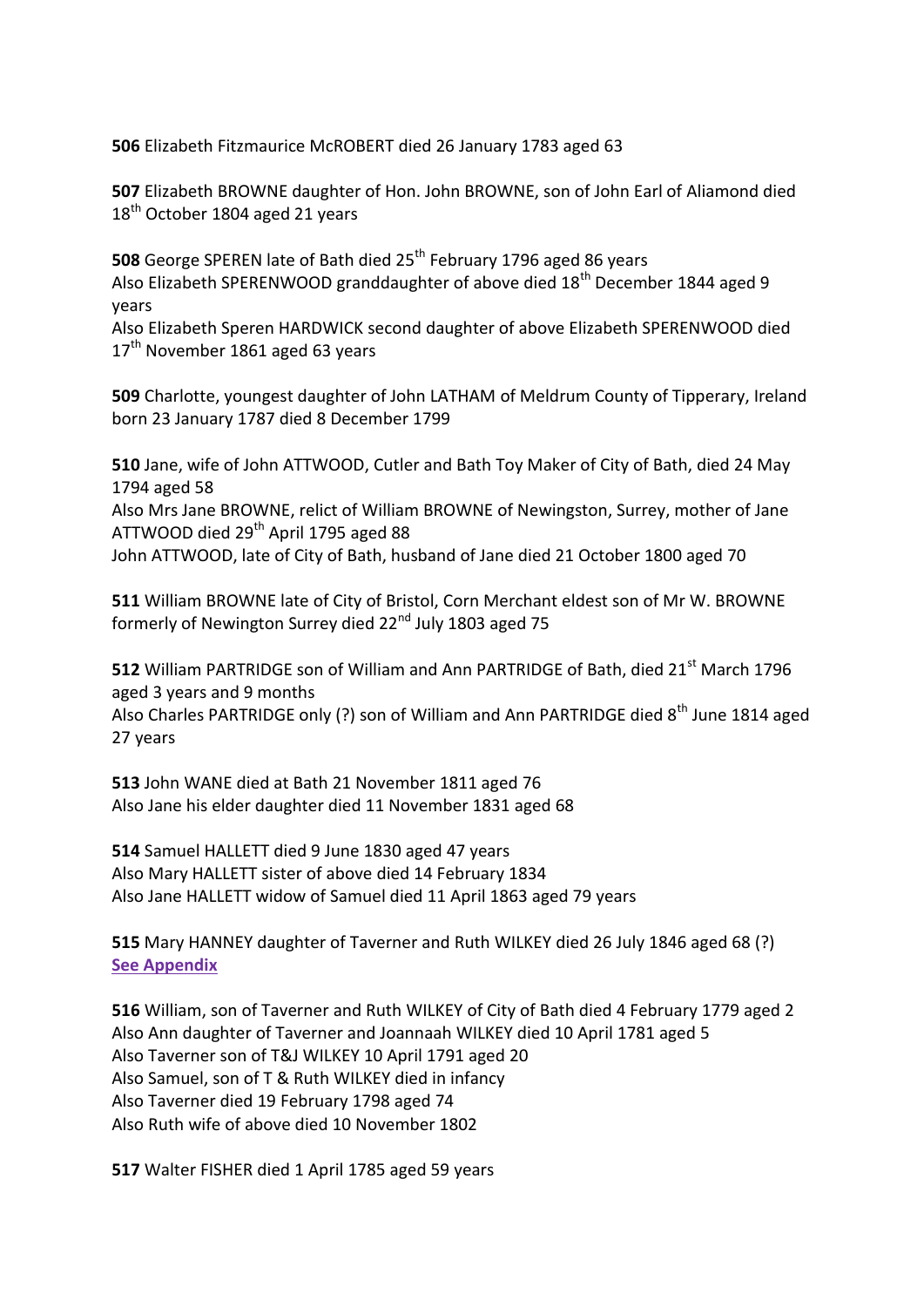**506** Elizabeth Fitzmaurice McROBERT died 26 January 1783 aged 63

**507** Elizabeth BROWNE daughter of Hon. John BROWNE, son of John Earl of Aliamond died 18th October 1804 aged 21 years

**508** George SPEREN late of Bath died 25th February 1796 aged 86 years
Also Elizabeth SPERENWOOD granddaughter of above died 18th December 1844 aged 9 years
Also Elizabeth Speren HARDWICK second daughter of above Elizabeth SPERENWOOD died 17th November 1861 aged 63 years

**509** Charlotte, youngest daughter of John LATHAM of Meldrum County of Tipperary, Ireland born 23 January 1787 died 8 December 1799

**510** Jane, wife of John ATTWOOD, Cutler and Bath Toy Maker of City of Bath, died 24 May 1794 aged 58
Also Mrs Jane BROWNE, relict of William BROWNE of Newingston, Surrey, mother of Jane ATTWOOD died 29th April 1795 aged 88
John ATTWOOD, late of City of Bath, husband of Jane died 21 October 1800 aged 70

**511** William BROWNE late of City of Bristol, Corn Merchant eldest son of Mr W. BROWNE formerly of Newington Surrey died 22nd July 1803 aged 75

**512** William PARTRIDGE son of William and Ann PARTRIDGE of Bath, died 21st March 1796 aged 3 years and 9 months
Also Charles PARTRIDGE only (?) son of William and Ann PARTRIDGE died 8th June 1814 aged 27 years

**513** John WANE died at Bath 21 November 1811 aged 76
Also Jane his elder daughter died 11 November 1831 aged 68

**514** Samuel HALLETT died 9 June 1830 aged 47 years
Also Mary HALLETT sister of above died 14 February 1834
Also Jane HALLETT widow of Samuel died 11 April 1863 aged 79 years

**515** Mary HANNEY daughter of Taverner and Ruth WILKEY died 26 July 1846 aged 68 (?)
**See Appendix**

**516** William, son of Taverner and Ruth WILKEY of City of Bath died 4 February 1779 aged 2
Also Ann daughter of Taverner and Joannaah WILKEY died 10 April 1781 aged 5
Also Taverner son of T&J WILKEY 10 April 1791 aged 20
Also Samuel, son of T & Ruth WILKEY died in infancy
Also Taverner died 19 February 1798 aged 74
Also Ruth wife of above died 10 November 1802

**517** Walter FISHER died 1 April 1785 aged 59 years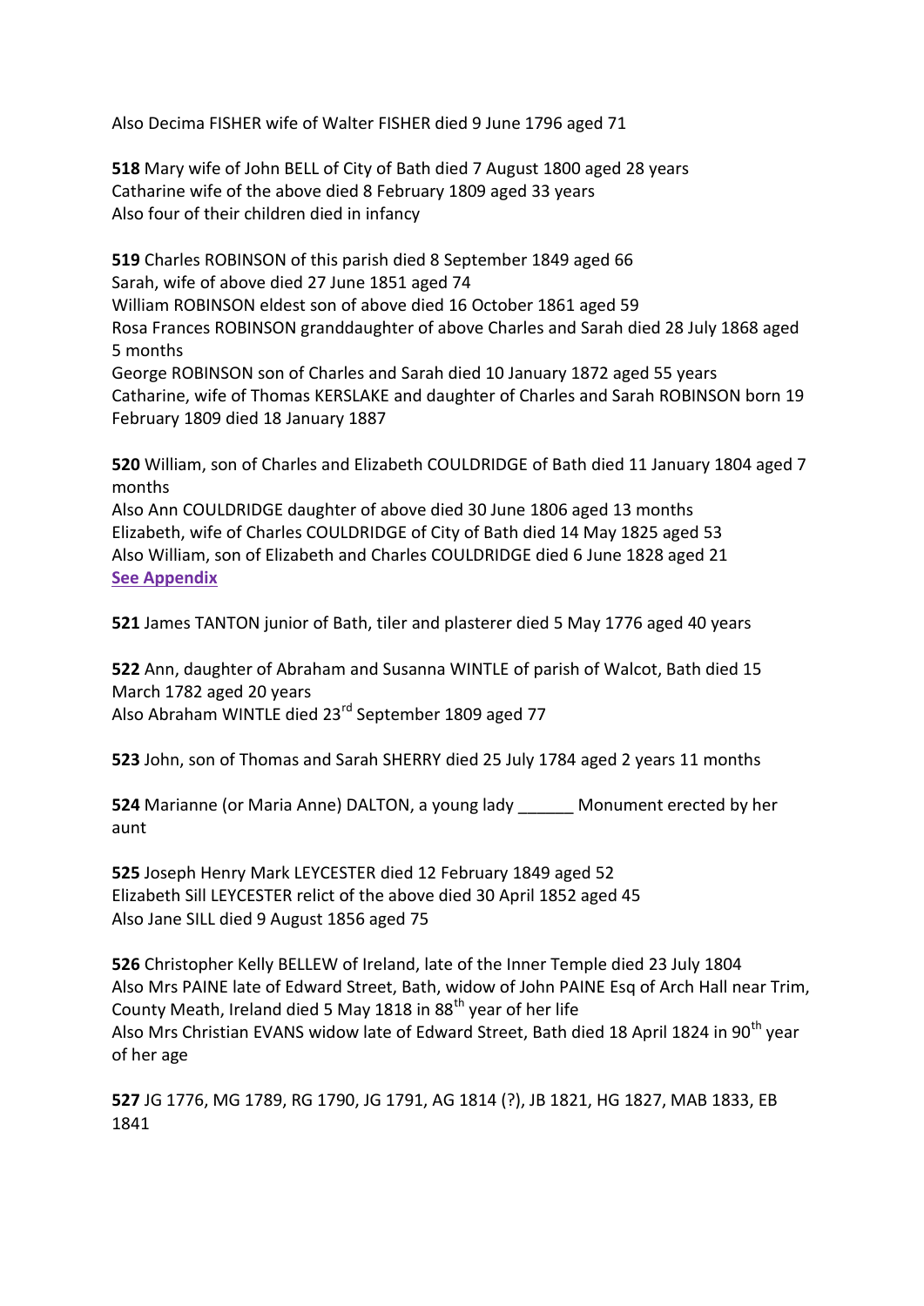Also Decima FISHER wife of Walter FISHER died 9 June 1796 aged 71

**518** Mary wife of John BELL of City of Bath died 7 August 1800 aged 28 years
Catharine wife of the above died 8 February 1809 aged 33 years
Also four of their children died in infancy

**519** Charles ROBINSON of this parish died 8 September 1849 aged 66
Sarah, wife of above died 27 June 1851 aged 74
William ROBINSON eldest son of above died 16 October 1861 aged 59
Rosa Frances ROBINSON granddaughter of above Charles and Sarah died 28 July 1868 aged 5 months
George ROBINSON son of Charles and Sarah died 10 January 1872 aged 55 years
Catharine, wife of Thomas KERSLAKE and daughter of Charles and Sarah ROBINSON born 19 February 1809 died 18 January 1887

**520** William, son of Charles and Elizabeth COULDRIDGE of Bath died 11 January 1804 aged 7 months
Also Ann COULDRIDGE daughter of above died 30 June 1806 aged 13 months
Elizabeth, wife of Charles COULDRIDGE of City of Bath died 14 May 1825 aged 53
Also William, son of Elizabeth and Charles COULDRIDGE died 6 June 1828 aged 21
**See Appendix**

**521** James TANTON junior of Bath, tiler and plasterer died 5 May 1776 aged 40 years

**522** Ann, daughter of Abraham and Susanna WINTLE of parish of Walcot, Bath died 15 March 1782 aged 20 years
Also Abraham WINTLE died 23rd September 1809 aged 77

**523** John, son of Thomas and Sarah SHERRY died 25 July 1784 aged 2 years 11 months

**524** Marianne (or Maria Anne) DALTON, a young lady ______ Monument erected by her aunt

**525** Joseph Henry Mark LEYCESTER died 12 February 1849 aged 52
Elizabeth Sill LEYCESTER relict of the above died 30 April 1852 aged 45
Also Jane SILL died 9 August 1856 aged 75

**526** Christopher Kelly BELLEW of Ireland, late of the Inner Temple died 23 July 1804
Also Mrs PAINE late of Edward Street, Bath, widow of John PAINE Esq of Arch Hall near Trim, County Meath, Ireland died 5 May 1818 in 88th year of her life
Also Mrs Christian EVANS widow late of Edward Street, Bath died 18 April 1824 in 90th year of her age

**527** JG 1776, MG 1789, RG 1790, JG 1791, AG 1814 (?), JB 1821, HG 1827, MAB 1833, EB 1841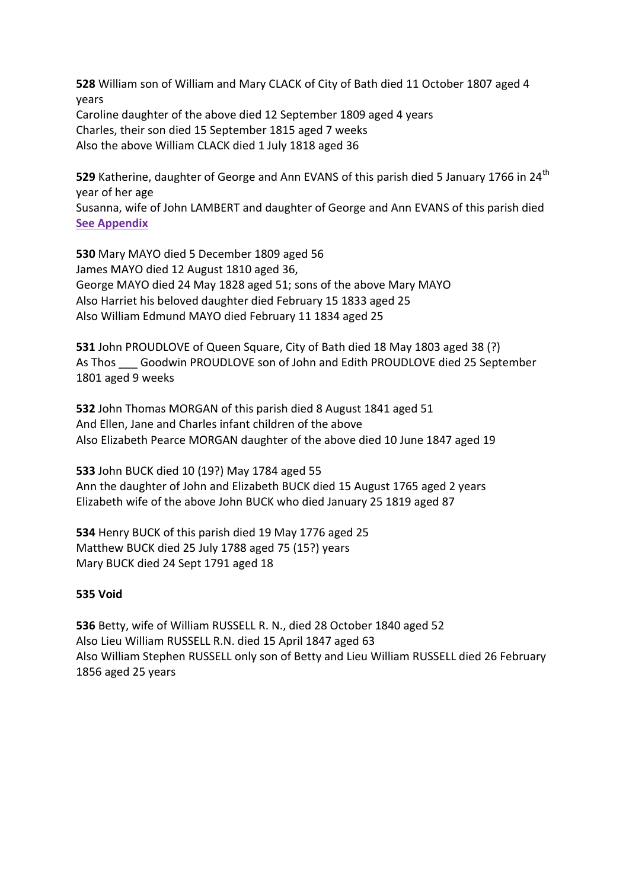**528** William son of William and Mary CLACK of City of Bath died 11 October 1807 aged 4 years
Caroline daughter of the above died 12 September 1809 aged 4 years
Charles, their son died 15 September 1815 aged 7 weeks
Also the above William CLACK died 1 July 1818 aged 36

**529** Katherine, daughter of George and Ann EVANS of this parish died 5 January 1766 in 24th year of her age
Susanna, wife of John LAMBERT and daughter of George and Ann EVANS of this parish died
**See Appendix**

**530** Mary MAYO died 5 December 1809 aged 56
James MAYO died 12 August 1810 aged 36,
George MAYO died 24 May 1828 aged 51; sons of the above Mary MAYO
Also Harriet his beloved daughter died February 15 1833 aged 25
Also William Edmund MAYO died February 11 1834 aged 25

**531** John PROUDLOVE of Queen Square, City of Bath died 18 May 1803 aged 38 (?)
As Thos ___ Goodwin PROUDLOVE son of John and Edith PROUDLOVE died 25 September 1801 aged 9 weeks

**532** John Thomas MORGAN of this parish died 8 August 1841 aged 51
And Ellen, Jane and Charles infant children of the above
Also Elizabeth Pearce MORGAN daughter of the above died 10 June 1847 aged 19

**533** John BUCK died 10 (19?) May 1784 aged 55
Ann the daughter of John and Elizabeth BUCK died 15 August 1765 aged 2 years
Elizabeth wife of the above John BUCK who died January 25 1819 aged 87

**534** Henry BUCK of this parish died 19 May 1776 aged 25
Matthew BUCK died 25 July 1788 aged 75 (15?) years
Mary BUCK died 24 Sept 1791 aged 18

**535 Void**

**536** Betty, wife of William RUSSELL R. N., died 28 October 1840 aged 52
Also Lieu William RUSSELL R.N. died 15 April 1847 aged 63
Also William Stephen RUSSELL only son of Betty and Lieu William RUSSELL died 26 February 1856 aged 25 years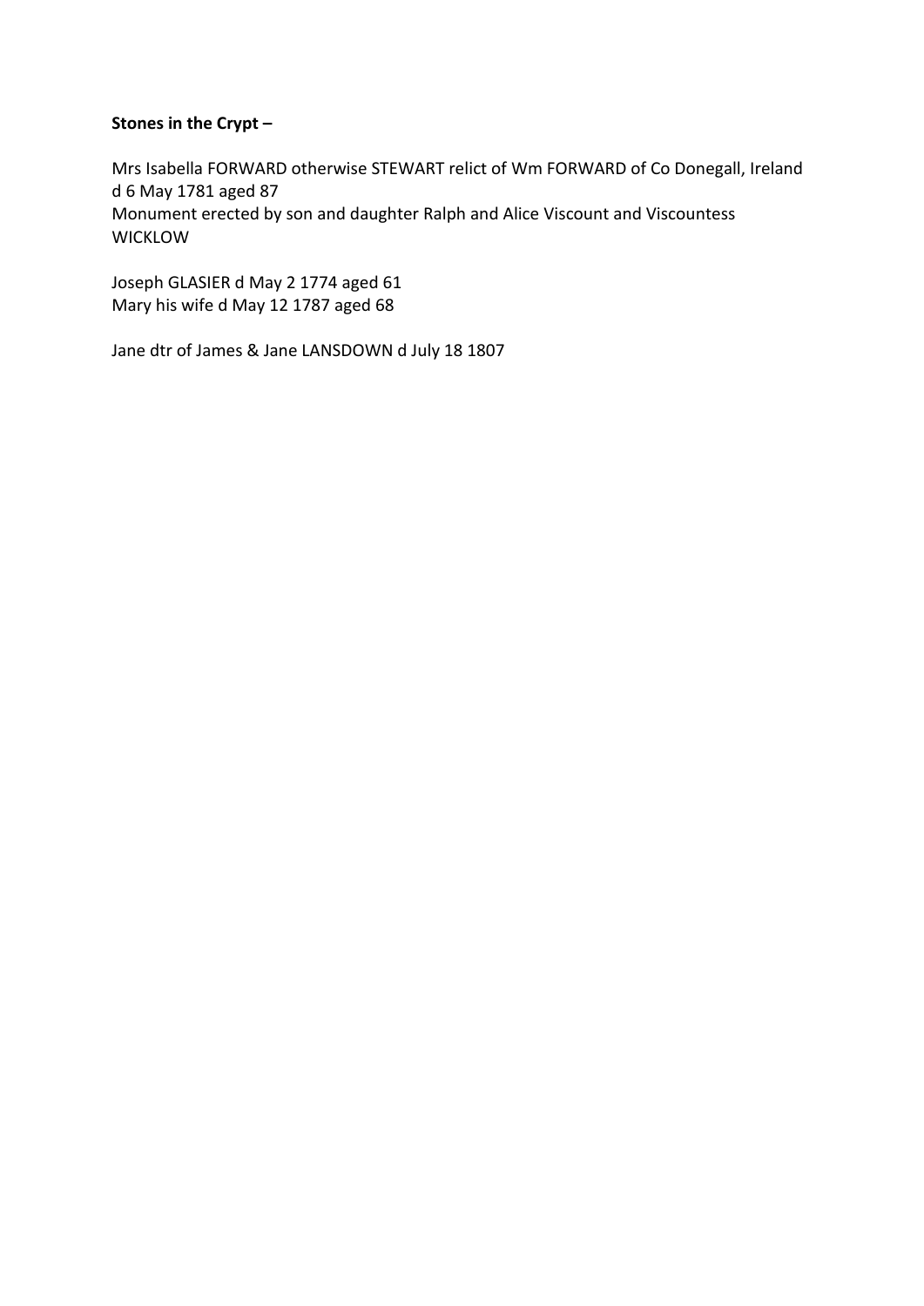**Stones in the Crypt –**

Mrs Isabella FORWARD otherwise STEWART relict of Wm FORWARD of Co Donegall, Ireland d 6 May 1781 aged 87
Monument erected by son and daughter Ralph and Alice Viscount and Viscountess WICKLOW

Joseph GLASIER d May 2 1774 aged 61
Mary his wife d May 12 1787 aged 68

Jane dtr of James & Jane LANSDOWN d July 18 1807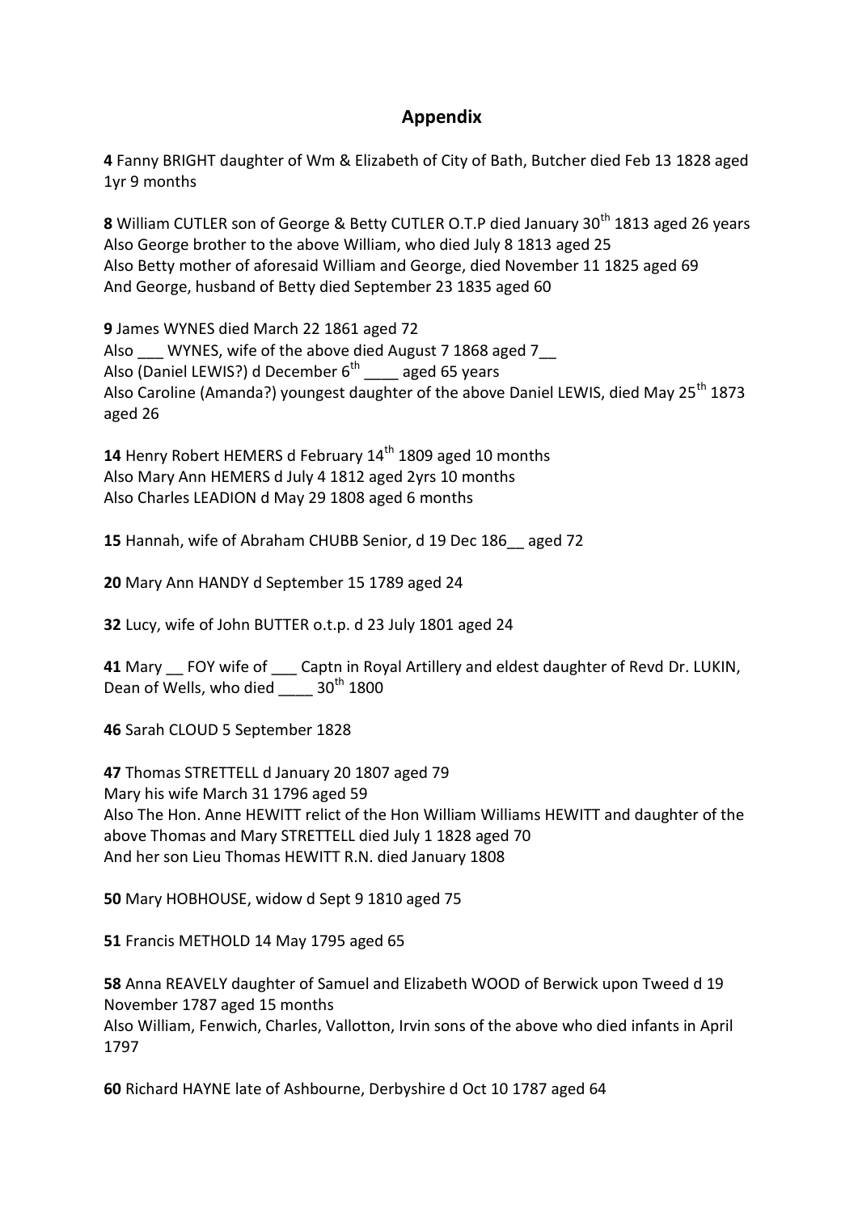## Appendix

**4** Fanny BRIGHT daughter of Wm & Elizabeth of City of Bath, Butcher died Feb 13 1828 aged 1yr 9 months

**8** William CUTLER son of George & Betty CUTLER O.T.P died January 30th 1813 aged 26 years
Also George brother to the above William, who died July 8 1813 aged 25
Also Betty mother of aforesaid William and George, died November 11 1825 aged 69
And George, husband of Betty died September 23 1835 aged 60

**9** James WYNES died March 22 1861 aged 72
Also ___ WYNES, wife of the above died August 7 1868 aged 7__
Also (Daniel LEWIS?) d December 6th ____ aged 65 years
Also Caroline (Amanda?) youngest daughter of the above Daniel LEWIS, died May 25th 1873 aged 26

**14** Henry Robert HEMERS d February 14th 1809 aged 10 months
Also Mary Ann HEMERS d July 4 1812 aged 2yrs 10 months
Also Charles LEADION d May 29 1808 aged 6 months

**15** Hannah, wife of Abraham CHUBB Senior, d 19 Dec 186__ aged 72

**20** Mary Ann HANDY d September 15 1789 aged 24

**32** Lucy, wife of John BUTTER o.t.p. d 23 July 1801 aged 24

**41** Mary __ FOY wife of ___ Captn in Royal Artillery and eldest daughter of Revd Dr. LUKIN, Dean of Wells, who died ____ 30th 1800

**46** Sarah CLOUD 5 September 1828

**47** Thomas STRETTELL d January 20 1807 aged 79
Mary his wife March 31 1796 aged 59
Also The Hon. Anne HEWITT relict of the Hon William Williams HEWITT and daughter of the above Thomas and Mary STRETTELL died July 1 1828 aged 70
And her son Lieu Thomas HEWITT R.N. died January 1808

**50** Mary HOBHOUSE, widow d Sept 9 1810 aged 75

**51** Francis METHOLD 14 May 1795 aged 65

**58** Anna REAVELY daughter of Samuel and Elizabeth WOOD of Berwick upon Tweed d 19 November 1787 aged 15 months
Also William, Fenwich, Charles, Vallotton, Irvin sons of the above who died infants in April 1797

**60** Richard HAYNE late of Ashbourne, Derbyshire d Oct 10 1787 aged 64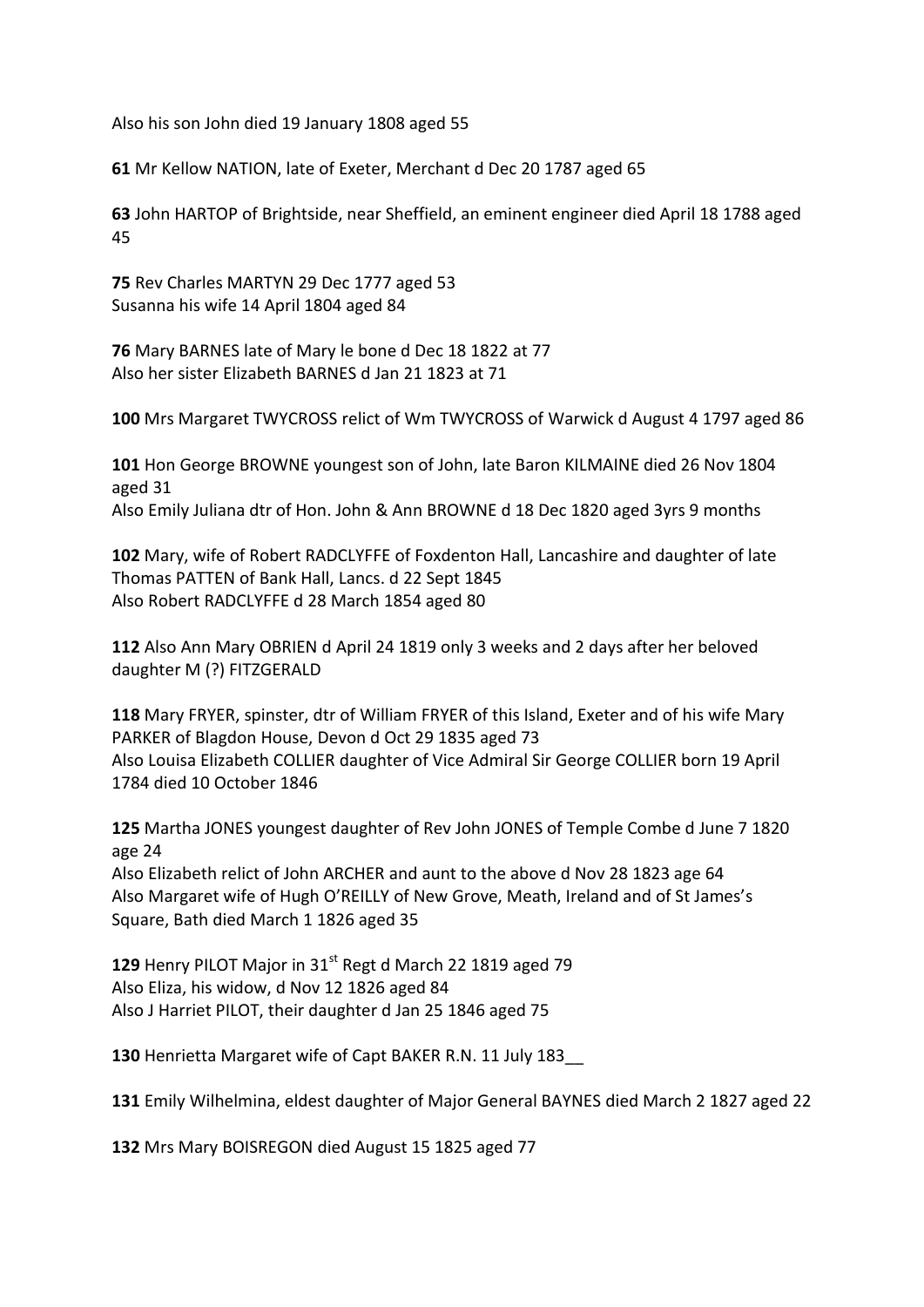Also his son John died 19 January 1808 aged 55

**61** Mr Kellow NATION, late of Exeter, Merchant d Dec 20 1787 aged 65

**63** John HARTOP of Brightside, near Sheffield, an eminent engineer died April 18 1788 aged 45

**75** Rev Charles MARTYN 29 Dec 1777 aged 53
Susanna his wife 14 April 1804 aged 84

**76** Mary BARNES late of Mary le bone d Dec 18 1822 at 77
Also her sister Elizabeth BARNES d Jan 21 1823 at 71

**100** Mrs Margaret TWYCROSS relict of Wm TWYCROSS of Warwick d August 4 1797 aged 86

**101** Hon George BROWNE youngest son of John, late Baron KILMAINE died 26 Nov 1804 aged 31
Also Emily Juliana dtr of Hon. John & Ann BROWNE d 18 Dec 1820 aged 3yrs 9 months

**102** Mary, wife of Robert RADCLYFFE of Foxdenton Hall, Lancashire and daughter of late Thomas PATTEN of Bank Hall, Lancs. d 22 Sept 1845
Also Robert RADCLYFFE d 28 March 1854 aged 80

**112** Also Ann Mary OBRIEN d April 24 1819 only 3 weeks and 2 days after her beloved daughter M (?) FITZGERALD

**118** Mary FRYER, spinster, dtr of William FRYER of this Island, Exeter and of his wife Mary PARKER of Blagdon House, Devon d Oct 29 1835 aged 73
Also Louisa Elizabeth COLLIER daughter of Vice Admiral Sir George COLLIER born 19 April 1784 died 10 October 1846

**125** Martha JONES youngest daughter of Rev John JONES of Temple Combe d June 7 1820 age 24
Also Elizabeth relict of John ARCHER and aunt to the above d Nov 28 1823 age 64
Also Margaret wife of Hugh O'REILLY of New Grove, Meath, Ireland and of St James's Square, Bath died March 1 1826 aged 35

**129** Henry PILOT Major in 31st Regt d March 22 1819 aged 79
Also Eliza, his widow, d Nov 12 1826 aged 84
Also J Harriet PILOT, their daughter d Jan 25 1846 aged 75

**130** Henrietta Margaret wife of Capt BAKER R.N. 11 July 183__

**131** Emily Wilhelmina, eldest daughter of Major General BAYNES died March 2 1827 aged 22

**132** Mrs Mary BOISREGON died August 15 1825 aged 77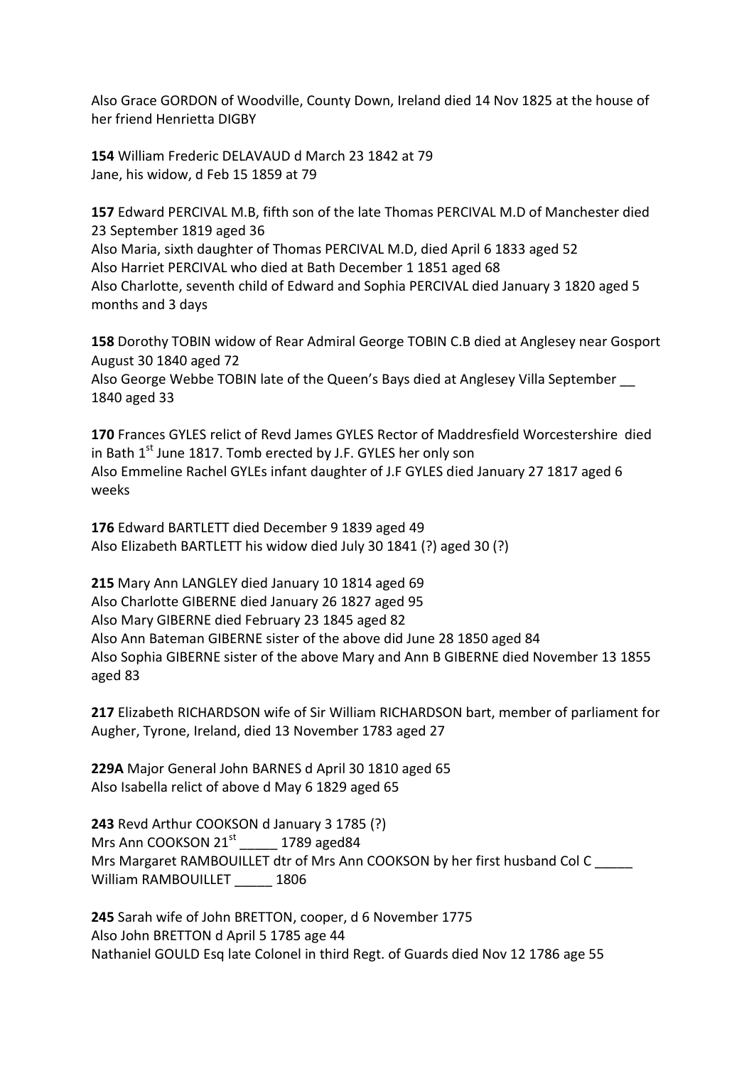Also Grace GORDON of Woodville, County Down, Ireland died 14 Nov 1825 at the house of her friend Henrietta DIGBY

**154** William Frederic DELAVAUD d March 23 1842 at 79
Jane, his widow, d Feb 15 1859 at 79

**157** Edward PERCIVAL M.B, fifth son of the late Thomas PERCIVAL M.D of Manchester died 23 September 1819 aged 36
Also Maria, sixth daughter of Thomas PERCIVAL M.D, died April 6 1833 aged 52
Also Harriet PERCIVAL who died at Bath December 1 1851 aged 68
Also Charlotte, seventh child of Edward and Sophia PERCIVAL died January 3 1820 aged 5 months and 3 days

**158** Dorothy TOBIN widow of Rear Admiral George TOBIN C.B died at Anglesey near Gosport August 30 1840 aged 72
Also George Webbe TOBIN late of the Queen's Bays died at Anglesey Villa September __ 1840 aged 33

**170** Frances GYLES relict of Revd James GYLES Rector of Maddresfield Worcestershire died in Bath 1st June 1817. Tomb erected by J.F. GYLES her only son
Also Emmeline Rachel GYLEs infant daughter of J.F GYLES died January 27 1817 aged 6 weeks

**176** Edward BARTLETT died December 9 1839 aged 49
Also Elizabeth BARTLETT his widow died July 30 1841 (?) aged 30 (?)

**215** Mary Ann LANGLEY died January 10 1814 aged 69
Also Charlotte GIBERNE died January 26 1827 aged 95
Also Mary GIBERNE died February 23 1845 aged 82
Also Ann Bateman GIBERNE sister of the above did June 28 1850 aged 84
Also Sophia GIBERNE sister of the above Mary and Ann B GIBERNE died November 13 1855 aged 83

**217** Elizabeth RICHARDSON wife of Sir William RICHARDSON bart, member of parliament for Augher, Tyrone, Ireland, died 13 November 1783 aged 27

**229A** Major General John BARNES d April 30 1810 aged 65
Also Isabella relict of above d May 6 1829 aged 65

**243** Revd Arthur COOKSON d January 3 1785 (?)
Mrs Ann COOKSON 21st _____ 1789 aged84
Mrs Margaret RAMBOUILLET dtr of Mrs Ann COOKSON by her first husband Col C _____
William RAMBOUILLET _____ 1806

**245** Sarah wife of John BRETTON, cooper, d 6 November 1775
Also John BRETTON d April 5 1785 age 44
Nathaniel GOULD Esq late Colonel in third Regt. of Guards died Nov 12 1786 age 55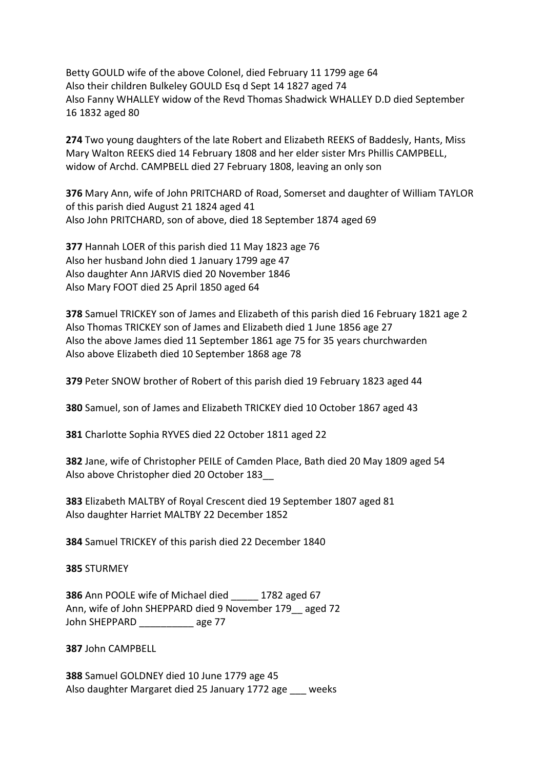Betty GOULD wife of the above Colonel, died February 11 1799 age 64
Also their children Bulkeley GOULD Esq d Sept 14 1827 aged 74
Also Fanny WHALLEY widow of the Revd Thomas Shadwick WHALLEY D.D died September 16 1832 aged 80

**274** Two young daughters of the late Robert and Elizabeth REEKS of Baddesly, Hants, Miss Mary Walton REEKS died 14 February 1808 and her elder sister Mrs Phillis CAMPBELL, widow of Archd. CAMPBELL died 27 February 1808, leaving an only son

**376** Mary Ann, wife of John PRITCHARD of Road, Somerset and daughter of William TAYLOR of this parish died August 21 1824 aged 41
Also John PRITCHARD, son of above, died 18 September 1874 aged 69

**377** Hannah LOER of this parish died 11 May 1823 age 76
Also her husband John died 1 January 1799 age 47
Also daughter Ann JARVIS died 20 November 1846
Also Mary FOOT died 25 April 1850 aged 64

**378** Samuel TRICKEY son of James and Elizabeth of this parish died 16 February 1821 age 2
Also Thomas TRICKEY son of James and Elizabeth died 1 June 1856 age 27
Also the above James died 11 September 1861 age 75 for 35 years churchwarden
Also above Elizabeth died 10 September 1868 age 78

**379** Peter SNOW brother of Robert of this parish died 19 February 1823 aged 44

**380** Samuel, son of James and Elizabeth TRICKEY died 10 October 1867 aged 43

**381** Charlotte Sophia RYVES died 22 October 1811 aged 22

**382** Jane, wife of Christopher PEILE of Camden Place, Bath died 20 May 1809 aged 54
Also above Christopher died 20 October 183__

**383** Elizabeth MALTBY of Royal Crescent died 19 September 1807 aged 81
Also daughter Harriet MALTBY 22 December 1852

**384** Samuel TRICKEY of this parish died 22 December 1840

**385** STURMEY

**386** Ann POOLE wife of Michael died _____ 1782 aged 67
Ann, wife of John SHEPPARD died 9 November 179__ aged 72
John SHEPPARD __________ age 77

**387** John CAMPBELL

**388** Samuel GOLDNEY died 10 June 1779 age 45
Also daughter Margaret died 25 January 1772 age ___ weeks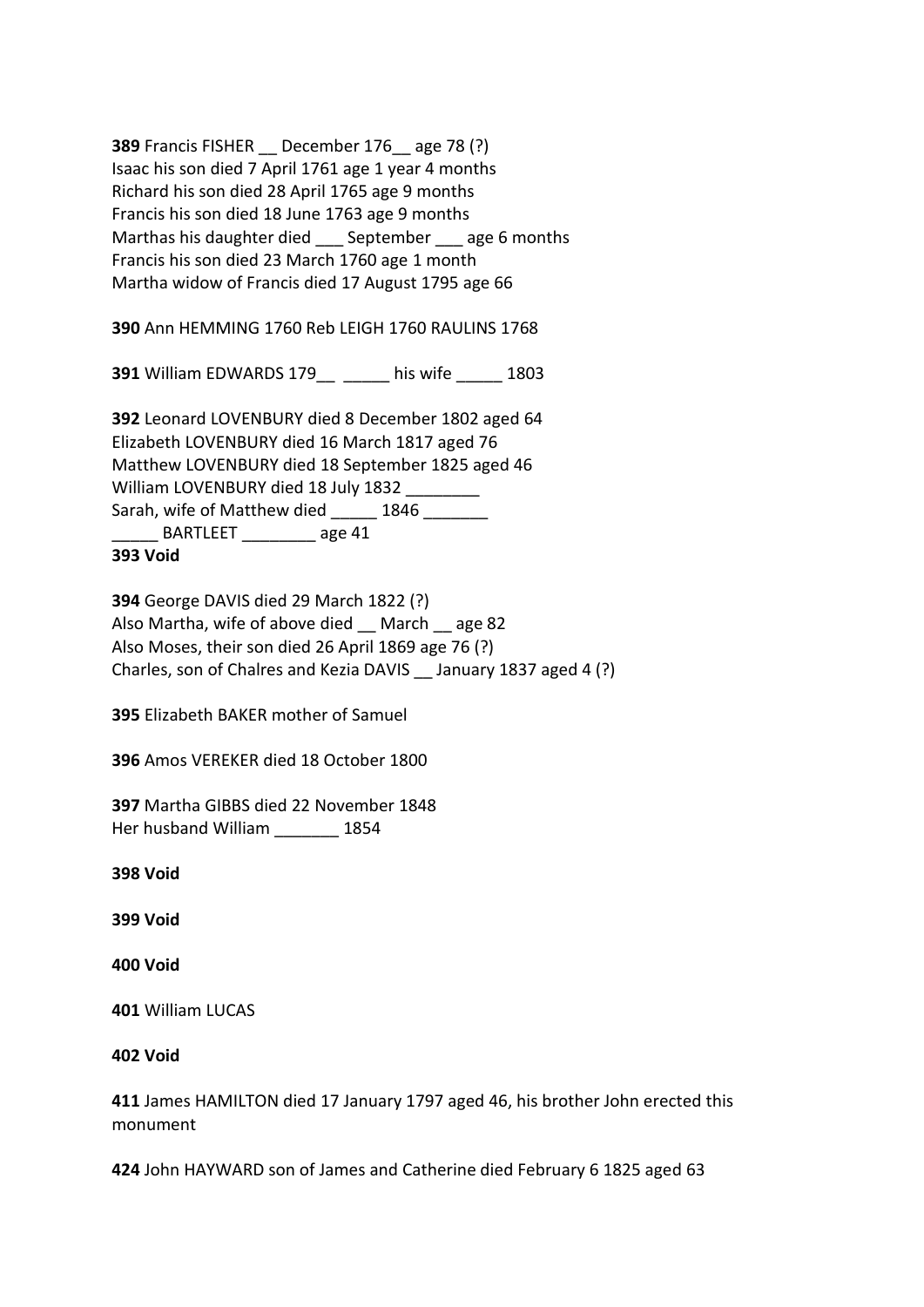**389** Francis FISHER __ December 176__ age 78 (?)
Isaac his son died 7 April 1761 age 1 year 4 months
Richard his son died 28 April 1765 age 9 months
Francis his son died 18 June 1763 age 9 months
Marthas his daughter died ___ September ___ age 6 months
Francis his son died 23 March 1760 age 1 month
Martha widow of Francis died 17 August 1795 age 66

**390** Ann HEMMING 1760 Reb LEIGH 1760 RAULINS 1768

**391** William EDWARDS 179__ _____ his wife _____ 1803

**392** Leonard LOVENBURY died 8 December 1802 aged 64
Elizabeth LOVENBURY died 16 March 1817 aged 76
Matthew LOVENBURY died 18 September 1825 aged 46
William LOVENBURY died 18 July 1832 ________
Sarah, wife of Matthew died _____ 1846 _______
_____ BARTLEET ________ age 41
**393 Void**

**394** George DAVIS died 29 March 1822 (?)
Also Martha, wife of above died __ March __ age 82
Also Moses, their son died 26 April 1869 age 76 (?)
Charles, son of Chalres and Kezia DAVIS __ January 1837 aged 4 (?)

**395** Elizabeth BAKER mother of Samuel

**396** Amos VEREKER died 18 October 1800

**397** Martha GIBBS died 22 November 1848
Her husband William _______ 1854

**398 Void**

**399 Void**

**400 Void**

**401** William LUCAS

**402 Void**

**411** James HAMILTON died 17 January 1797 aged 46, his brother John erected this monument

**424** John HAYWARD son of James and Catherine died February 6 1825 aged 63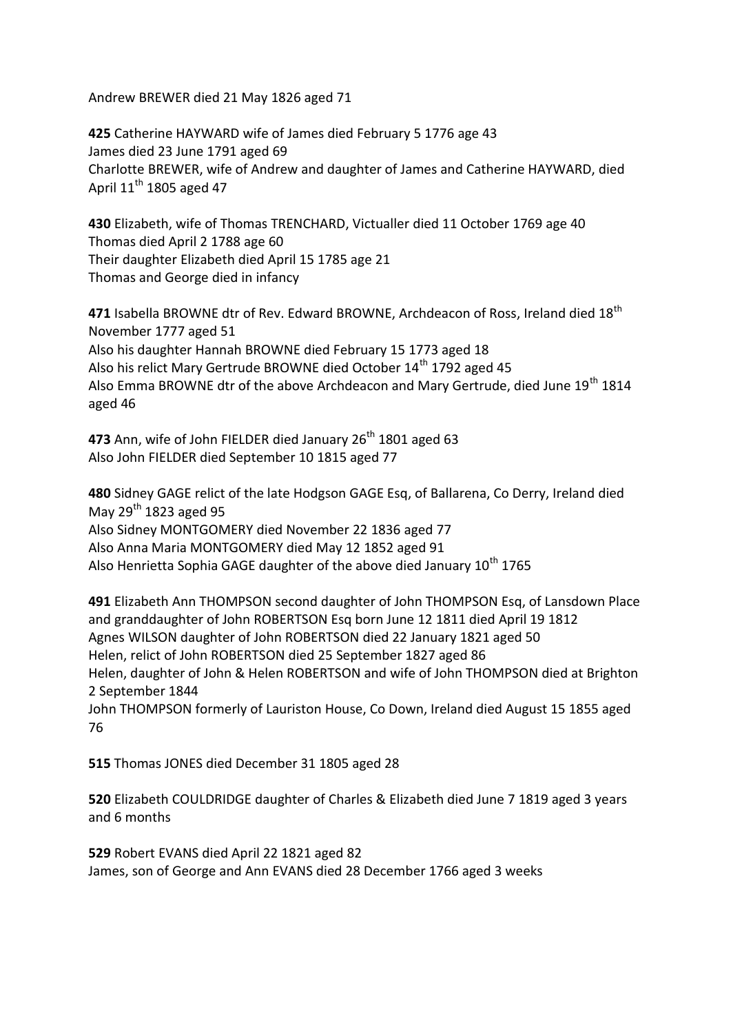Andrew BREWER died 21 May 1826 aged 71

**425** Catherine HAYWARD wife of James died February 5 1776 age 43
James died 23 June 1791 aged 69
Charlotte BREWER, wife of Andrew and daughter of James and Catherine HAYWARD, died April 11th 1805 aged 47

**430** Elizabeth, wife of Thomas TRENCHARD, Victualler died 11 October 1769 age 40
Thomas died April 2 1788 age 60
Their daughter Elizabeth died April 15 1785 age 21
Thomas and George died in infancy

**471** Isabella BROWNE dtr of Rev. Edward BROWNE, Archdeacon of Ross, Ireland died 18th November 1777 aged 51
Also his daughter Hannah BROWNE died February 15 1773 aged 18
Also his relict Mary Gertrude BROWNE died October 14th 1792 aged 45
Also Emma BROWNE dtr of the above Archdeacon and Mary Gertrude, died June 19th 1814 aged 46

**473** Ann, wife of John FIELDER died January 26th 1801 aged 63
Also John FIELDER died September 10 1815 aged 77

**480** Sidney GAGE relict of the late Hodgson GAGE Esq, of Ballarena, Co Derry, Ireland died May 29th 1823 aged 95
Also Sidney MONTGOMERY died November 22 1836 aged 77
Also Anna Maria MONTGOMERY died May 12 1852 aged 91
Also Henrietta Sophia GAGE daughter of the above died January 10th 1765

**491** Elizabeth Ann THOMPSON second daughter of John THOMPSON Esq, of Lansdown Place and granddaughter of John ROBERTSON Esq born June 12 1811 died April 19 1812
Agnes WILSON daughter of John ROBERTSON died 22 January 1821 aged 50
Helen, relict of John ROBERTSON died 25 September 1827 aged 86
Helen, daughter of John & Helen ROBERTSON and wife of John THOMPSON died at Brighton 2 September 1844
John THOMPSON formerly of Lauriston House, Co Down, Ireland died August 15 1855 aged 76

**515** Thomas JONES died December 31 1805 aged 28

**520** Elizabeth COULDRIDGE daughter of Charles & Elizabeth died June 7 1819 aged 3 years and 6 months

**529** Robert EVANS died April 22 1821 aged 82
James, son of George and Ann EVANS died 28 December 1766 aged 3 weeks